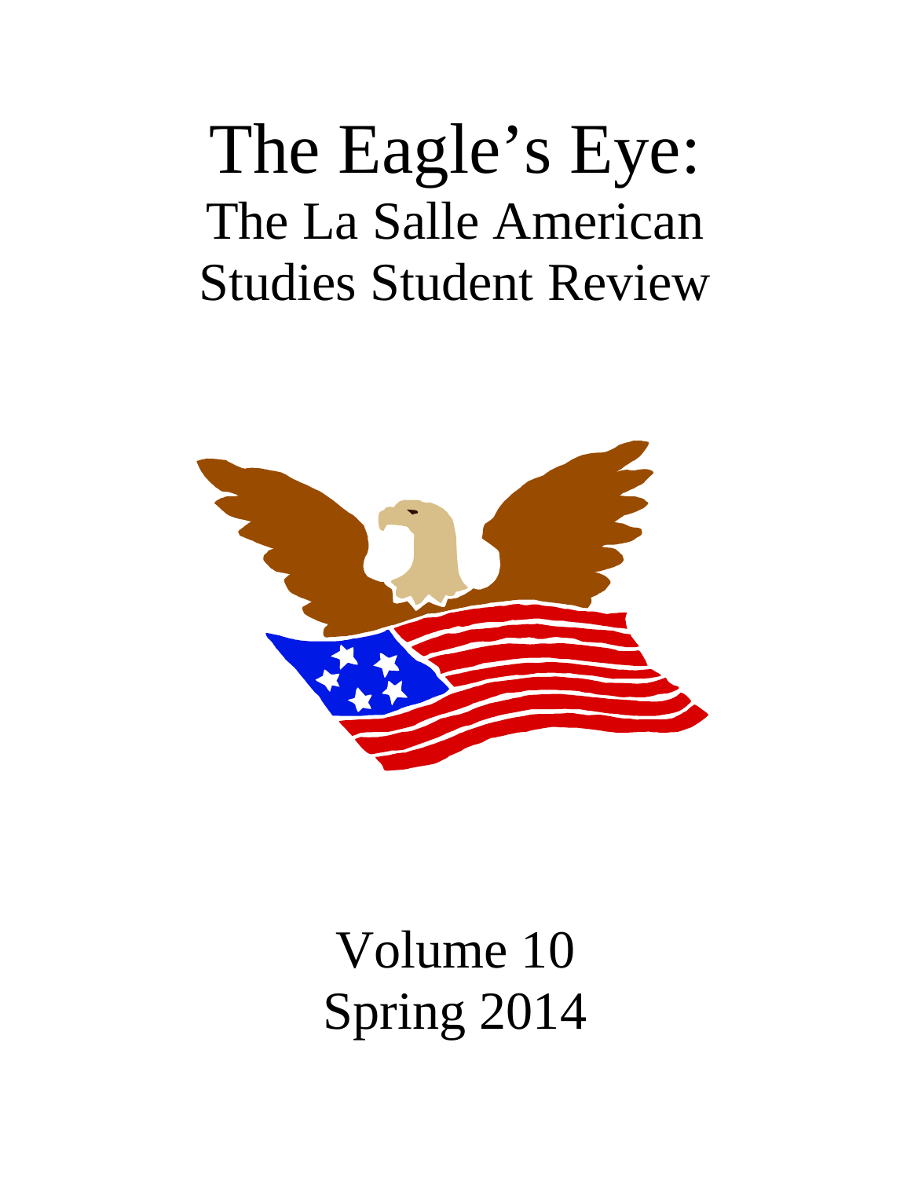# The Eagle's Eye:
## The La Salle American Studies Student Review

Volume 10
Spring 2014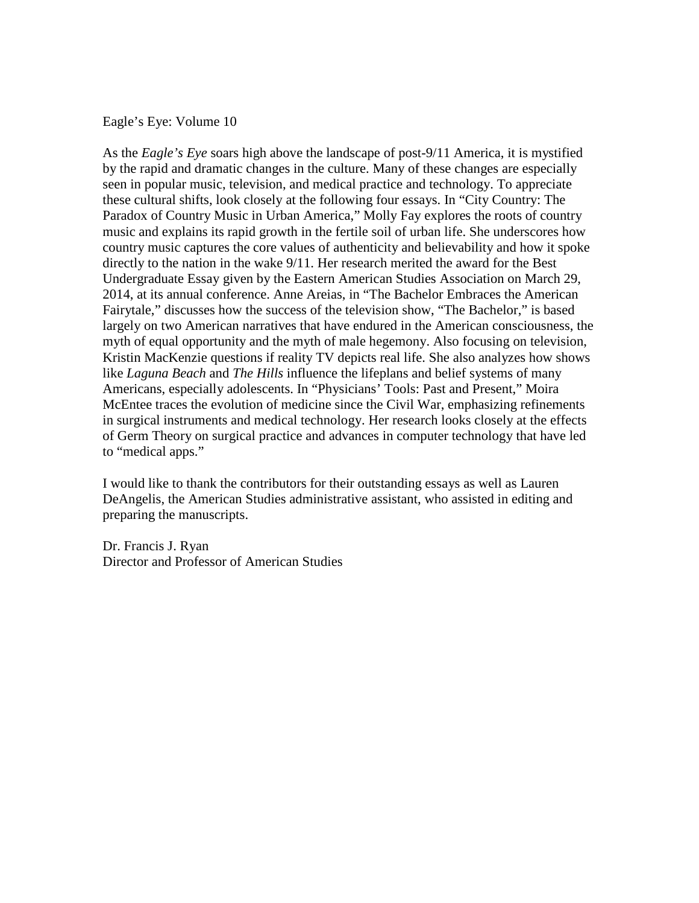Eagle's Eye: Volume 10

As the *Eagle's Eye* soars high above the landscape of post-9/11 America, it is mystified by the rapid and dramatic changes in the culture. Many of these changes are especially seen in popular music, television, and medical practice and technology. To appreciate these cultural shifts, look closely at the following four essays. In "City Country: The Paradox of Country Music in Urban America," Molly Fay explores the roots of country music and explains its rapid growth in the fertile soil of urban life. She underscores how country music captures the core values of authenticity and believability and how it spoke directly to the nation in the wake 9/11. Her research merited the award for the Best Undergraduate Essay given by the Eastern American Studies Association on March 29, 2014, at its annual conference. Anne Areias, in "The Bachelor Embraces the American Fairytale," discusses how the success of the television show, "The Bachelor," is based largely on two American narratives that have endured in the American consciousness, the myth of equal opportunity and the myth of male hegemony. Also focusing on television, Kristin MacKenzie questions if reality TV depicts real life. She also analyzes how shows like *Laguna Beach* and *The Hills* influence the lifeplans and belief systems of many Americans, especially adolescents. In "Physicians' Tools: Past and Present," Moira McEntee traces the evolution of medicine since the Civil War, emphasizing refinements in surgical instruments and medical technology. Her research looks closely at the effects of Germ Theory on surgical practice and advances in computer technology that have led to "medical apps."

I would like to thank the contributors for their outstanding essays as well as Lauren DeAngelis, the American Studies administrative assistant, who assisted in editing and preparing the manuscripts.

Dr. Francis J. Ryan
Director and Professor of American Studies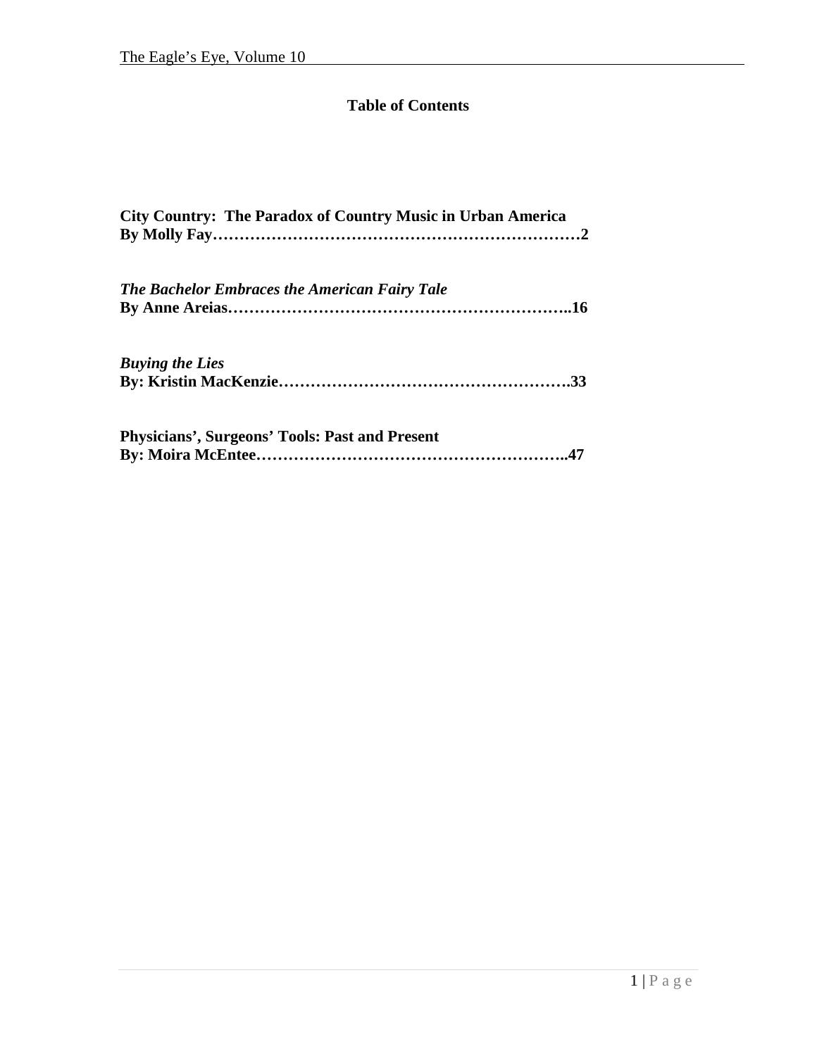# Table of Contents

**City Country: The Paradox of Country Music in Urban America**
**By Molly Fay……………………………………………………………2**

***The Bachelor* Embraces the American Fairy Tale**
**By Anne Areias………………………………………………………..16**

***Buying the Lies***
**By: Kristin MacKenzie……………………………………………….33**

**Physicians', Surgeons' Tools: Past and Present**
**By: Moira McEntee…………………………………………………..47**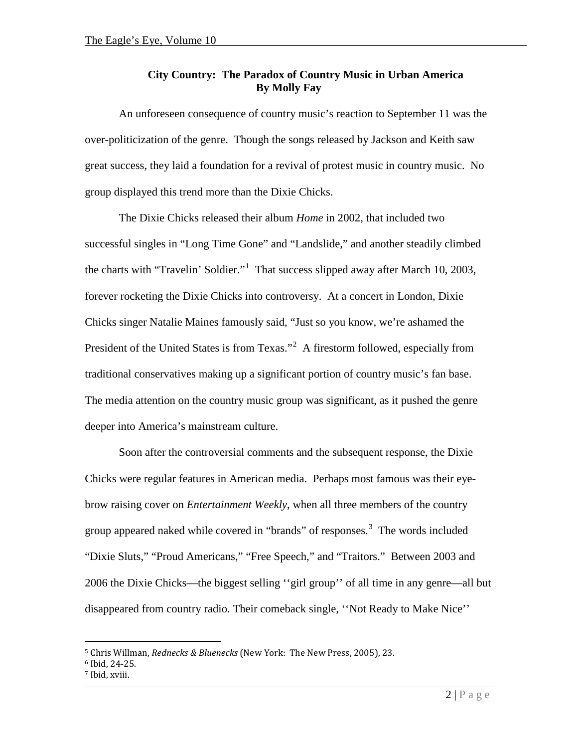## City Country: The Paradox of Country Music in Urban America
**By Molly Fay**

An unforeseen consequence of country music's reaction to September 11 was the over-politicization of the genre. Though the songs released by Jackson and Keith saw great success, they laid a foundation for a revival of protest music in country music. No group displayed this trend more than the Dixie Chicks.

The Dixie Chicks released their album *Home* in 2002, that included two successful singles in "Long Time Gone" and "Landslide," and another steadily climbed the charts with "Travelin' Soldier."[1] That success slipped away after March 10, 2003, forever rocketing the Dixie Chicks into controversy. At a concert in London, Dixie Chicks singer Natalie Maines famously said, "Just so you know, we're ashamed the President of the United States is from Texas."[2] A firestorm followed, especially from traditional conservatives making up a significant portion of country music's fan base. The media attention on the country music group was significant, as it pushed the genre deeper into America's mainstream culture.

Soon after the controversial comments and the subsequent response, the Dixie Chicks were regular features in American media. Perhaps most famous was their eye-brow raising cover on *Entertainment Weekly*, when all three members of the country group appeared naked while covered in "brands" of responses.[3] The words included "Dixie Sluts," "Proud Americans," "Free Speech," and "Traitors." Between 2003 and 2006 the Dixie Chicks—the biggest selling ''girl group'' of all time in any genre—all but disappeared from country radio. Their comeback single, ''Not Ready to Make Nice''

---

[5] Chris Willman, *Rednecks & Bluenecks* (New York: The New Press, 2005), 23.
[6] Ibid, 24-25.
[7] Ibid, xviii.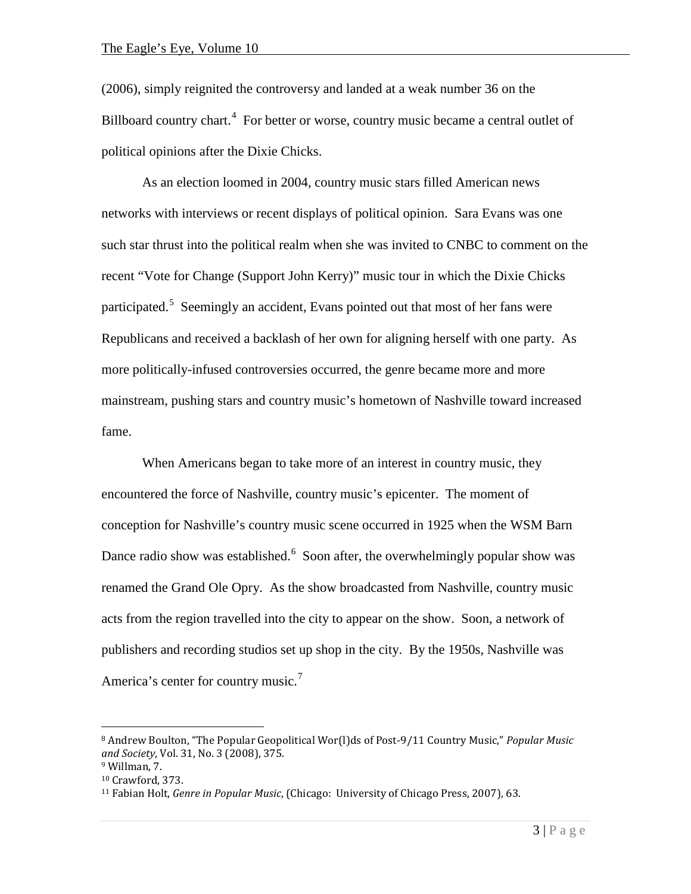(2006), simply reignited the controversy and landed at a weak number 36 on the Billboard country chart.[4] For better or worse, country music became a central outlet of political opinions after the Dixie Chicks.

As an election loomed in 2004, country music stars filled American news networks with interviews or recent displays of political opinion. Sara Evans was one such star thrust into the political realm when she was invited to CNBC to comment on the recent "Vote for Change (Support John Kerry)" music tour in which the Dixie Chicks participated.[5] Seemingly an accident, Evans pointed out that most of her fans were Republicans and received a backlash of her own for aligning herself with one party. As more politically-infused controversies occurred, the genre became more and more mainstream, pushing stars and country music's hometown of Nashville toward increased fame.

When Americans began to take more of an interest in country music, they encountered the force of Nashville, country music's epicenter. The moment of conception for Nashville's country music scene occurred in 1925 when the WSM Barn Dance radio show was established.[6] Soon after, the overwhelmingly popular show was renamed the Grand Ole Opry. As the show broadcasted from Nashville, country music acts from the region travelled into the city to appear on the show. Soon, a network of publishers and recording studios set up shop in the city. By the 1950s, Nashville was America's center for country music.[7]

---

[8] Andrew Boulton, "The Popular Geopolitical Wor(l)ds of Post-9/11 Country Music," *Popular Music and Society*, Vol. 31, No. 3 (2008), 375.

[9] Willman, 7.

[10] Crawford, 373.

[11] Fabian Holt, *Genre in Popular Music*, (Chicago: University of Chicago Press, 2007), 63.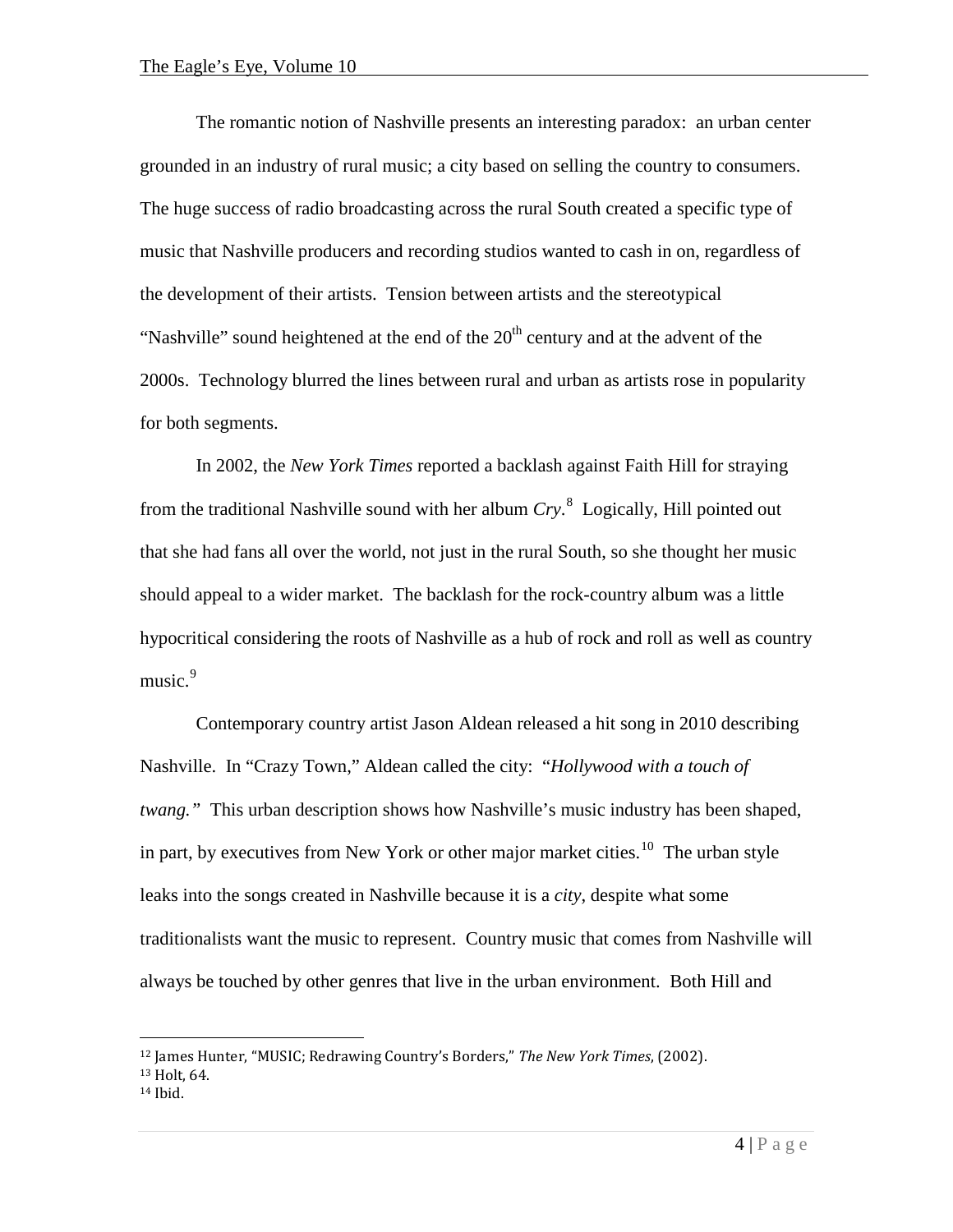The romantic notion of Nashville presents an interesting paradox: an urban center grounded in an industry of rural music; a city based on selling the country to consumers. The huge success of radio broadcasting across the rural South created a specific type of music that Nashville producers and recording studios wanted to cash in on, regardless of the development of their artists. Tension between artists and the stereotypical "Nashville" sound heightened at the end of the 20th century and at the advent of the 2000s. Technology blurred the lines between rural and urban as artists rose in popularity for both segments.

In 2002, the *New York Times* reported a backlash against Faith Hill for straying from the traditional Nashville sound with her album *Cry*.[8] Logically, Hill pointed out that she had fans all over the world, not just in the rural South, so she thought her music should appeal to a wider market. The backlash for the rock-country album was a little hypocritical considering the roots of Nashville as a hub of rock and roll as well as country music.[9]

Contemporary country artist Jason Aldean released a hit song in 2010 describing Nashville. In "Crazy Town," Aldean called the city: "*Hollywood with a touch of twang.*" This urban description shows how Nashville's music industry has been shaped, in part, by executives from New York or other major market cities.[10] The urban style leaks into the songs created in Nashville because it is a *city*, despite what some traditionalists want the music to represent. Country music that comes from Nashville will always be touched by other genres that live in the urban environment. Both Hill and

---

[12] James Hunter, "MUSIC; Redrawing Country's Borders," *The New York Times*, (2002).

[13] Holt, 64.

[14] Ibid.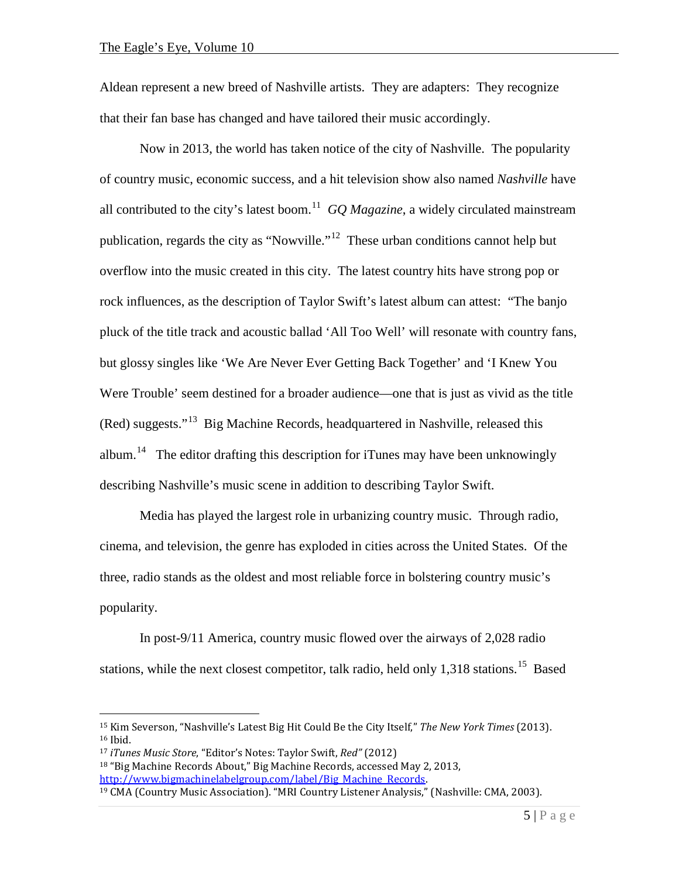Aldean represent a new breed of Nashville artists. They are adapters: They recognize that their fan base has changed and have tailored their music accordingly.

Now in 2013, the world has taken notice of the city of Nashville. The popularity of country music, economic success, and a hit television show also named *Nashville* have all contributed to the city's latest boom.[11] *GQ Magazine*, a widely circulated mainstream publication, regards the city as "Nowville."[12] These urban conditions cannot help but overflow into the music created in this city. The latest country hits have strong pop or rock influences, as the description of Taylor Swift's latest album can attest: "The banjo pluck of the title track and acoustic ballad 'All Too Well' will resonate with country fans, but glossy singles like 'We Are Never Ever Getting Back Together' and 'I Knew You Were Trouble' seem destined for a broader audience—one that is just as vivid as the title (Red) suggests."[13] Big Machine Records, headquartered in Nashville, released this album.[14] The editor drafting this description for iTunes may have been unknowingly describing Nashville's music scene in addition to describing Taylor Swift.

Media has played the largest role in urbanizing country music. Through radio, cinema, and television, the genre has exploded in cities across the United States. Of the three, radio stands as the oldest and most reliable force in bolstering country music's popularity.

In post-9/11 America, country music flowed over the airways of 2,028 radio stations, while the next closest competitor, talk radio, held only 1,318 stations.[15] Based

---

[15] Kim Severson, "Nashville's Latest Big Hit Could Be the City Itself," *The New York Times* (2013).

[16] Ibid.

[17] *iTunes Music Store*, "Editor's Notes: Taylor Swift, *Red"* (2012)

[18] "Big Machine Records About," Big Machine Records, accessed May 2, 2013, http://www.bigmachinelabelgroup.com/label/Big_Machine_Records.

[19] CMA (Country Music Association). "MRI Country Listener Analysis," (Nashville: CMA, 2003).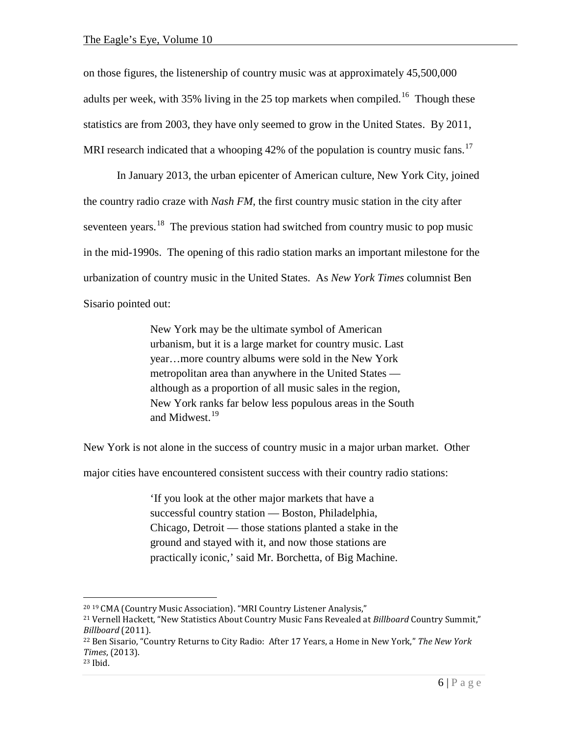on those figures, the listenership of country music was at approximately 45,500,000 adults per week, with 35% living in the 25 top markets when compiled.[16] Though these statistics are from 2003, they have only seemed to grow in the United States. By 2011, MRI research indicated that a whooping 42% of the population is country music fans.[17]

In January 2013, the urban epicenter of American culture, New York City, joined the country radio craze with *Nash FM*, the first country music station in the city after seventeen years.[18] The previous station had switched from country music to pop music in the mid-1990s. The opening of this radio station marks an important milestone for the urbanization of country music in the United States. As *New York Times* columnist Ben Sisario pointed out:

> New York may be the ultimate symbol of American urbanism, but it is a large market for country music. Last year…more country albums were sold in the New York metropolitan area than anywhere in the United States — although as a proportion of all music sales in the region, New York ranks far below less populous areas in the South and Midwest.[19]

New York is not alone in the success of country music in a major urban market. Other major cities have encountered consistent success with their country radio stations:

> 'If you look at the other major markets that have a successful country station — Boston, Philadelphia, Chicago, Detroit — those stations planted a stake in the ground and stayed with it, and now those stations are practically iconic,' said Mr. Borchetta, of Big Machine.

---

[20] [19] CMA (Country Music Association). "MRI Country Listener Analysis,"

[21] Vernell Hackett, "New Statistics About Country Music Fans Revealed at *Billboard* Country Summit," *Billboard* (2011).

[22] Ben Sisario, "Country Returns to City Radio: After 17 Years, a Home in New York," *The New York Times*, (2013).

[23] Ibid.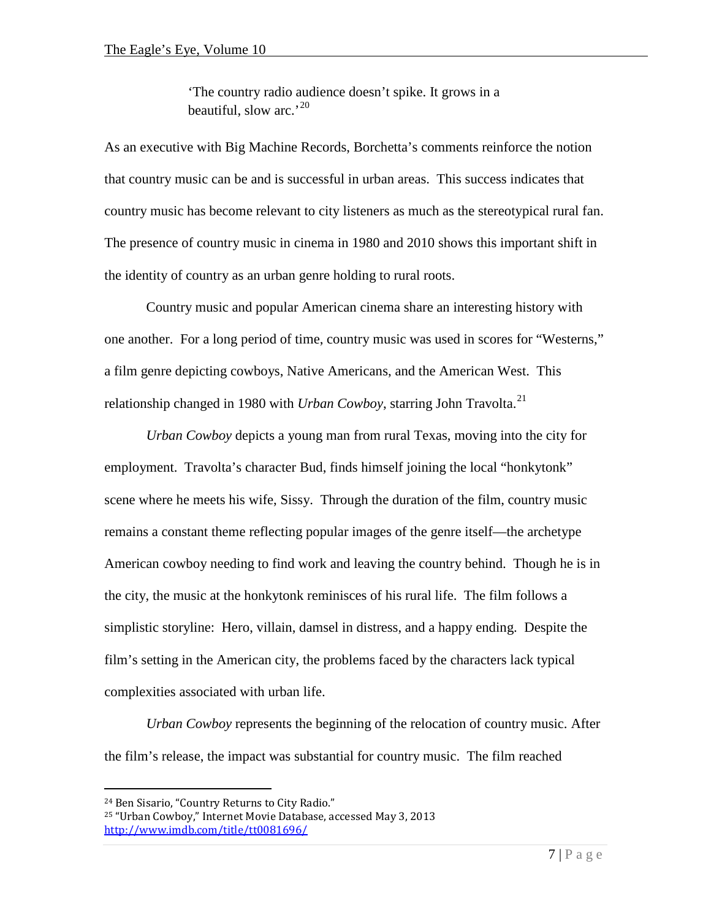> 'The country radio audience doesn't spike. It grows in a beautiful, slow arc.'[20]

As an executive with Big Machine Records, Borchetta's comments reinforce the notion that country music can be and is successful in urban areas. This success indicates that country music has become relevant to city listeners as much as the stereotypical rural fan. The presence of country music in cinema in 1980 and 2010 shows this important shift in the identity of country as an urban genre holding to rural roots.

Country music and popular American cinema share an interesting history with one another. For a long period of time, country music was used in scores for "Westerns," a film genre depicting cowboys, Native Americans, and the American West. This relationship changed in 1980 with *Urban Cowboy*, starring John Travolta.[21]

*Urban Cowboy* depicts a young man from rural Texas, moving into the city for employment. Travolta's character Bud, finds himself joining the local "honkytonk" scene where he meets his wife, Sissy. Through the duration of the film, country music remains a constant theme reflecting popular images of the genre itself—the archetype American cowboy needing to find work and leaving the country behind. Though he is in the city, the music at the honkytonk reminisces of his rural life. The film follows a simplistic storyline: Hero, villain, damsel in distress, and a happy ending. Despite the film's setting in the American city, the problems faced by the characters lack typical complexities associated with urban life.

*Urban Cowboy* represents the beginning of the relocation of country music. After the film's release, the impact was substantial for country music. The film reached

---

[24] Ben Sisario, "Country Returns to City Radio."

[25] "Urban Cowboy," Internet Movie Database, accessed May 3, 2013 http://www.imdb.com/title/tt0081696/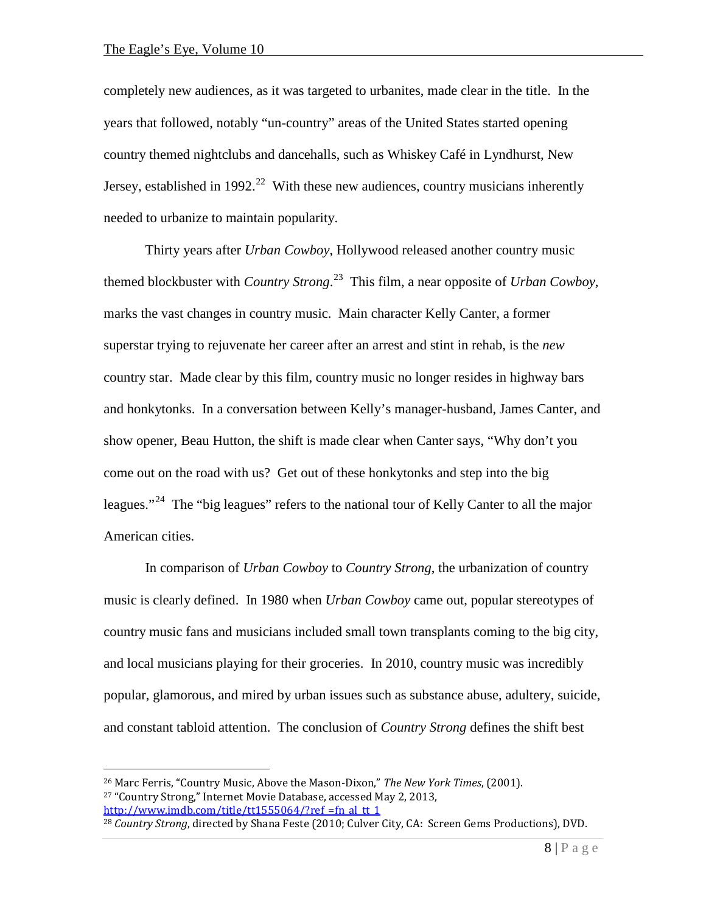completely new audiences, as it was targeted to urbanites, made clear in the title. In the years that followed, notably "un-country" areas of the United States started opening country themed nightclubs and dancehalls, such as Whiskey Café in Lyndhurst, New Jersey, established in 1992.[22] With these new audiences, country musicians inherently needed to urbanize to maintain popularity.

Thirty years after *Urban Cowboy*, Hollywood released another country music themed blockbuster with *Country Strong*.[23] This film, a near opposite of *Urban Cowboy*, marks the vast changes in country music. Main character Kelly Canter, a former superstar trying to rejuvenate her career after an arrest and stint in rehab, is the *new* country star. Made clear by this film, country music no longer resides in highway bars and honkytonks. In a conversation between Kelly's manager-husband, James Canter, and show opener, Beau Hutton, the shift is made clear when Canter says, "Why don't you come out on the road with us? Get out of these honkytonks and step into the big leagues."[24] The "big leagues" refers to the national tour of Kelly Canter to all the major American cities.

In comparison of *Urban Cowboy* to *Country Strong*, the urbanization of country music is clearly defined. In 1980 when *Urban Cowboy* came out, popular stereotypes of country music fans and musicians included small town transplants coming to the big city, and local musicians playing for their groceries. In 2010, country music was incredibly popular, glamorous, and mired by urban issues such as substance abuse, adultery, suicide, and constant tabloid attention. The conclusion of *Country Strong* defines the shift best

---

[26] Marc Ferris, "Country Music, Above the Mason-Dixon," *The New York Times*, (2001).

[27] "Country Strong," Internet Movie Database, accessed May 2, 2013, http://www.imdb.com/title/tt1555064/?ref_=fn_al_tt_1

[28] *Country Strong*, directed by Shana Feste (2010; Culver City, CA: Screen Gems Productions), DVD.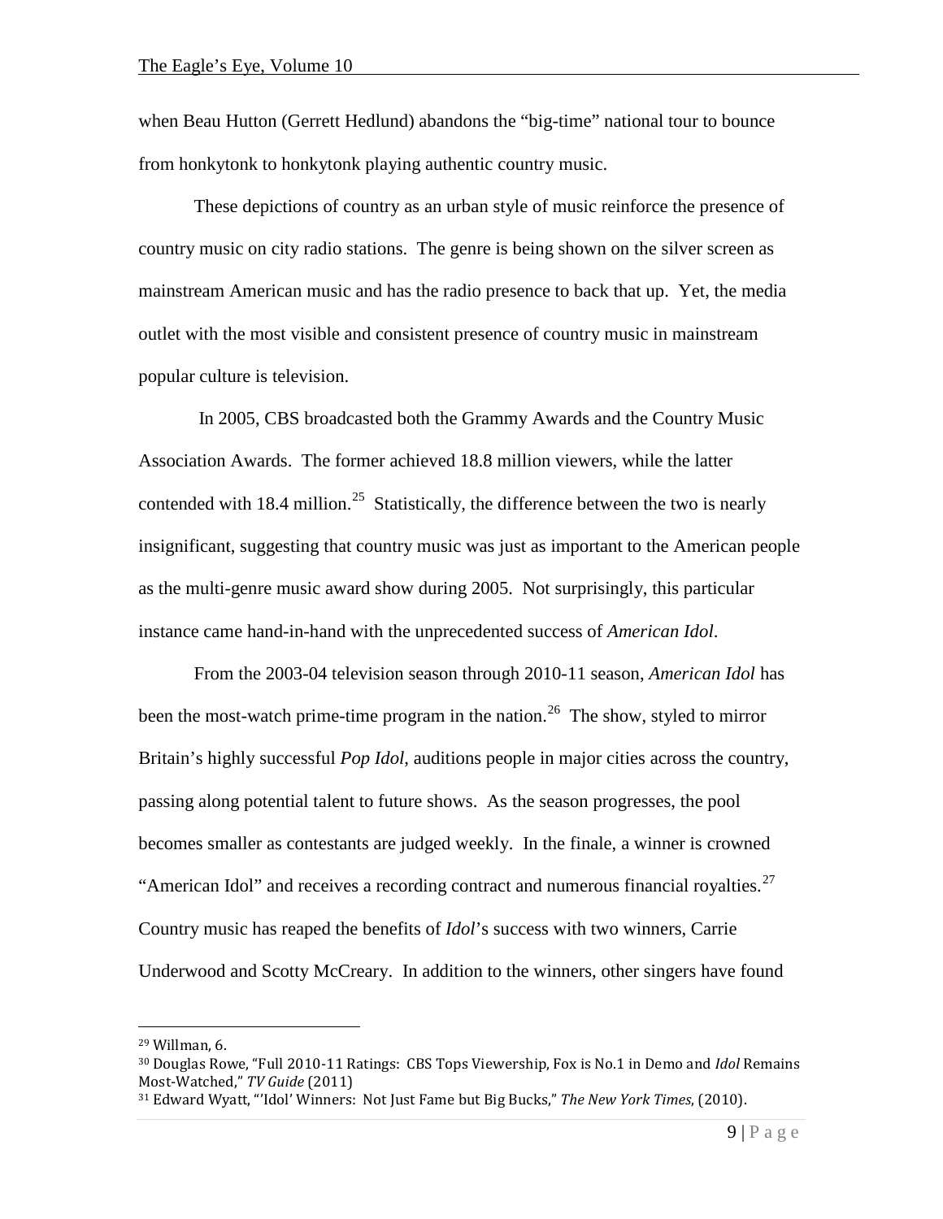when Beau Hutton (Gerrett Hedlund) abandons the "big-time" national tour to bounce from honkytonk to honkytonk playing authentic country music.

These depictions of country as an urban style of music reinforce the presence of country music on city radio stations. The genre is being shown on the silver screen as mainstream American music and has the radio presence to back that up. Yet, the media outlet with the most visible and consistent presence of country music in mainstream popular culture is television.

In 2005, CBS broadcasted both the Grammy Awards and the Country Music Association Awards. The former achieved 18.8 million viewers, while the latter contended with 18.4 million.[25] Statistically, the difference between the two is nearly insignificant, suggesting that country music was just as important to the American people as the multi-genre music award show during 2005. Not surprisingly, this particular instance came hand-in-hand with the unprecedented success of *American Idol*.

From the 2003-04 television season through 2010-11 season, *American Idol* has been the most-watch prime-time program in the nation.[26] The show, styled to mirror Britain's highly successful *Pop Idol*, auditions people in major cities across the country, passing along potential talent to future shows. As the season progresses, the pool becomes smaller as contestants are judged weekly. In the finale, a winner is crowned "American Idol" and receives a recording contract and numerous financial royalties.[27] Country music has reaped the benefits of *Idol*'s success with two winners, Carrie Underwood and Scotty McCreary. In addition to the winners, other singers have found

---

[29] Willman, 6.

[30] Douglas Rowe, "Full 2010-11 Ratings: CBS Tops Viewership, Fox is No.1 in Demo and *Idol* Remains Most-Watched," *TV Guide* (2011)

[31] Edward Wyatt, "'Idol' Winners: Not Just Fame but Big Bucks," *The New York Times*, (2010).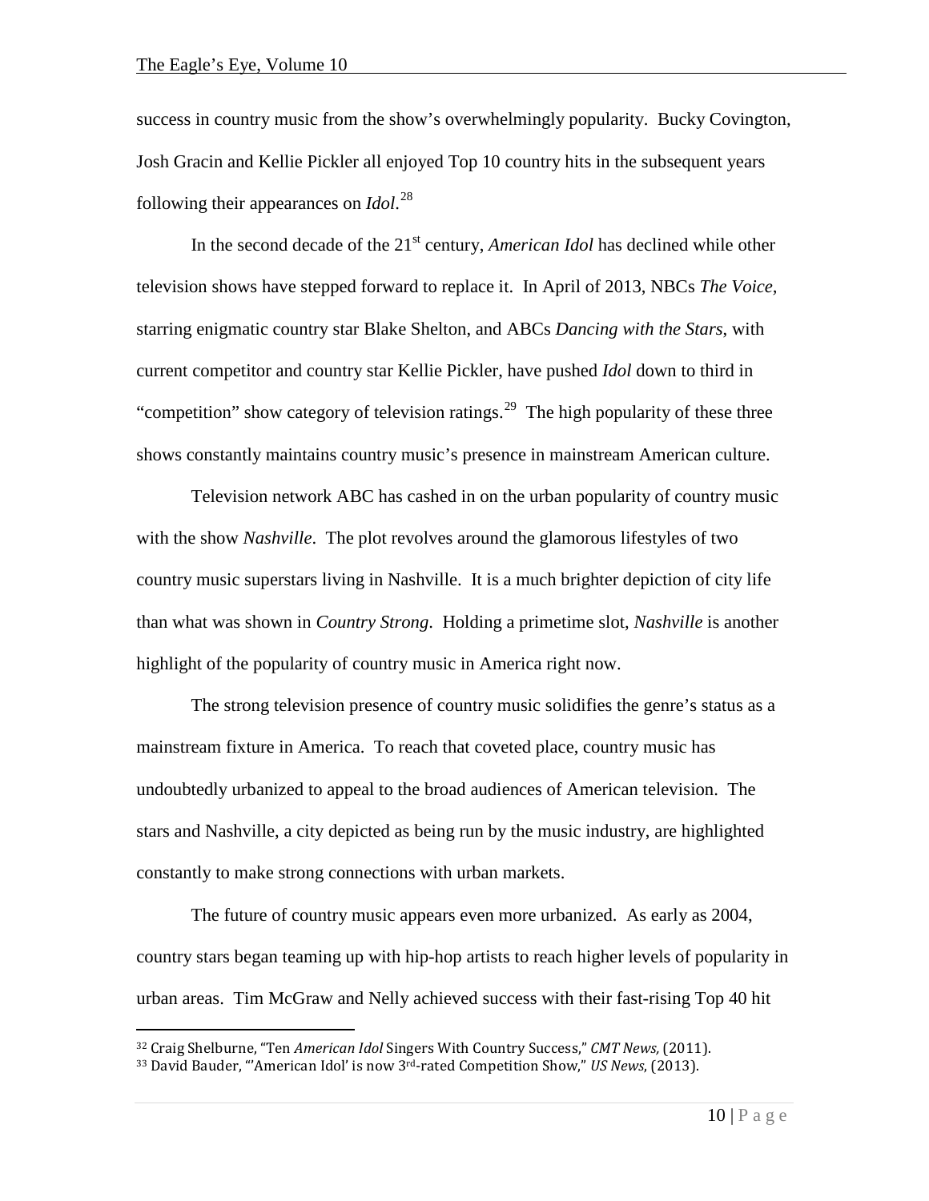success in country music from the show's overwhelmingly popularity. Bucky Covington, Josh Gracin and Kellie Pickler all enjoyed Top 10 country hits in the subsequent years following their appearances on *Idol*.[28]

In the second decade of the 21st century, *American Idol* has declined while other television shows have stepped forward to replace it. In April of 2013, NBCs *The Voice*, starring enigmatic country star Blake Shelton, and ABCs *Dancing with the Stars*, with current competitor and country star Kellie Pickler, have pushed *Idol* down to third in "competition" show category of television ratings.[29] The high popularity of these three shows constantly maintains country music's presence in mainstream American culture.

Television network ABC has cashed in on the urban popularity of country music with the show *Nashville*. The plot revolves around the glamorous lifestyles of two country music superstars living in Nashville. It is a much brighter depiction of city life than what was shown in *Country Strong*. Holding a primetime slot, *Nashville* is another highlight of the popularity of country music in America right now.

The strong television presence of country music solidifies the genre's status as a mainstream fixture in America. To reach that coveted place, country music has undoubtedly urbanized to appeal to the broad audiences of American television. The stars and Nashville, a city depicted as being run by the music industry, are highlighted constantly to make strong connections with urban markets.

The future of country music appears even more urbanized. As early as 2004, country stars began teaming up with hip-hop artists to reach higher levels of popularity in urban areas. Tim McGraw and Nelly achieved success with their fast-rising Top 40 hit

---

[32] Craig Shelburne, "Ten *American Idol* Singers With Country Success," *CMT News*, (2011).

[33] David Bauder, "'American Idol' is now 3rd-rated Competition Show," *US News*, (2013).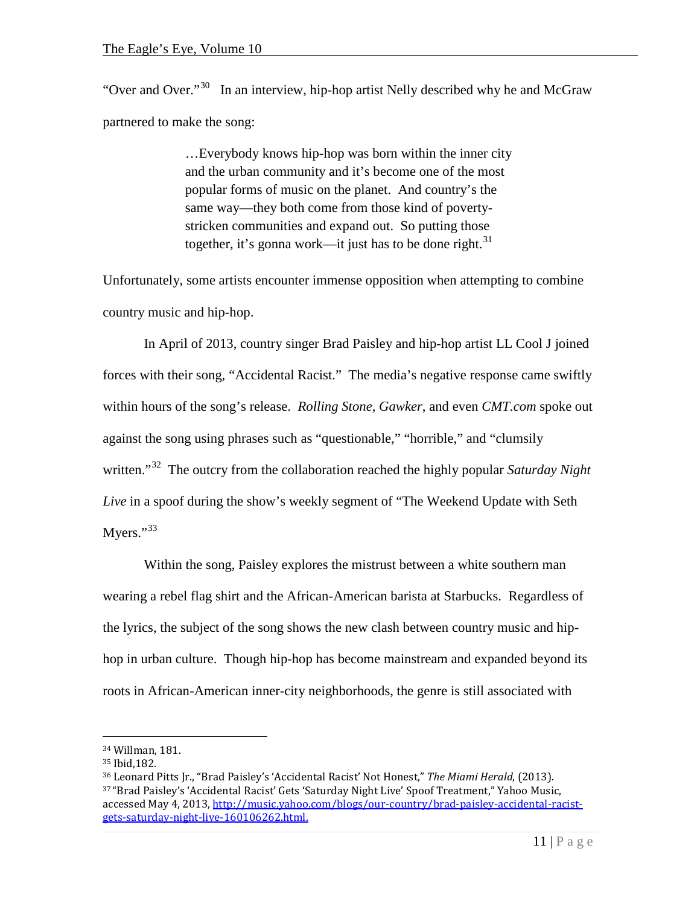"Over and Over."[30] In an interview, hip-hop artist Nelly described why he and McGraw partnered to make the song:

> …Everybody knows hip-hop was born within the inner city and the urban community and it's become one of the most popular forms of music on the planet. And country's the same way—they both come from those kind of poverty-stricken communities and expand out. So putting those together, it's gonna work—it just has to be done right.[31]

Unfortunately, some artists encounter immense opposition when attempting to combine country music and hip-hop.

In April of 2013, country singer Brad Paisley and hip-hop artist LL Cool J joined forces with their song, "Accidental Racist." The media's negative response came swiftly within hours of the song's release. *Rolling Stone*, *Gawker*, and even *CMT.com* spoke out against the song using phrases such as "questionable," "horrible," and "clumsily written."[32] The outcry from the collaboration reached the highly popular *Saturday Night Live* in a spoof during the show's weekly segment of "The Weekend Update with Seth Myers."[33]

Within the song, Paisley explores the mistrust between a white southern man wearing a rebel flag shirt and the African-American barista at Starbucks. Regardless of the lyrics, the subject of the song shows the new clash between country music and hip-hop in urban culture. Though hip-hop has become mainstream and expanded beyond its roots in African-American inner-city neighborhoods, the genre is still associated with

---

[34] Willman, 181.
[35] Ibid,182.
[36] Leonard Pitts Jr., "Brad Paisley's 'Accidental Racist' Not Honest," *The Miami Herald*, (2013).
[37] "Brad Paisley's 'Accidental Racist' Gets 'Saturday Night Live' Spoof Treatment," Yahoo Music, accessed May 4, 2013, http://music.yahoo.com/blogs/our-country/brad-paisley-accidental-racist-gets-saturday-night-live-160106262.html.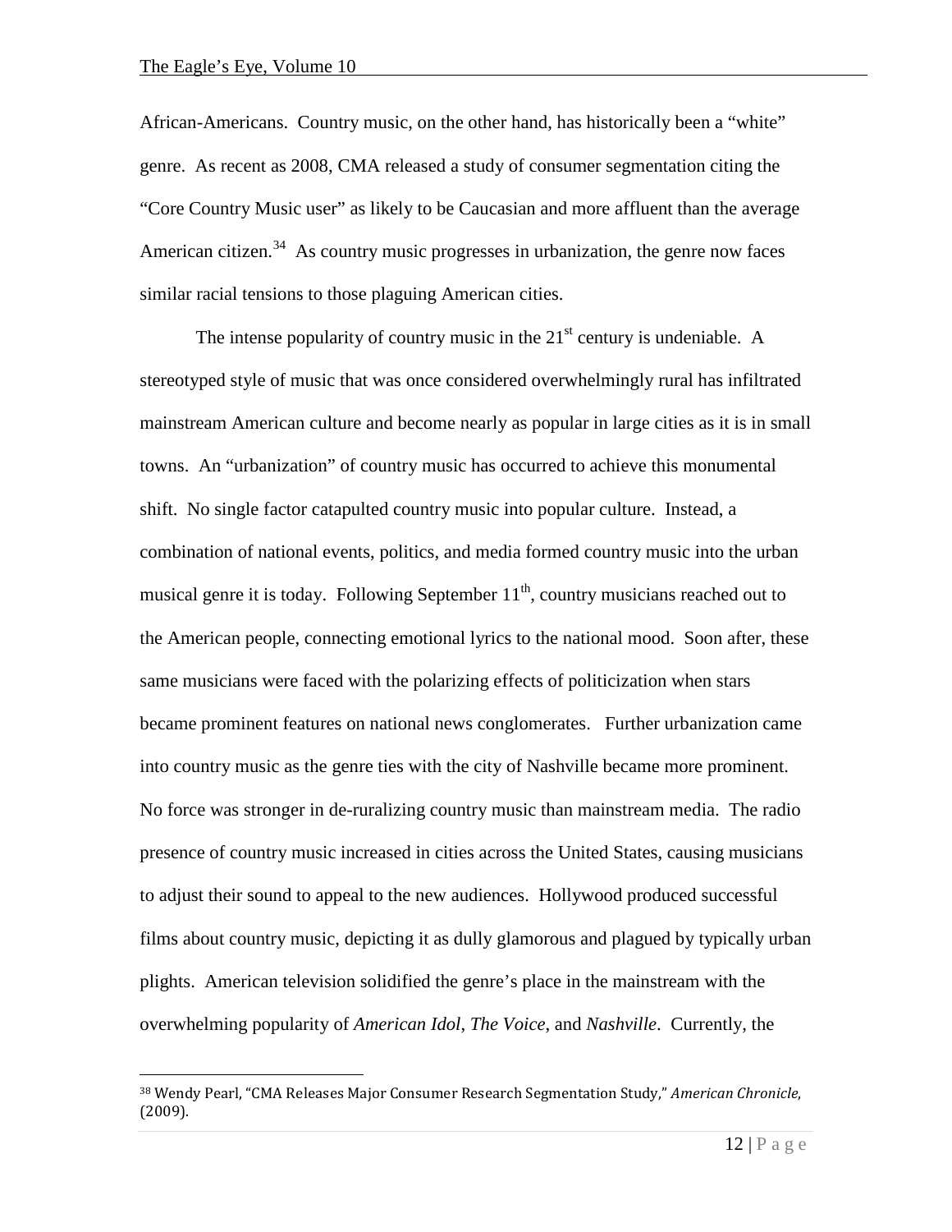African-Americans. Country music, on the other hand, has historically been a "white" genre. As recent as 2008, CMA released a study of consumer segmentation citing the "Core Country Music user" as likely to be Caucasian and more affluent than the average American citizen.[34] As country music progresses in urbanization, the genre now faces similar racial tensions to those plaguing American cities.

The intense popularity of country music in the 21st century is undeniable. A stereotyped style of music that was once considered overwhelmingly rural has infiltrated mainstream American culture and become nearly as popular in large cities as it is in small towns. An "urbanization" of country music has occurred to achieve this monumental shift. No single factor catapulted country music into popular culture. Instead, a combination of national events, politics, and media formed country music into the urban musical genre it is today. Following September 11th, country musicians reached out to the American people, connecting emotional lyrics to the national mood. Soon after, these same musicians were faced with the polarizing effects of politicization when stars became prominent features on national news conglomerates. Further urbanization came into country music as the genre ties with the city of Nashville became more prominent. No force was stronger in de-ruralizing country music than mainstream media. The radio presence of country music increased in cities across the United States, causing musicians to adjust their sound to appeal to the new audiences. Hollywood produced successful films about country music, depicting it as dully glamorous and plagued by typically urban plights. American television solidified the genre's place in the mainstream with the overwhelming popularity of *American Idol*, *The Voice*, and *Nashville*. Currently, the

[38] Wendy Pearl, "CMA Releases Major Consumer Research Segmentation Study," *American Chronicle*, (2009).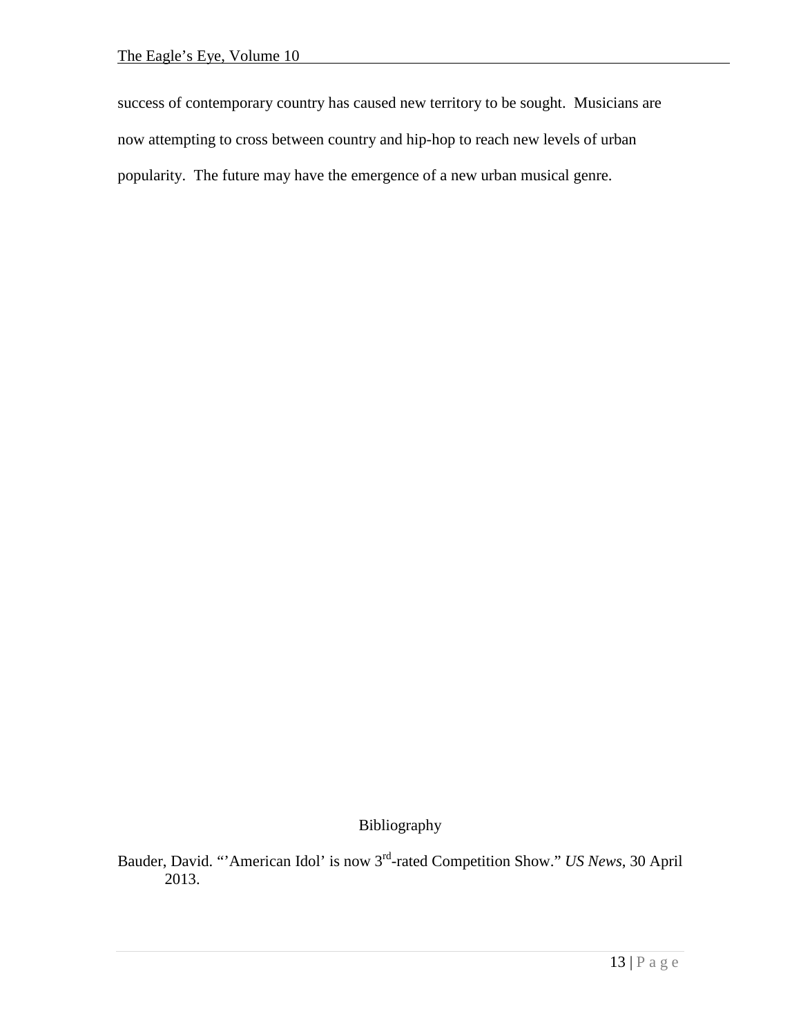success of contemporary country has caused new territory to be sought. Musicians are now attempting to cross between country and hip-hop to reach new levels of urban popularity. The future may have the emergence of a new urban musical genre.

## Bibliography

Bauder, David. "'American Idol' is now 3rd-rated Competition Show." *US News*, 30 April 2013.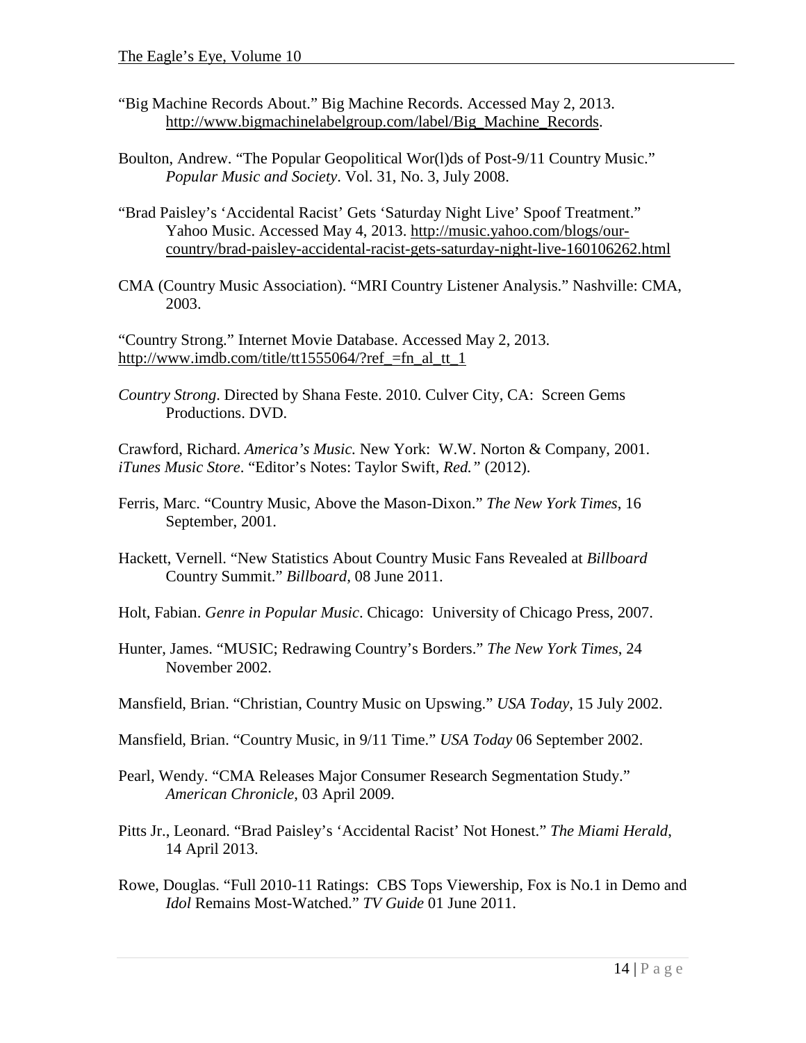"Big Machine Records About." Big Machine Records. Accessed May 2, 2013. http://www.bigmachinelabelgroup.com/label/Big_Machine_Records.

Boulton, Andrew. "The Popular Geopolitical Wor(l)ds of Post-9/11 Country Music." *Popular Music and Society*. Vol. 31, No. 3, July 2008.

"Brad Paisley's 'Accidental Racist' Gets 'Saturday Night Live' Spoof Treatment." Yahoo Music. Accessed May 4, 2013. http://music.yahoo.com/blogs/our-country/brad-paisley-accidental-racist-gets-saturday-night-live-160106262.html

CMA (Country Music Association). "MRI Country Listener Analysis." Nashville: CMA, 2003.

"Country Strong." Internet Movie Database. Accessed May 2, 2013. http://www.imdb.com/title/tt1555064/?ref_=fn_al_tt_1

*Country Strong*. Directed by Shana Feste. 2010. Culver City, CA: Screen Gems Productions. DVD.

Crawford, Richard. *America's Music.* New York: W.W. Norton & Company, 2001.

*iTunes Music Store*. "Editor's Notes: Taylor Swift, *Red."* (2012).

Ferris, Marc. "Country Music, Above the Mason-Dixon." *The New York Times*, 16 September, 2001.

Hackett, Vernell. "New Statistics About Country Music Fans Revealed at *Billboard* Country Summit." *Billboard,* 08 June 2011.

Holt, Fabian. *Genre in Popular Music*. Chicago: University of Chicago Press, 2007.

Hunter, James. "MUSIC; Redrawing Country's Borders." *The New York Times*, 24 November 2002.

Mansfield, Brian. "Christian, Country Music on Upswing." *USA Today*, 15 July 2002.

Mansfield, Brian. "Country Music, in 9/11 Time." *USA Today* 06 September 2002.

Pearl, Wendy. "CMA Releases Major Consumer Research Segmentation Study." *American Chronicle*, 03 April 2009.

Pitts Jr., Leonard. "Brad Paisley's 'Accidental Racist' Not Honest." *The Miami Herald*, 14 April 2013.

Rowe, Douglas. "Full 2010-11 Ratings: CBS Tops Viewership, Fox is No.1 in Demo and *Idol* Remains Most-Watched." *TV Guide* 01 June 2011.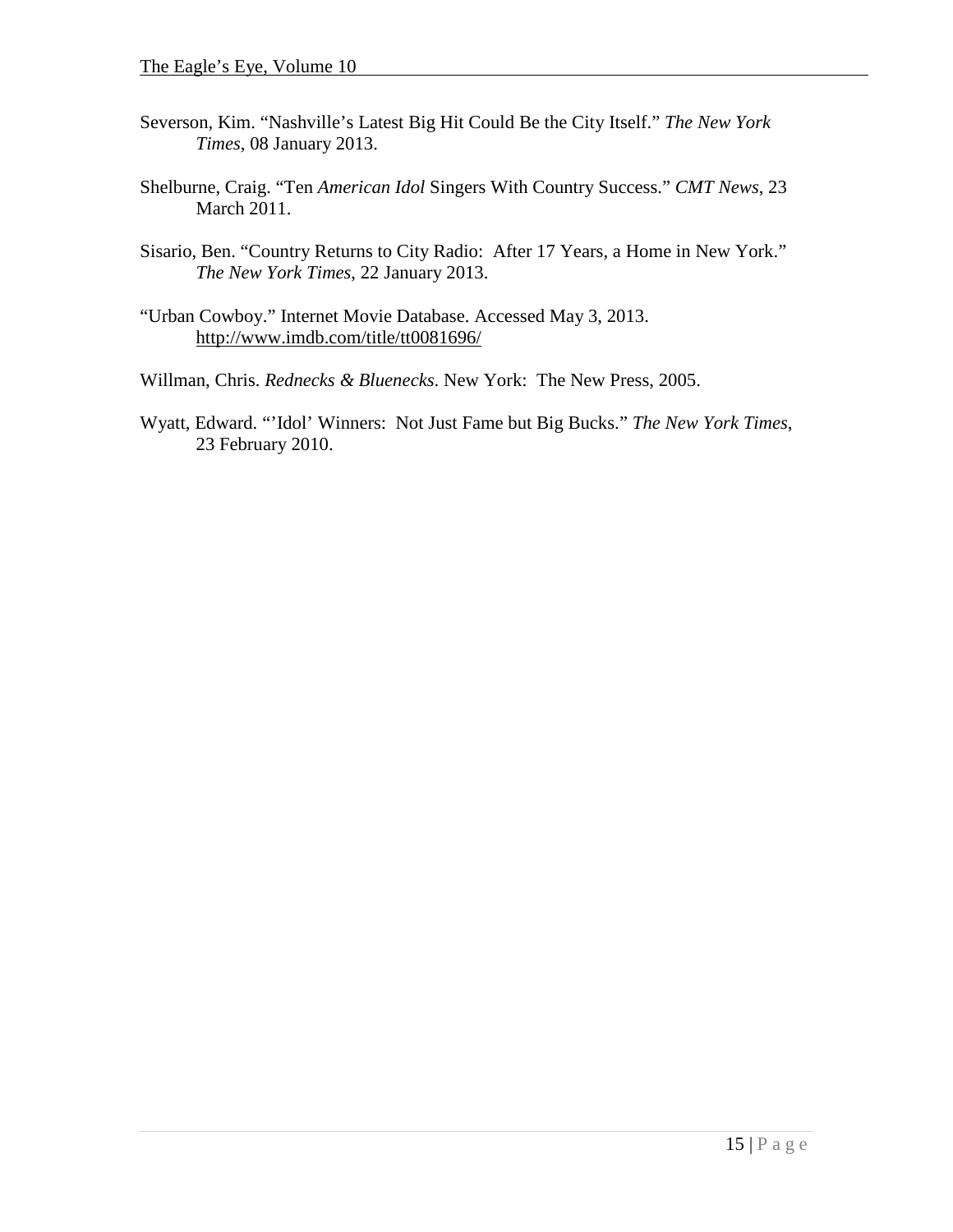Severson, Kim. "Nashville's Latest Big Hit Could Be the City Itself." *The New York Times,* 08 January 2013.

Shelburne, Craig. "Ten *American Idol* Singers With Country Success." *CMT News*, 23 March 2011.

Sisario, Ben. "Country Returns to City Radio: After 17 Years, a Home in New York." *The New York Times*, 22 January 2013.

"Urban Cowboy." Internet Movie Database. Accessed May 3, 2013. http://www.imdb.com/title/tt0081696/

Willman, Chris. *Rednecks & Bluenecks*. New York: The New Press, 2005.

Wyatt, Edward. "'Idol' Winners: Not Just Fame but Big Bucks." *The New York Times*, 23 February 2010.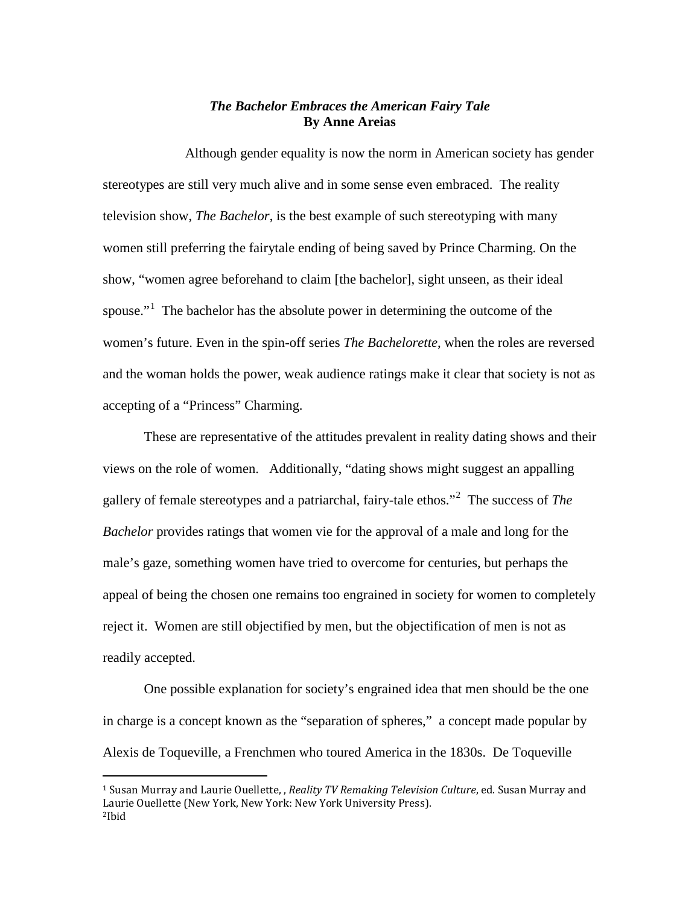# *The Bachelor Embraces the American Fairy Tale*

**By Anne Areias**

Although gender equality is now the norm in American society has gender stereotypes are still very much alive and in some sense even embraced. The reality television show, *The Bachelor*, is the best example of such stereotyping with many women still preferring the fairytale ending of being saved by Prince Charming. On the show, "women agree beforehand to claim [the bachelor], sight unseen, as their ideal spouse."[1] The bachelor has the absolute power in determining the outcome of the women's future. Even in the spin-off series *The Bachelorette*, when the roles are reversed and the woman holds the power, weak audience ratings make it clear that society is not as accepting of a "Princess" Charming.

These are representative of the attitudes prevalent in reality dating shows and their views on the role of women. Additionally, "dating shows might suggest an appalling gallery of female stereotypes and a patriarchal, fairy-tale ethos."[2] The success of *The Bachelor* provides ratings that women vie for the approval of a male and long for the male's gaze, something women have tried to overcome for centuries, but perhaps the appeal of being the chosen one remains too engrained in society for women to completely reject it. Women are still objectified by men, but the objectification of men is not as readily accepted.

One possible explanation for society's engrained idea that men should be the one in charge is a concept known as the "separation of spheres," a concept made popular by Alexis de Toqueville, a Frenchmen who toured America in the 1830s. De Toqueville

---

[1] Susan Murray and Laurie Ouellette, , *Reality TV Remaking Television Culture*, ed. Susan Murray and Laurie Ouellette (New York, New York: New York University Press).

[2] Ibid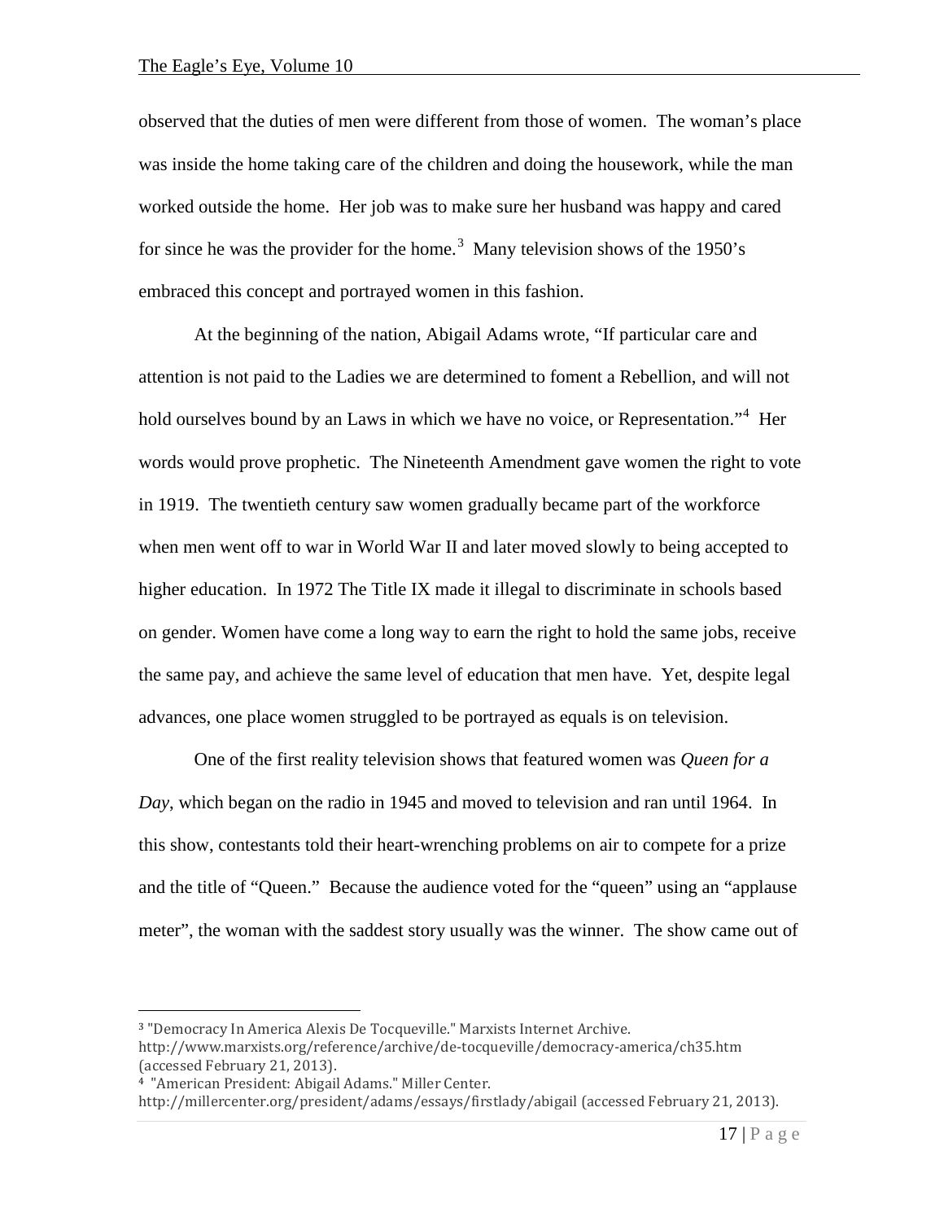observed that the duties of men were different from those of women. The woman's place was inside the home taking care of the children and doing the housework, while the man worked outside the home. Her job was to make sure her husband was happy and cared for since he was the provider for the home.[3] Many television shows of the 1950's embraced this concept and portrayed women in this fashion.

At the beginning of the nation, Abigail Adams wrote, "If particular care and attention is not paid to the Ladies we are determined to foment a Rebellion, and will not hold ourselves bound by an Laws in which we have no voice, or Representation."[4] Her words would prove prophetic. The Nineteenth Amendment gave women the right to vote in 1919. The twentieth century saw women gradually became part of the workforce when men went off to war in World War II and later moved slowly to being accepted to higher education. In 1972 The Title IX made it illegal to discriminate in schools based on gender. Women have come a long way to earn the right to hold the same jobs, receive the same pay, and achieve the same level of education that men have. Yet, despite legal advances, one place women struggled to be portrayed as equals is on television.

One of the first reality television shows that featured women was *Queen for a Day*, which began on the radio in 1945 and moved to television and ran until 1964. In this show, contestants told their heart-wrenching problems on air to compete for a prize and the title of "Queen." Because the audience voted for the "queen" using an "applause meter", the woman with the saddest story usually was the winner. The show came out of

---

[3] "Democracy In America Alexis De Tocqueville." Marxists Internet Archive. http://www.marxists.org/reference/archive/de-tocqueville/democracy-america/ch35.htm (accessed February 21, 2013).

[4] "American President: Abigail Adams." Miller Center. http://millercenter.org/president/adams/essays/firstlady/abigail (accessed February 21, 2013).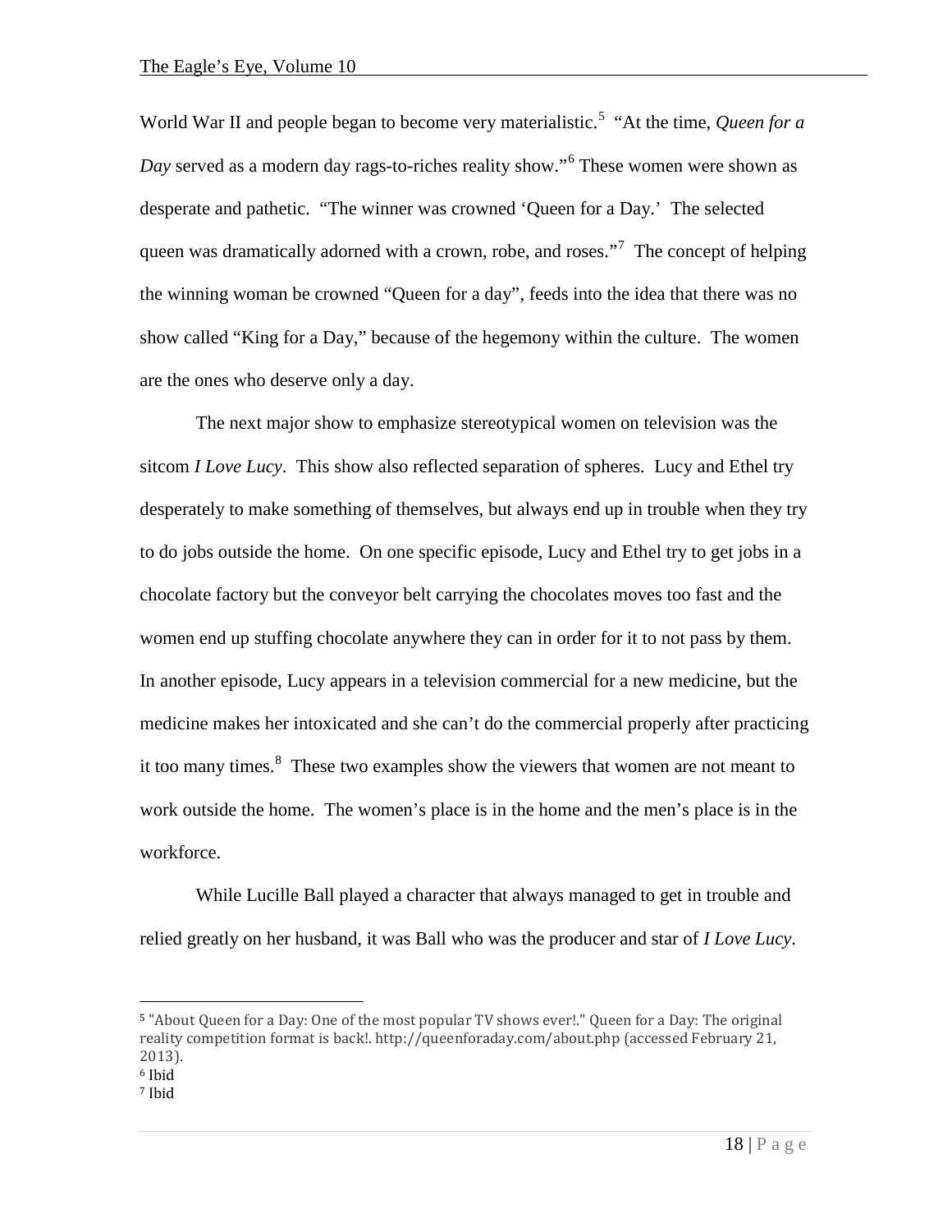World War II and people began to become very materialistic.[5] "At the time, *Queen for a Day* served as a modern day rags-to-riches reality show."[6] These women were shown as desperate and pathetic. "The winner was crowned 'Queen for a Day.' The selected queen was dramatically adorned with a crown, robe, and roses."[7] The concept of helping the winning woman be crowned "Queen for a day", feeds into the idea that there was no show called "King for a Day," because of the hegemony within the culture. The women are the ones who deserve only a day.

The next major show to emphasize stereotypical women on television was the sitcom *I Love Lucy*. This show also reflected separation of spheres. Lucy and Ethel try desperately to make something of themselves, but always end up in trouble when they try to do jobs outside the home. On one specific episode, Lucy and Ethel try to get jobs in a chocolate factory but the conveyor belt carrying the chocolates moves too fast and the women end up stuffing chocolate anywhere they can in order for it to not pass by them. In another episode, Lucy appears in a television commercial for a new medicine, but the medicine makes her intoxicated and she can't do the commercial properly after practicing it too many times.[8] These two examples show the viewers that women are not meant to work outside the home. The women's place is in the home and the men's place is in the workforce.

While Lucille Ball played a character that always managed to get in trouble and relied greatly on her husband, it was Ball who was the producer and star of *I Love Lucy*.

---

[5] "About Queen for a Day: One of the most popular TV shows ever!." Queen for a Day: The original reality competition format is back!. http://queenforaday.com/about.php (accessed February 21, 2013).

[6] Ibid

[7] Ibid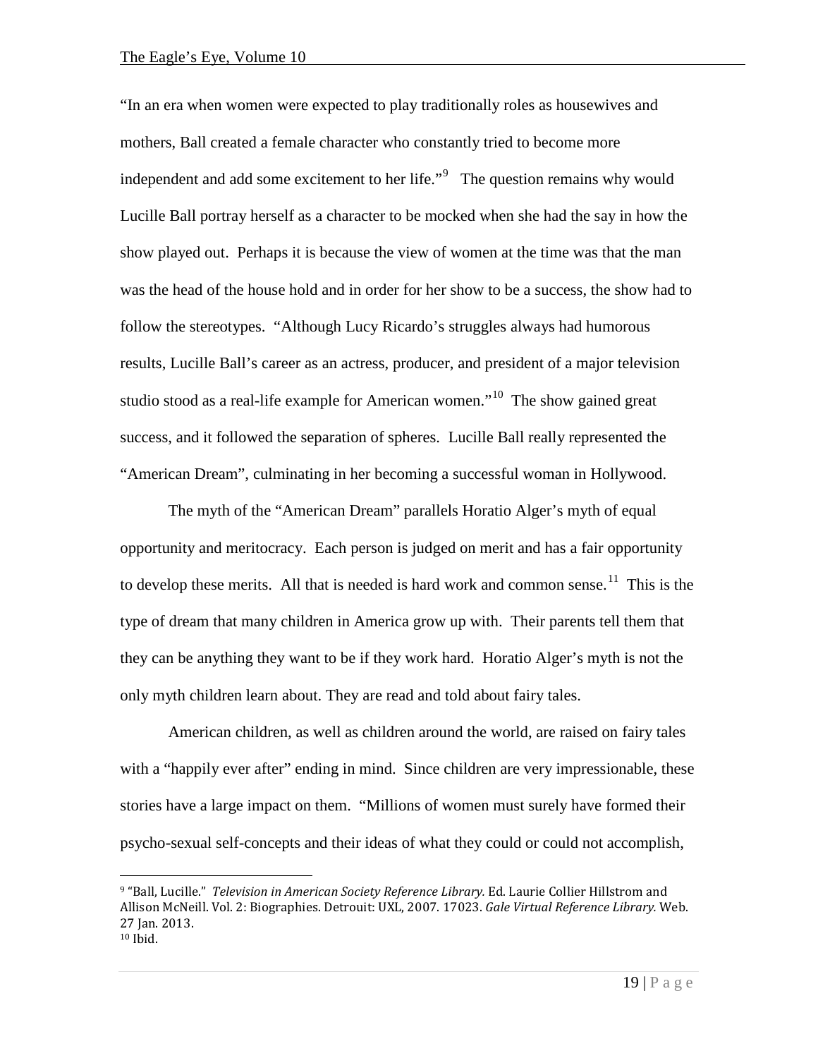"In an era when women were expected to play traditionally roles as housewives and mothers, Ball created a female character who constantly tried to become more independent and add some excitement to her life."[9] The question remains why would Lucille Ball portray herself as a character to be mocked when she had the say in how the show played out. Perhaps it is because the view of women at the time was that the man was the head of the house hold and in order for her show to be a success, the show had to follow the stereotypes. "Although Lucy Ricardo's struggles always had humorous results, Lucille Ball's career as an actress, producer, and president of a major television studio stood as a real-life example for American women."[10] The show gained great success, and it followed the separation of spheres. Lucille Ball really represented the "American Dream", culminating in her becoming a successful woman in Hollywood.

The myth of the "American Dream" parallels Horatio Alger's myth of equal opportunity and meritocracy. Each person is judged on merit and has a fair opportunity to develop these merits. All that is needed is hard work and common sense.[11] This is the type of dream that many children in America grow up with. Their parents tell them that they can be anything they want to be if they work hard. Horatio Alger's myth is not the only myth children learn about. They are read and told about fairy tales.

American children, as well as children around the world, are raised on fairy tales with a "happily ever after" ending in mind. Since children are very impressionable, these stories have a large impact on them. "Millions of women must surely have formed their psycho-sexual self-concepts and their ideas of what they could or could not accomplish,

---

[9] "Ball, Lucille." *Television in American Society Reference Library.* Ed. Laurie Collier Hillstrom and Allison McNeill. Vol. 2: Biographies. Detrouit: UXL, 2007. 17023. *Gale Virtual Reference Library.* Web. 27 Jan. 2013.

[10] Ibid.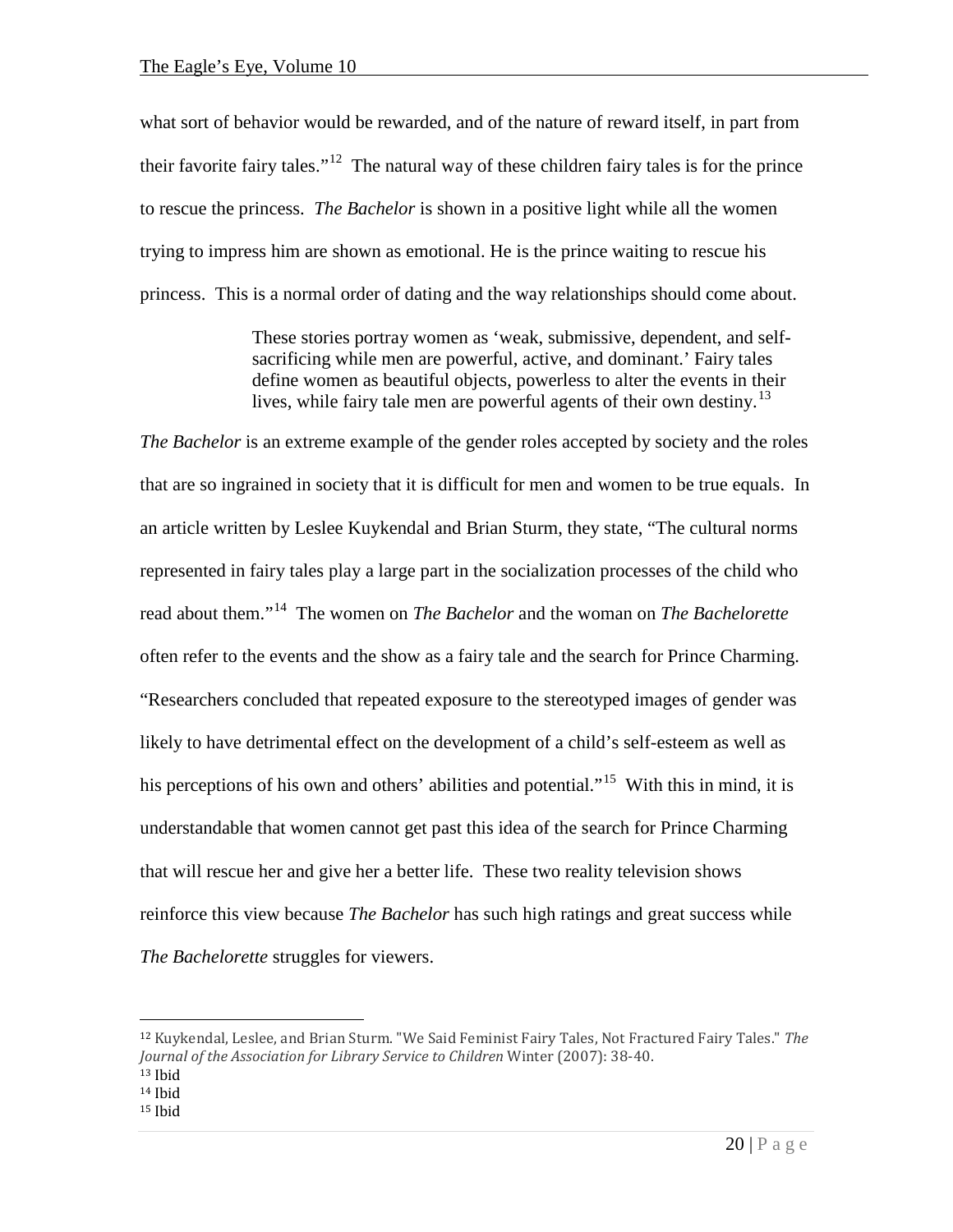what sort of behavior would be rewarded, and of the nature of reward itself, in part from their favorite fairy tales."[12] The natural way of these children fairy tales is for the prince to rescue the princess. *The Bachelor* is shown in a positive light while all the women trying to impress him are shown as emotional. He is the prince waiting to rescue his princess. This is a normal order of dating and the way relationships should come about.

> These stories portray women as 'weak, submissive, dependent, and self-sacrificing while men are powerful, active, and dominant.' Fairy tales define women as beautiful objects, powerless to alter the events in their lives, while fairy tale men are powerful agents of their own destiny.[13]

*The Bachelor* is an extreme example of the gender roles accepted by society and the roles that are so ingrained in society that it is difficult for men and women to be true equals. In an article written by Leslee Kuykendal and Brian Sturm, they state, "The cultural norms represented in fairy tales play a large part in the socialization processes of the child who read about them."[14] The women on *The Bachelor* and the woman on *The Bachelorette* often refer to the events and the show as a fairy tale and the search for Prince Charming. "Researchers concluded that repeated exposure to the stereotyped images of gender was likely to have detrimental effect on the development of a child's self-esteem as well as his perceptions of his own and others' abilities and potential."[15] With this in mind, it is understandable that women cannot get past this idea of the search for Prince Charming that will rescue her and give her a better life. These two reality television shows reinforce this view because *The Bachelor* has such high ratings and great success while *The Bachelorette* struggles for viewers.

---

[12] Kuykendal, Leslee, and Brian Sturm. "We Said Feminist Fairy Tales, Not Fractured Fairy Tales." *The Journal of the Association for Library Service to Children* Winter (2007): 38-40.
[13] Ibid
[14] Ibid
[15] Ibid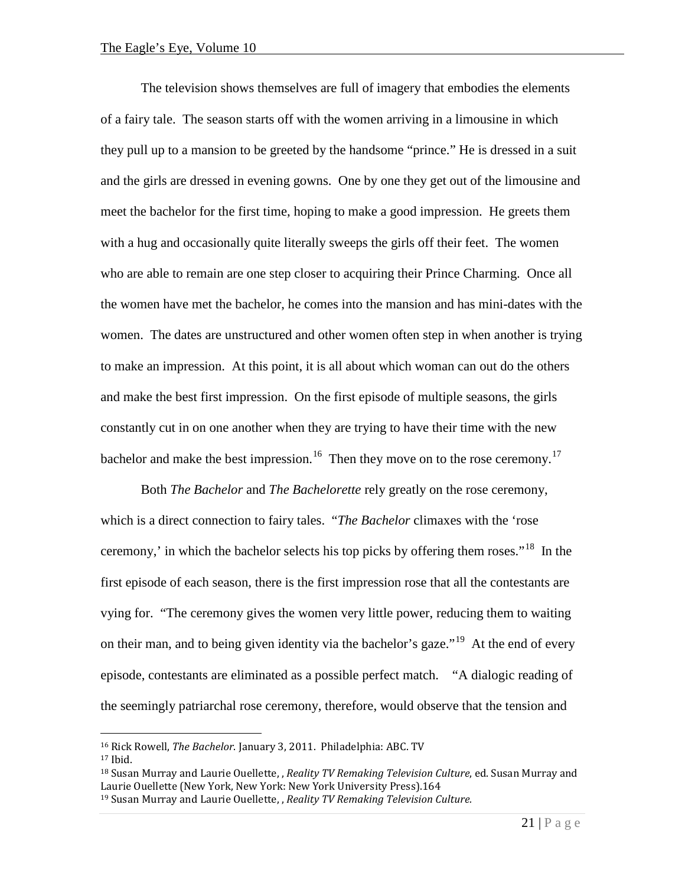The television shows themselves are full of imagery that embodies the elements of a fairy tale. The season starts off with the women arriving in a limousine in which they pull up to a mansion to be greeted by the handsome "prince." He is dressed in a suit and the girls are dressed in evening gowns. One by one they get out of the limousine and meet the bachelor for the first time, hoping to make a good impression. He greets them with a hug and occasionally quite literally sweeps the girls off their feet. The women who are able to remain are one step closer to acquiring their Prince Charming. Once all the women have met the bachelor, he comes into the mansion and has mini-dates with the women. The dates are unstructured and other women often step in when another is trying to make an impression. At this point, it is all about which woman can out do the others and make the best first impression. On the first episode of multiple seasons, the girls constantly cut in on one another when they are trying to have their time with the new bachelor and make the best impression.[16] Then they move on to the rose ceremony.[17]

Both *The Bachelor* and *The Bachelorette* rely greatly on the rose ceremony, which is a direct connection to fairy tales. "*The Bachelor* climaxes with the 'rose ceremony,' in which the bachelor selects his top picks by offering them roses."[18] In the first episode of each season, there is the first impression rose that all the contestants are vying for. "The ceremony gives the women very little power, reducing them to waiting on their man, and to being given identity via the bachelor's gaze."[19] At the end of every episode, contestants are eliminated as a possible perfect match. "A dialogic reading of the seemingly patriarchal rose ceremony, therefore, would observe that the tension and

---

[16] Rick Rowell, *The Bachelor*. January 3, 2011. Philadelphia: ABC. TV

[17] Ibid.

[18] Susan Murray and Laurie Ouellette, , *Reality TV Remaking Television Culture*, ed. Susan Murray and Laurie Ouellette (New York, New York: New York University Press).164

[19] Susan Murray and Laurie Ouellette, , *Reality TV Remaking Television Culture*.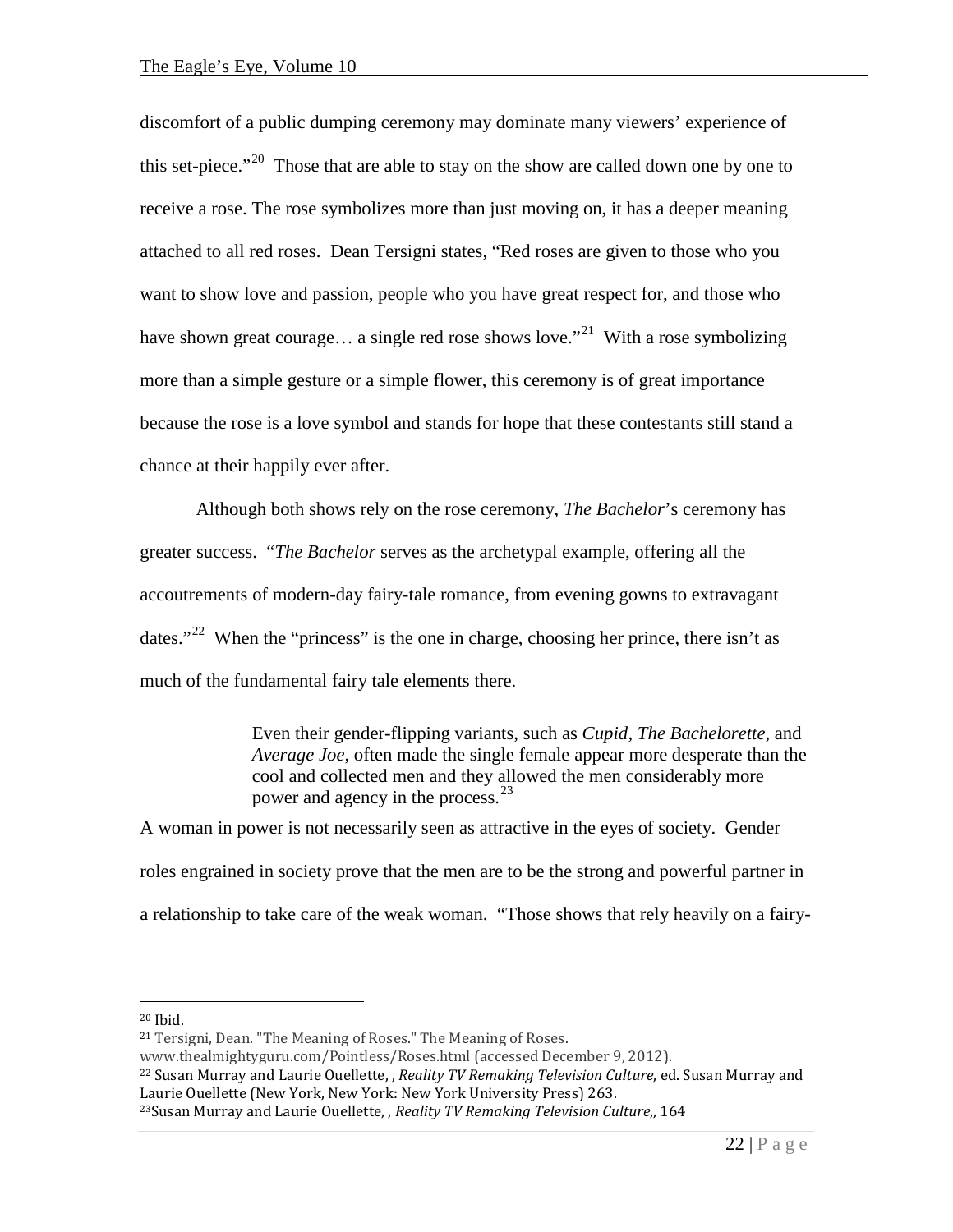discomfort of a public dumping ceremony may dominate many viewers' experience of this set-piece."[20] Those that are able to stay on the show are called down one by one to receive a rose. The rose symbolizes more than just moving on, it has a deeper meaning attached to all red roses. Dean Tersigni states, "Red roses are given to those who you want to show love and passion, people who you have great respect for, and those who have shown great courage… a single red rose shows love."[21] With a rose symbolizing more than a simple gesture or a simple flower, this ceremony is of great importance because the rose is a love symbol and stands for hope that these contestants still stand a chance at their happily ever after.

Although both shows rely on the rose ceremony, *The Bachelor*'s ceremony has greater success. "*The Bachelor* serves as the archetypal example, offering all the accoutrements of modern-day fairy-tale romance, from evening gowns to extravagant dates."[22] When the "princess" is the one in charge, choosing her prince, there isn't as much of the fundamental fairy tale elements there.

> Even their gender-flipping variants, such as *Cupid*, *The Bachelorette*, and *Average Joe*, often made the single female appear more desperate than the cool and collected men and they allowed the men considerably more power and agency in the process.[23]

A woman in power is not necessarily seen as attractive in the eyes of society. Gender roles engrained in society prove that the men are to be the strong and powerful partner in a relationship to take care of the weak woman. "Those shows that rely heavily on a fairy-

---

[20] Ibid.

[21] Tersigni, Dean. "The Meaning of Roses." The Meaning of Roses. www.thealmightyguru.com/Pointless/Roses.html (accessed December 9, 2012).

[22] Susan Murray and Laurie Ouellette, , *Reality TV Remaking Television Culture,* ed. Susan Murray and Laurie Ouellette (New York, New York: New York University Press) 263.

[23] Susan Murray and Laurie Ouellette, , *Reality TV Remaking Television Culture,*, 164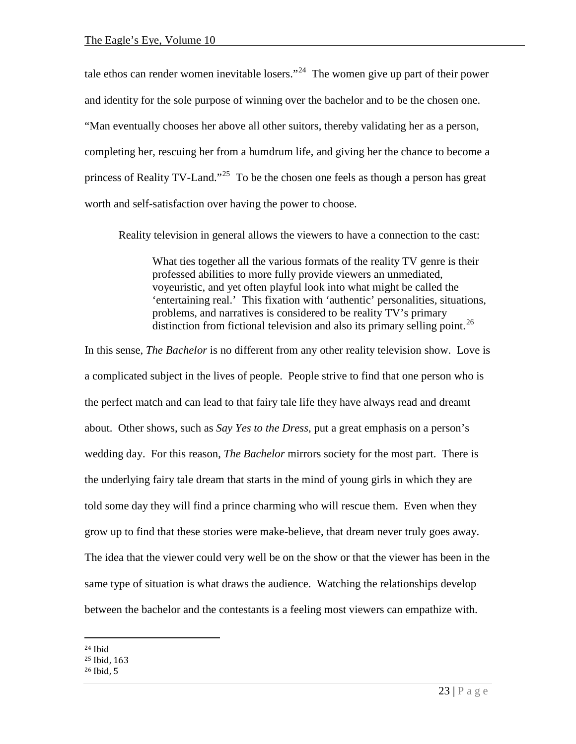tale ethos can render women inevitable losers."[24] The women give up part of their power and identity for the sole purpose of winning over the bachelor and to be the chosen one. "Man eventually chooses her above all other suitors, thereby validating her as a person, completing her, rescuing her from a humdrum life, and giving her the chance to become a princess of Reality TV-Land."[25] To be the chosen one feels as though a person has great worth and self-satisfaction over having the power to choose.

Reality television in general allows the viewers to have a connection to the cast:

> What ties together all the various formats of the reality TV genre is their professed abilities to more fully provide viewers an unmediated, voyeuristic, and yet often playful look into what might be called the 'entertaining real.' This fixation with 'authentic' personalities, situations, problems, and narratives is considered to be reality TV's primary distinction from fictional television and also its primary selling point.[26]

In this sense, *The Bachelor* is no different from any other reality television show. Love is a complicated subject in the lives of people. People strive to find that one person who is the perfect match and can lead to that fairy tale life they have always read and dreamt about. Other shows, such as *Say Yes to the Dress*, put a great emphasis on a person's wedding day. For this reason, *The Bachelor* mirrors society for the most part. There is the underlying fairy tale dream that starts in the mind of young girls in which they are told some day they will find a prince charming who will rescue them. Even when they grow up to find that these stories were make-believe, that dream never truly goes away. The idea that the viewer could very well be on the show or that the viewer has been in the same type of situation is what draws the audience. Watching the relationships develop between the bachelor and the contestants is a feeling most viewers can empathize with.

---

[24] Ibid

[25] Ibid, 163

[26] Ibid, 5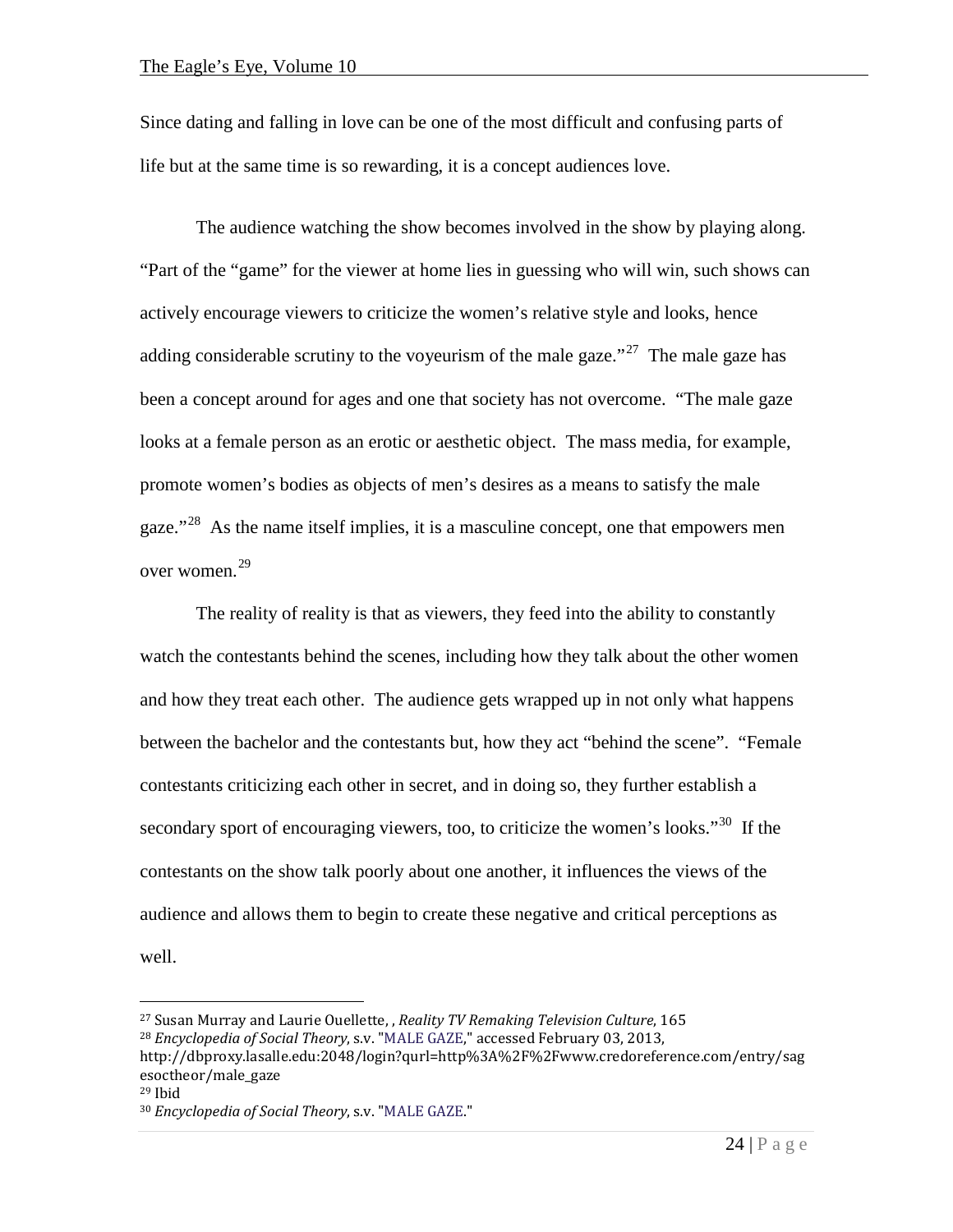Since dating and falling in love can be one of the most difficult and confusing parts of life but at the same time is so rewarding, it is a concept audiences love.

The audience watching the show becomes involved in the show by playing along. "Part of the "game" for the viewer at home lies in guessing who will win, such shows can actively encourage viewers to criticize the women's relative style and looks, hence adding considerable scrutiny to the voyeurism of the male gaze."[27] The male gaze has been a concept around for ages and one that society has not overcome. "The male gaze looks at a female person as an erotic or aesthetic object. The mass media, for example, promote women's bodies as objects of men's desires as a means to satisfy the male gaze."[28] As the name itself implies, it is a masculine concept, one that empowers men over women.[29]

The reality of reality is that as viewers, they feed into the ability to constantly watch the contestants behind the scenes, including how they talk about the other women and how they treat each other. The audience gets wrapped up in not only what happens between the bachelor and the contestants but, how they act "behind the scene". "Female contestants criticizing each other in secret, and in doing so, they further establish a secondary sport of encouraging viewers, too, to criticize the women's looks."[30] If the contestants on the show talk poorly about one another, it influences the views of the audience and allows them to begin to create these negative and critical perceptions as well.

---

[27] Susan Murray and Laurie Ouellette, , *Reality TV Remaking Television Culture,* 165

[28] *Encyclopedia of Social Theory,* s.v. "MALE GAZE," accessed February 03, 2013, http://dbproxy.lasalle.edu:2048/login?qurl=http%3A%2F%2Fwww.credoreference.com/entry/sagesoctheor/male_gaze

[29] Ibid

[30] *Encyclopedia of Social Theory,* s.v. "MALE GAZE."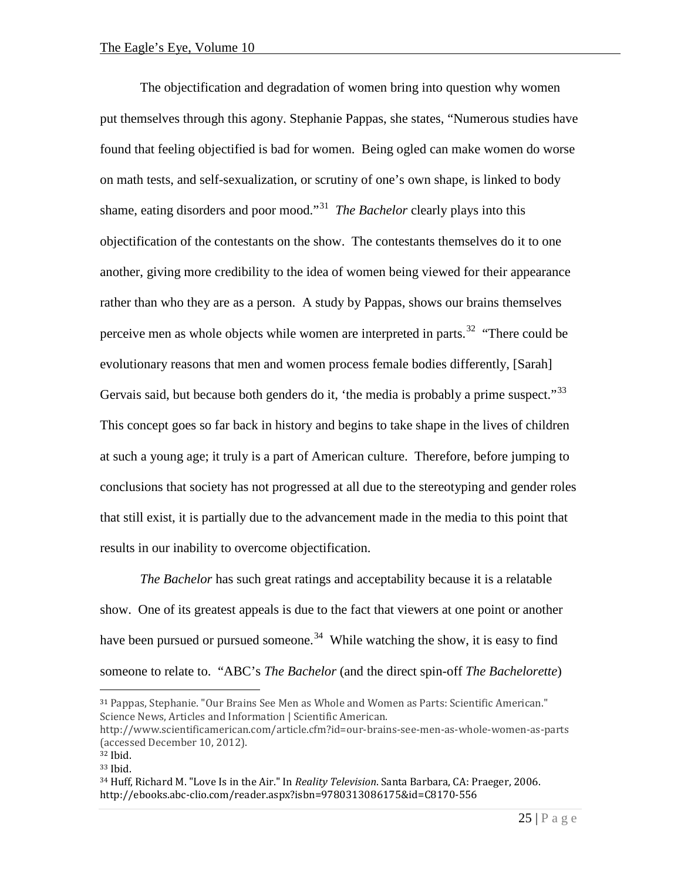The objectification and degradation of women bring into question why women put themselves through this agony. Stephanie Pappas, she states, "Numerous studies have found that feeling objectified is bad for women. Being ogled can make women do worse on math tests, and self-sexualization, or scrutiny of one's own shape, is linked to body shame, eating disorders and poor mood."[31] *The Bachelor* clearly plays into this objectification of the contestants on the show. The contestants themselves do it to one another, giving more credibility to the idea of women being viewed for their appearance rather than who they are as a person. A study by Pappas, shows our brains themselves perceive men as whole objects while women are interpreted in parts.[32] "There could be evolutionary reasons that men and women process female bodies differently, [Sarah] Gervais said, but because both genders do it, 'the media is probably a prime suspect."[33] This concept goes so far back in history and begins to take shape in the lives of children at such a young age; it truly is a part of American culture. Therefore, before jumping to conclusions that society has not progressed at all due to the stereotyping and gender roles that still exist, it is partially due to the advancement made in the media to this point that results in our inability to overcome objectification.

*The Bachelor* has such great ratings and acceptability because it is a relatable show. One of its greatest appeals is due to the fact that viewers at one point or another have been pursued or pursued someone.[34] While watching the show, it is easy to find someone to relate to. "ABC's *The Bachelor* (and the direct spin-off *The Bachelorette*)

---

[31] Pappas, Stephanie. "Our Brains See Men as Whole and Women as Parts: Scientific American." Science News, Articles and Information | Scientific American. http://www.scientificamerican.com/article.cfm?id=our-brains-see-men-as-whole-women-as-parts (accessed December 10, 2012).

[32] Ibid.

[33] Ibid.

[34] Huff, Richard M. "Love Is in the Air." In *Reality Television*. Santa Barbara, CA: Praeger, 2006. http://ebooks.abc-clio.com/reader.aspx?isbn=9780313086175&id=C8170-556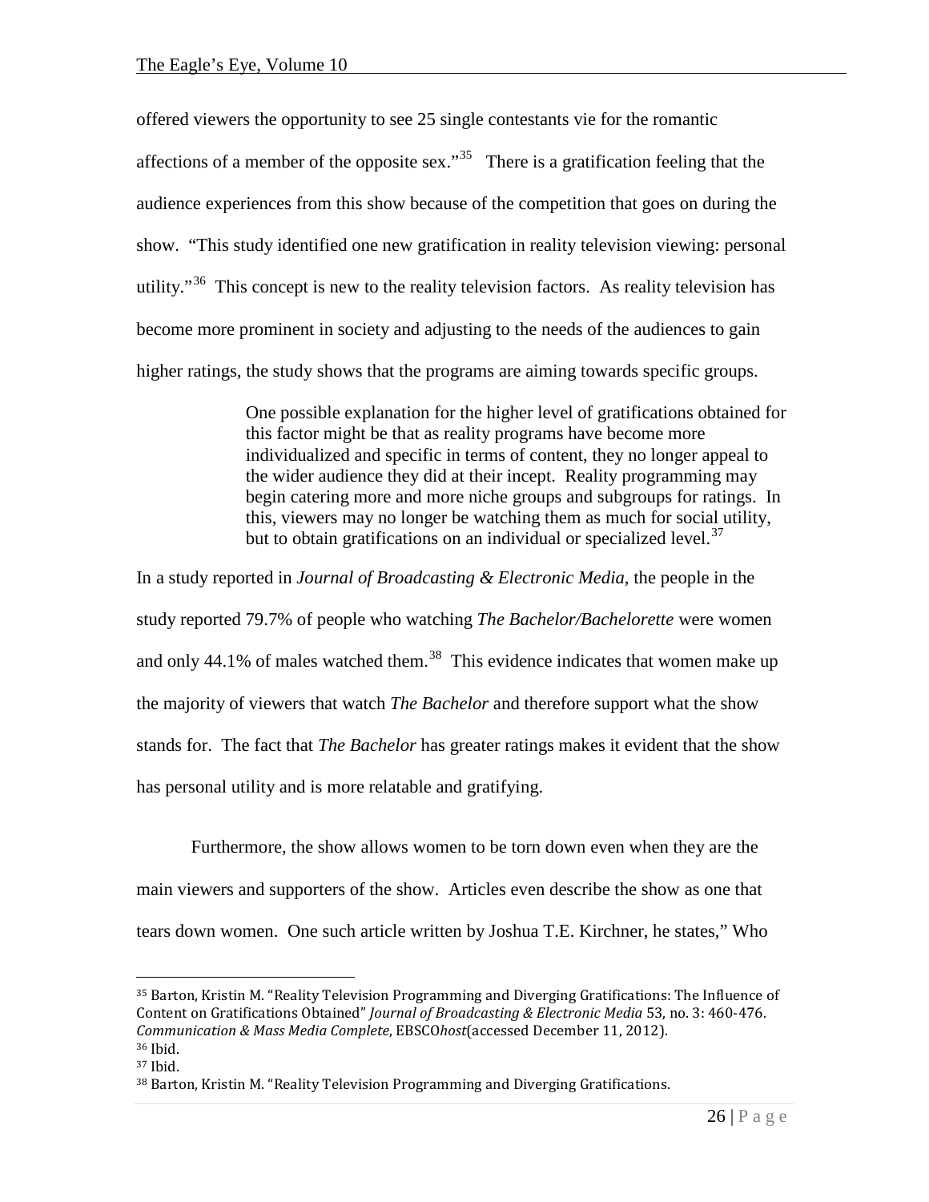offered viewers the opportunity to see 25 single contestants vie for the romantic affections of a member of the opposite sex."[35] There is a gratification feeling that the audience experiences from this show because of the competition that goes on during the show. "This study identified one new gratification in reality television viewing: personal utility."[36] This concept is new to the reality television factors. As reality television has become more prominent in society and adjusting to the needs of the audiences to gain higher ratings, the study shows that the programs are aiming towards specific groups.

> One possible explanation for the higher level of gratifications obtained for this factor might be that as reality programs have become more individualized and specific in terms of content, they no longer appeal to the wider audience they did at their incept. Reality programming may begin catering more and more niche groups and subgroups for ratings. In this, viewers may no longer be watching them as much for social utility, but to obtain gratifications on an individual or specialized level.[37]

In a study reported in *Journal of Broadcasting & Electronic Media*, the people in the study reported 79.7% of people who watching *The Bachelor/Bachelorette* were women and only 44.1% of males watched them.[38] This evidence indicates that women make up the majority of viewers that watch *The Bachelor* and therefore support what the show stands for. The fact that *The Bachelor* has greater ratings makes it evident that the show has personal utility and is more relatable and gratifying.

Furthermore, the show allows women to be torn down even when they are the main viewers and supporters of the show. Articles even describe the show as one that tears down women. One such article written by Joshua T.E. Kirchner, he states," Who

---

[35] Barton, Kristin M. "Reality Television Programming and Diverging Gratifications: The Influence of Content on Gratifications Obtained" *Journal of Broadcasting & Electronic Media* 53, no. 3: 460-476. *Communication & Mass Media Complete*, EBSCO*host*(accessed December 11, 2012).

[36] Ibid.

[37] Ibid.

[38] Barton, Kristin M. "Reality Television Programming and Diverging Gratifications.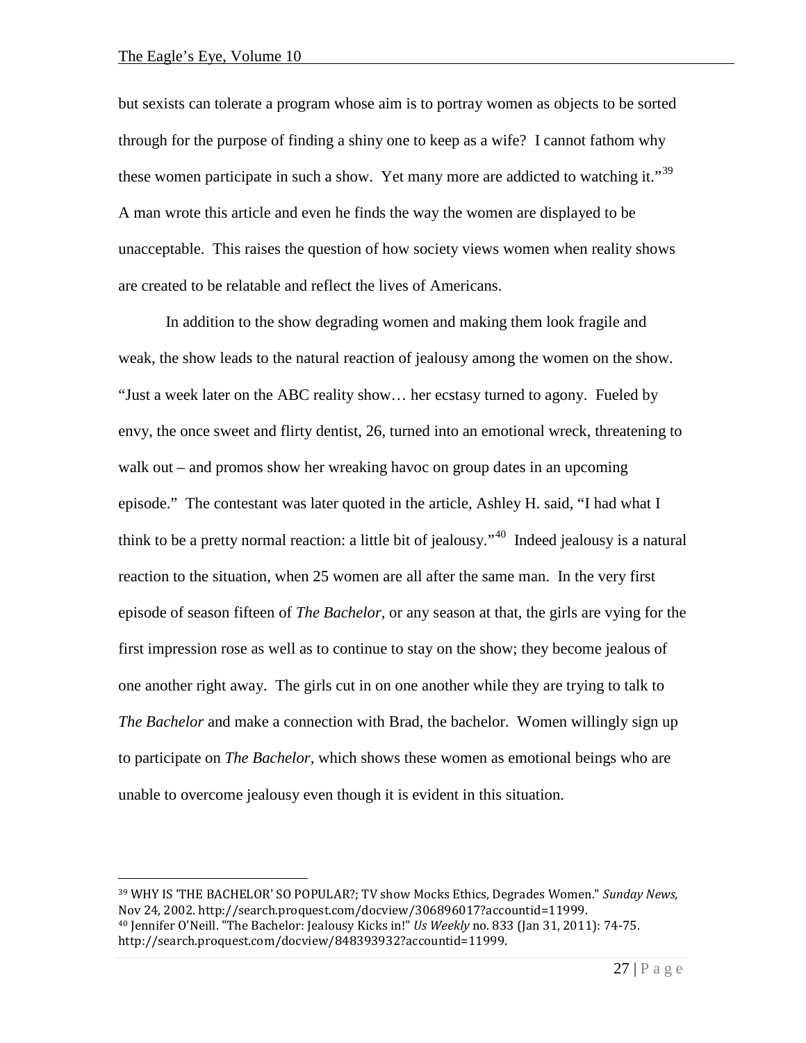but sexists can tolerate a program whose aim is to portray women as objects to be sorted through for the purpose of finding a shiny one to keep as a wife? I cannot fathom why these women participate in such a show. Yet many more are addicted to watching it."[39] A man wrote this article and even he finds the way the women are displayed to be unacceptable. This raises the question of how society views women when reality shows are created to be relatable and reflect the lives of Americans.

In addition to the show degrading women and making them look fragile and weak, the show leads to the natural reaction of jealousy among the women on the show. "Just a week later on the ABC reality show… her ecstasy turned to agony. Fueled by envy, the once sweet and flirty dentist, 26, turned into an emotional wreck, threatening to walk out – and promos show her wreaking havoc on group dates in an upcoming episode." The contestant was later quoted in the article, Ashley H. said, "I had what I think to be a pretty normal reaction: a little bit of jealousy."[40] Indeed jealousy is a natural reaction to the situation, when 25 women are all after the same man. In the very first episode of season fifteen of *The Bachelor*, or any season at that, the girls are vying for the first impression rose as well as to continue to stay on the show; they become jealous of one another right away. The girls cut in on one another while they are trying to talk to *The Bachelor* and make a connection with Brad, the bachelor. Women willingly sign up to participate on *The Bachelor*, which shows these women as emotional beings who are unable to overcome jealousy even though it is evident in this situation.

---

[39] WHY IS 'THE BACHELOR' SO POPULAR?; TV show Mocks Ethics, Degrades Women." *Sunday News,* Nov 24, 2002. http://search.proquest.com/docview/306896017?accountid=11999.

[40] Jennifer O'Neill. "The Bachelor: Jealousy Kicks in!" *Us Weekly* no. 833 (Jan 31, 2011): 74-75. http://search.proquest.com/docview/848393932?accountid=11999.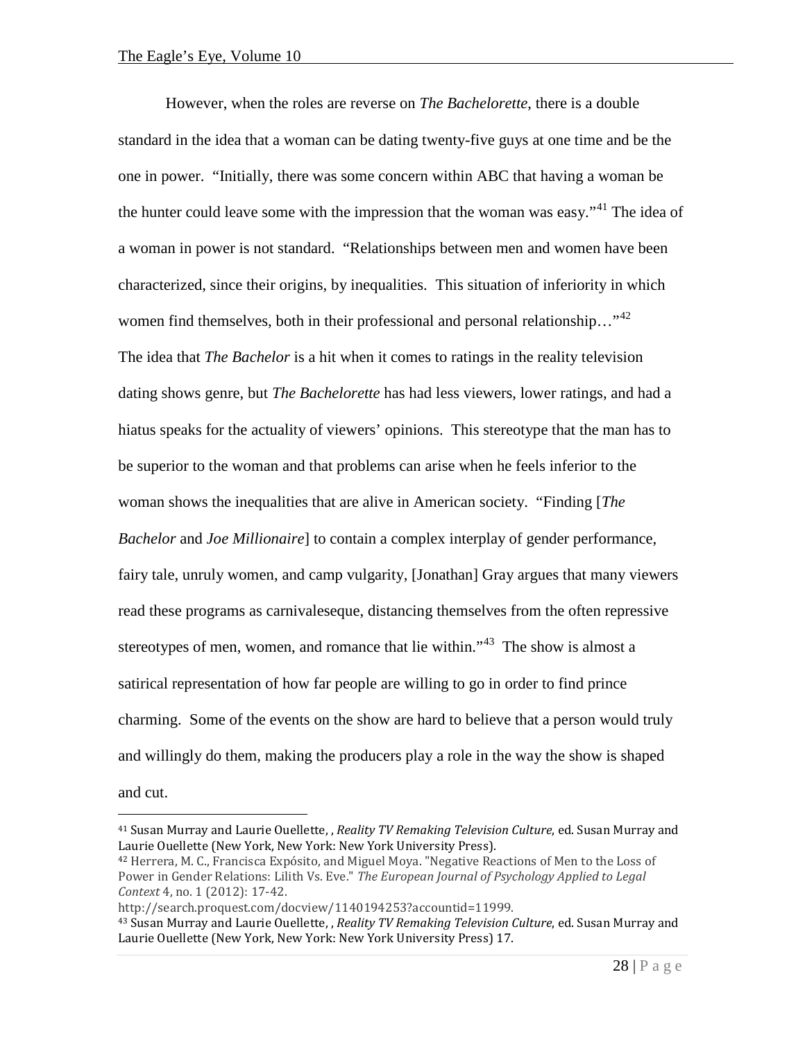However, when the roles are reverse on *The Bachelorette*, there is a double standard in the idea that a woman can be dating twenty-five guys at one time and be the one in power. "Initially, there was some concern within ABC that having a woman be the hunter could leave some with the impression that the woman was easy."[41] The idea of a woman in power is not standard. "Relationships between men and women have been characterized, since their origins, by inequalities. This situation of inferiority in which women find themselves, both in their professional and personal relationship…"[42] The idea that *The Bachelor* is a hit when it comes to ratings in the reality television dating shows genre, but *The Bachelorette* has had less viewers, lower ratings, and had a hiatus speaks for the actuality of viewers' opinions. This stereotype that the man has to be superior to the woman and that problems can arise when he feels inferior to the woman shows the inequalities that are alive in American society. "Finding [*The Bachelor* and *Joe Millionaire*] to contain a complex interplay of gender performance, fairy tale, unruly women, and camp vulgarity, [Jonathan] Gray argues that many viewers read these programs as carnivaleseque, distancing themselves from the often repressive stereotypes of men, women, and romance that lie within."[43] The show is almost a satirical representation of how far people are willing to go in order to find prince charming. Some of the events on the show are hard to believe that a person would truly and willingly do them, making the producers play a role in the way the show is shaped and cut.

---

[41] Susan Murray and Laurie Ouellette, , *Reality TV Remaking Television Culture,* ed. Susan Murray and Laurie Ouellette (New York, New York: New York University Press).

[42] Herrera, M. C., Francisca Expósito, and Miguel Moya. "Negative Reactions of Men to the Loss of Power in Gender Relations: Lilith Vs. Eve." *The European Journal of Psychology Applied to Legal Context* 4, no. 1 (2012): 17-42. http://search.proquest.com/docview/1140194253?accountid=11999.

[43] Susan Murray and Laurie Ouellette, , *Reality TV Remaking Television Culture,* ed. Susan Murray and Laurie Ouellette (New York, New York: New York University Press) 17.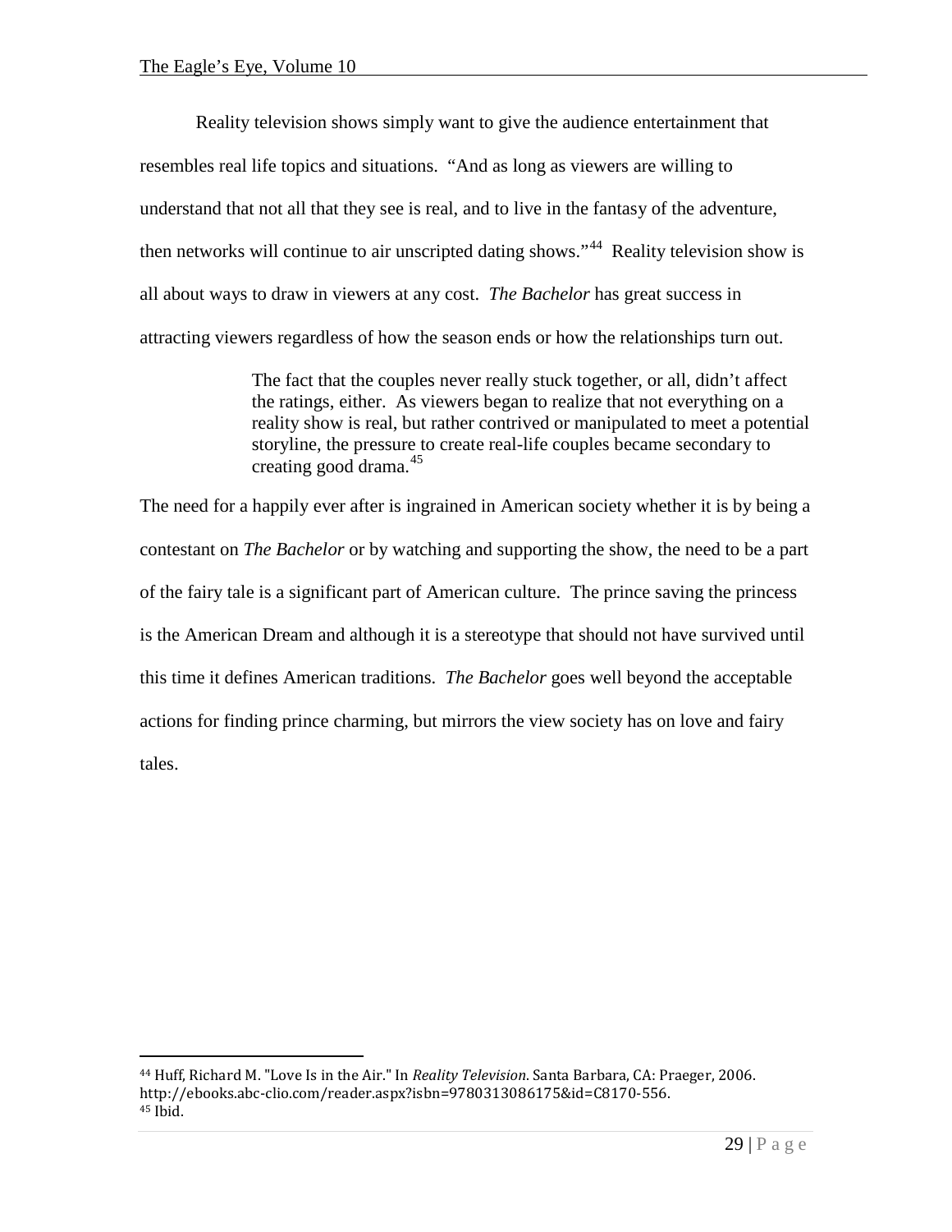Reality television shows simply want to give the audience entertainment that resembles real life topics and situations. "And as long as viewers are willing to understand that not all that they see is real, and to live in the fantasy of the adventure, then networks will continue to air unscripted dating shows."[44] Reality television show is all about ways to draw in viewers at any cost. *The Bachelor* has great success in attracting viewers regardless of how the season ends or how the relationships turn out.

> The fact that the couples never really stuck together, or all, didn't affect the ratings, either. As viewers began to realize that not everything on a reality show is real, but rather contrived or manipulated to meet a potential storyline, the pressure to create real-life couples became secondary to creating good drama.[45]

The need for a happily ever after is ingrained in American society whether it is by being a contestant on *The Bachelor* or by watching and supporting the show, the need to be a part of the fairy tale is a significant part of American culture. The prince saving the princess is the American Dream and although it is a stereotype that should not have survived until this time it defines American traditions. *The Bachelor* goes well beyond the acceptable actions for finding prince charming, but mirrors the view society has on love and fairy tales.

---

[44] Huff, Richard M. "Love Is in the Air." In *Reality Television*. Santa Barbara, CA: Praeger, 2006. http://ebooks.abc-clio.com/reader.aspx?isbn=9780313086175&id=C8170-556.

[45] Ibid.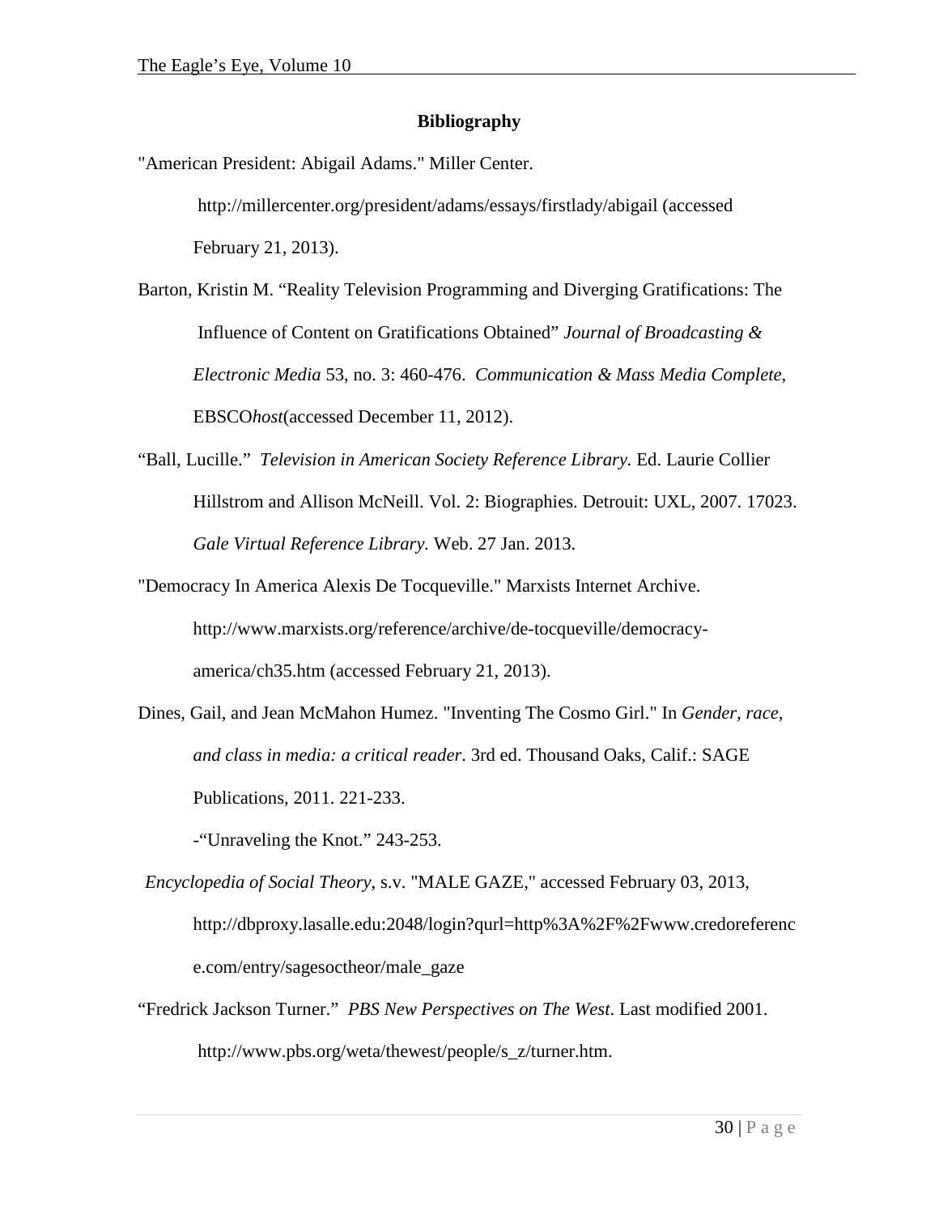## Bibliography

"American President: Abigail Adams." Miller Center. http://millercenter.org/president/adams/essays/firstlady/abigail (accessed February 21, 2013).

Barton, Kristin M. "Reality Television Programming and Diverging Gratifications: The Influence of Content on Gratifications Obtained" *Journal of Broadcasting & Electronic Media* 53, no. 3: 460-476. *Communication & Mass Media Complete*, EBSCO*host*(accessed December 11, 2012).

"Ball, Lucille." *Television in American Society Reference Library.* Ed. Laurie Collier Hillstrom and Allison McNeill. Vol. 2: Biographies. Detroit: UXL, 2007. 17023. *Gale Virtual Reference Library.* Web. 27 Jan. 2013.

"Democracy In America Alexis De Tocqueville." Marxists Internet Archive. http://www.marxists.org/reference/archive/de-tocqueville/democracy-america/ch35.htm (accessed February 21, 2013).

Dines, Gail, and Jean McMahon Humez. "Inventing The Cosmo Girl." In *Gender, race, and class in media: a critical reader*. 3rd ed. Thousand Oaks, Calif.: SAGE Publications, 2011. 221-233.

-"Unraveling the Knot." 243-253.

*Encyclopedia of Social Theory*, s.v. "MALE GAZE," accessed February 03, 2013, http://dbproxy.lasalle.edu:2048/login?qurl=http%3A%2F%2Fwww.credoreference.com/entry/sagesoctheor/male_gaze

"Fredrick Jackson Turner." *PBS New Perspectives on The West*. Last modified 2001. http://www.pbs.org/weta/thewest/people/s_z/turner.htm.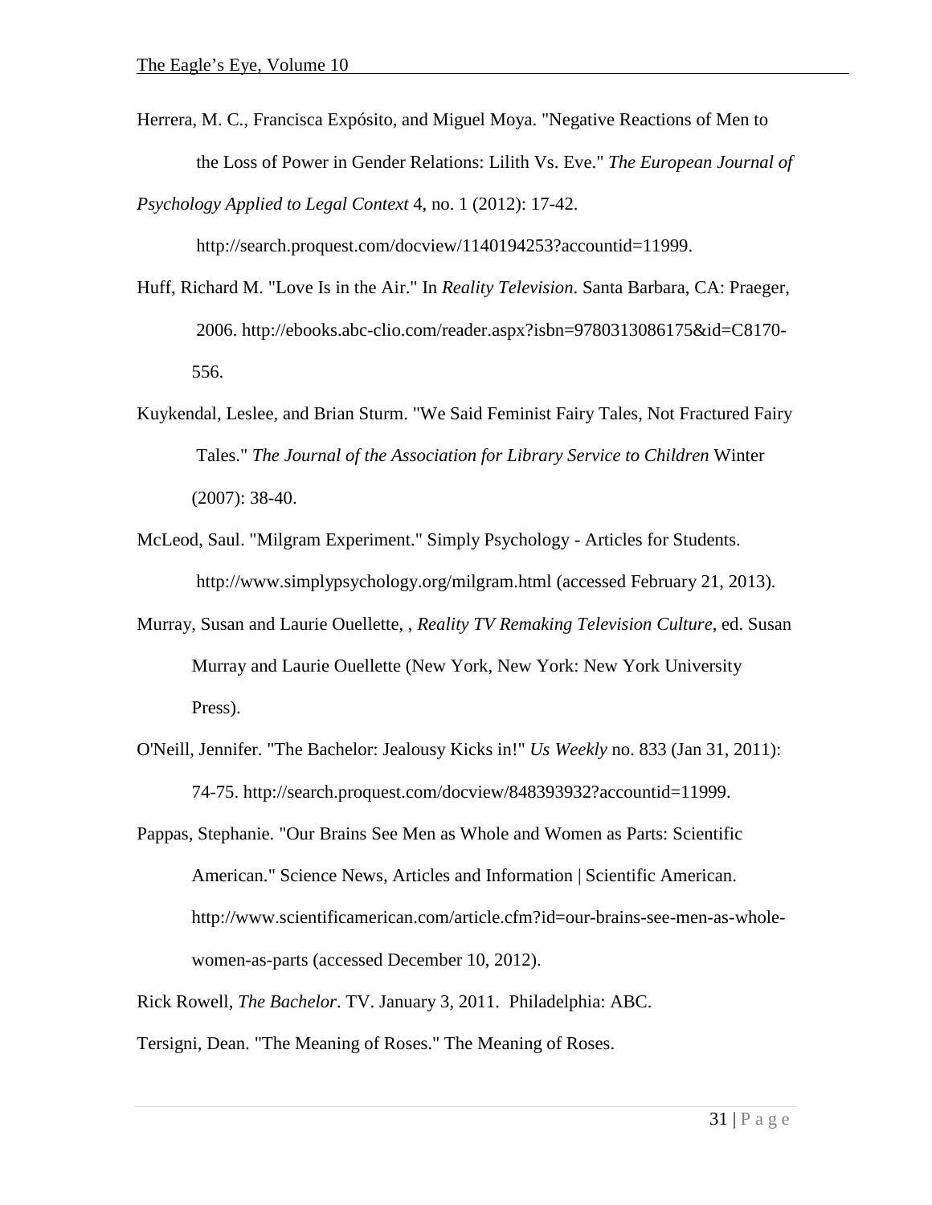Herrera, M. C., Francisca Expósito, and Miguel Moya. "Negative Reactions of Men to the Loss of Power in Gender Relations: Lilith Vs. Eve." *The European Journal of Psychology Applied to Legal Context* 4, no. 1 (2012): 17-42. http://search.proquest.com/docview/1140194253?accountid=11999.

Huff, Richard M. "Love Is in the Air." In *Reality Television*. Santa Barbara, CA: Praeger, 2006. http://ebooks.abc-clio.com/reader.aspx?isbn=9780313086175&id=C8170-556.

Kuykendal, Leslee, and Brian Sturm. "We Said Feminist Fairy Tales, Not Fractured Fairy Tales." *The Journal of the Association for Library Service to Children* Winter (2007): 38-40.

McLeod, Saul. "Milgram Experiment." Simply Psychology - Articles for Students. http://www.simplypsychology.org/milgram.html (accessed February 21, 2013).

Murray, Susan and Laurie Ouellette, , *Reality TV Remaking Television Culture*, ed. Susan Murray and Laurie Ouellette (New York, New York: New York University Press).

O'Neill, Jennifer. "The Bachelor: Jealousy Kicks in!" *Us Weekly* no. 833 (Jan 31, 2011): 74-75. http://search.proquest.com/docview/848393932?accountid=11999.

Pappas, Stephanie. "Our Brains See Men as Whole and Women as Parts: Scientific American." Science News, Articles and Information | Scientific American. http://www.scientificamerican.com/article.cfm?id=our-brains-see-men-as-whole-women-as-parts (accessed December 10, 2012).

Rick Rowell, *The Bachelor*. TV. January 3, 2011. Philadelphia: ABC.

Tersigni, Dean. "The Meaning of Roses." The Meaning of Roses.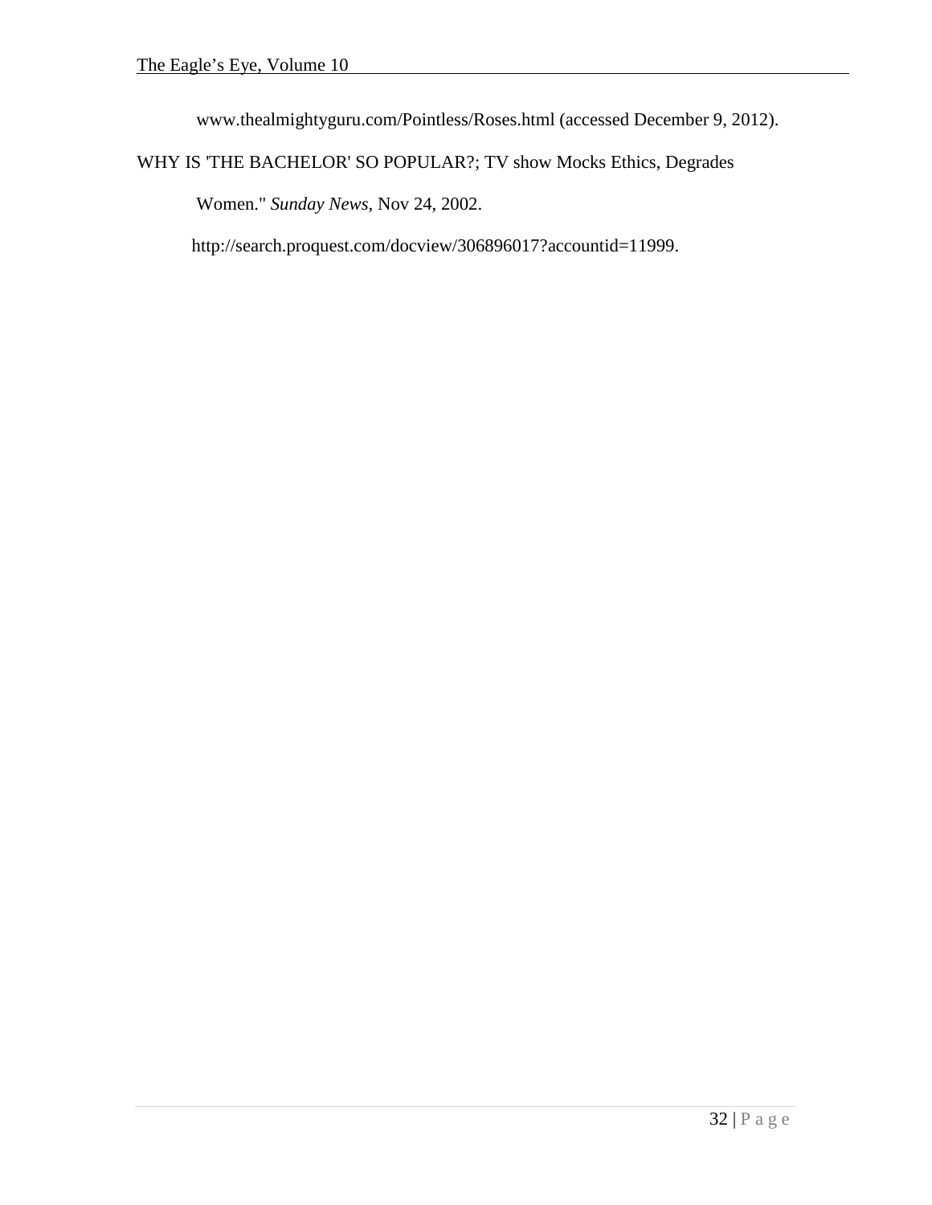www.thealmightyguru.com/Pointless/Roses.html (accessed December 9, 2012).

WHY IS 'THE BACHELOR' SO POPULAR?; TV show Mocks Ethics, Degrades Women." *Sunday News*, Nov 24, 2002. http://search.proquest.com/docview/306896017?accountid=11999.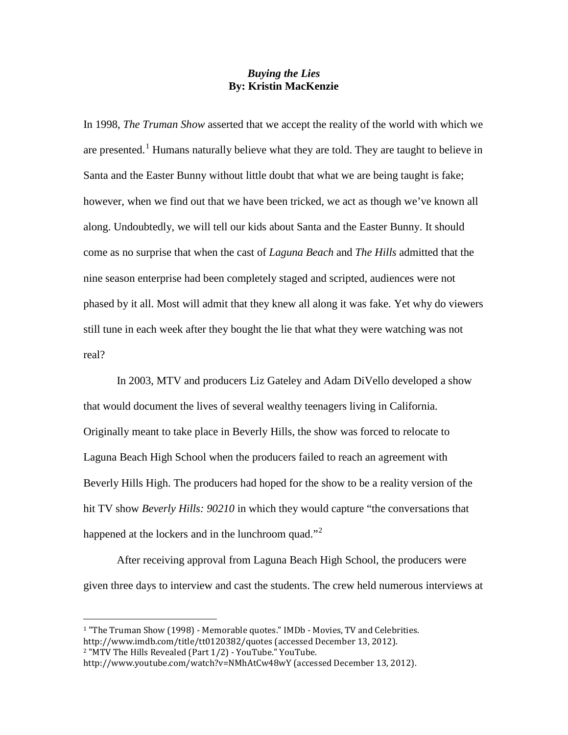***Buying the Lies***
**By: Kristin MacKenzie**

In 1998, *The Truman Show* asserted that we accept the reality of the world with which we are presented.[1] Humans naturally believe what they are told. They are taught to believe in Santa and the Easter Bunny without little doubt that what we are being taught is fake; however, when we find out that we have been tricked, we act as though we've known all along. Undoubtedly, we will tell our kids about Santa and the Easter Bunny. It should come as no surprise that when the cast of *Laguna Beach* and *The Hills* admitted that the nine season enterprise had been completely staged and scripted, audiences were not phased by it all. Most will admit that they knew all along it was fake. Yet why do viewers still tune in each week after they bought the lie that what they were watching was not real?

In 2003, MTV and producers Liz Gateley and Adam DiVello developed a show that would document the lives of several wealthy teenagers living in California. Originally meant to take place in Beverly Hills, the show was forced to relocate to Laguna Beach High School when the producers failed to reach an agreement with Beverly Hills High. The producers had hoped for the show to be a reality version of the hit TV show *Beverly Hills: 90210* in which they would capture "the conversations that happened at the lockers and in the lunchroom quad."[2]

After receiving approval from Laguna Beach High School, the producers were given three days to interview and cast the students. The crew held numerous interviews at

---

[1] "The Truman Show (1998) - Memorable quotes." IMDb - Movies, TV and Celebrities. http://www.imdb.com/title/tt0120382/quotes (accessed December 13, 2012).
[2] "MTV The Hills Revealed (Part 1/2) - YouTube." YouTube. http://www.youtube.com/watch?v=NMhAtCw48wY (accessed December 13, 2012).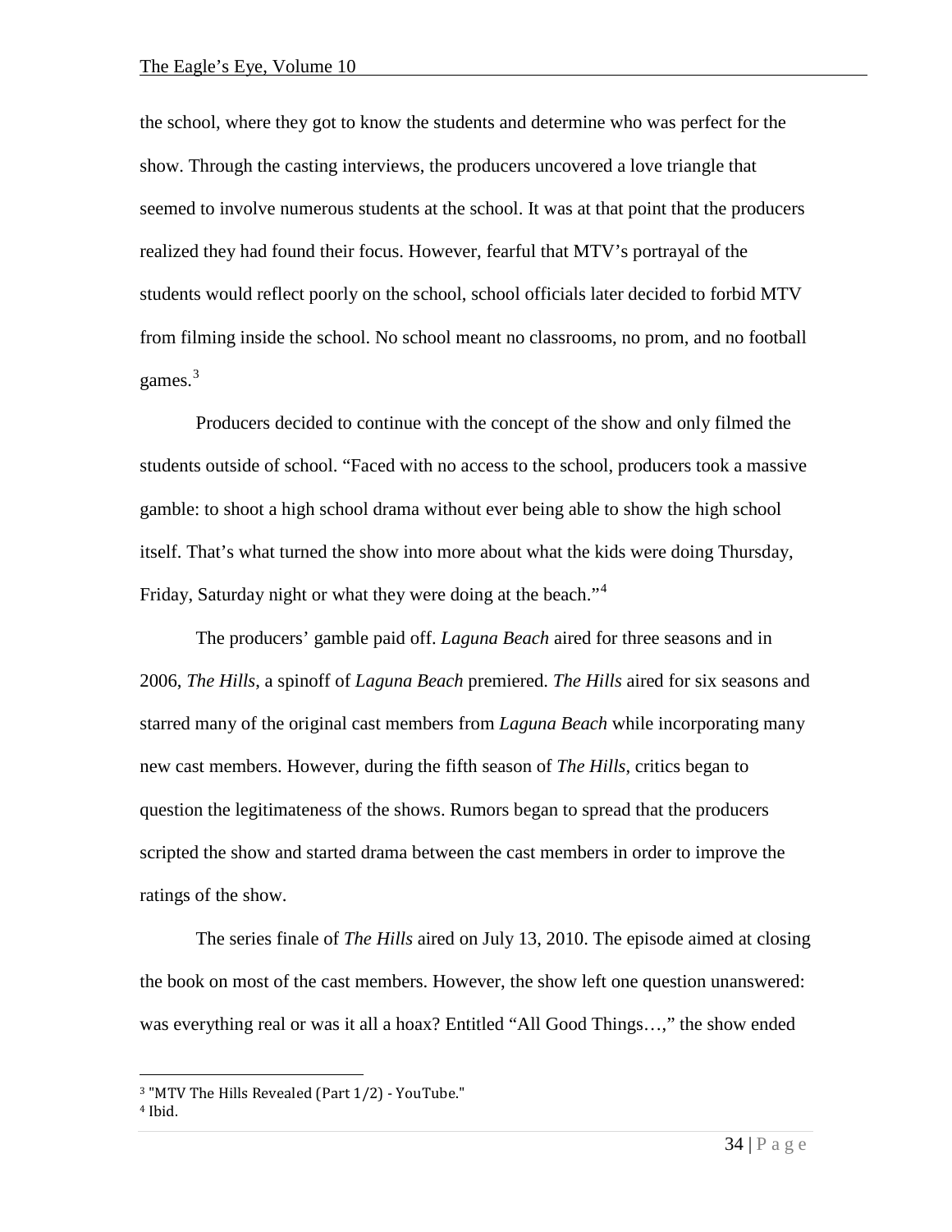the school, where they got to know the students and determine who was perfect for the show. Through the casting interviews, the producers uncovered a love triangle that seemed to involve numerous students at the school. It was at that point that the producers realized they had found their focus. However, fearful that MTV's portrayal of the students would reflect poorly on the school, school officials later decided to forbid MTV from filming inside the school. No school meant no classrooms, no prom, and no football games.[3]

Producers decided to continue with the concept of the show and only filmed the students outside of school. "Faced with no access to the school, producers took a massive gamble: to shoot a high school drama without ever being able to show the high school itself. That's what turned the show into more about what the kids were doing Thursday, Friday, Saturday night or what they were doing at the beach."[4]

The producers' gamble paid off. *Laguna Beach* aired for three seasons and in 2006, *The Hills*, a spinoff of *Laguna Beach* premiered. *The Hills* aired for six seasons and starred many of the original cast members from *Laguna Beach* while incorporating many new cast members. However, during the fifth season of *The Hills*, critics began to question the legitimateness of the shows. Rumors began to spread that the producers scripted the show and started drama between the cast members in order to improve the ratings of the show.

The series finale of *The Hills* aired on July 13, 2010. The episode aimed at closing the book on most of the cast members. However, the show left one question unanswered: was everything real or was it all a hoax? Entitled "All Good Things…," the show ended

---

[3] "MTV The Hills Revealed (Part 1/2) - YouTube."

[4] Ibid.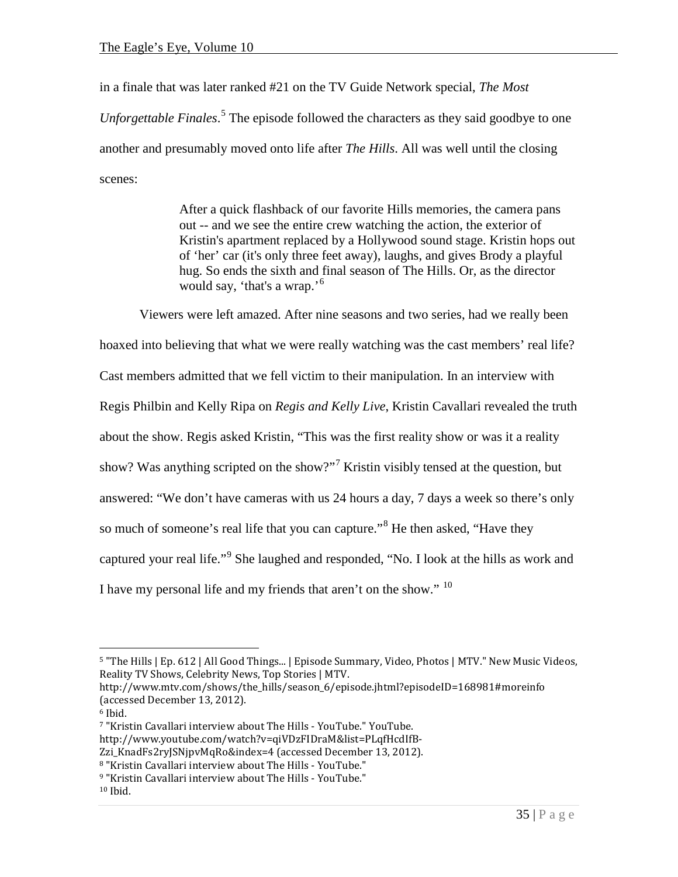in a finale that was later ranked #21 on the TV Guide Network special, *The Most Unforgettable Finales*.[5] The episode followed the characters as they said goodbye to one another and presumably moved onto life after *The Hills*. All was well until the closing scenes:

> After a quick flashback of our favorite Hills memories, the camera pans out -- and we see the entire crew watching the action, the exterior of Kristin's apartment replaced by a Hollywood sound stage. Kristin hops out of 'her' car (it's only three feet away), laughs, and gives Brody a playful hug. So ends the sixth and final season of The Hills. Or, as the director would say, 'that's a wrap.'[6]

Viewers were left amazed. After nine seasons and two series, had we really been hoaxed into believing that what we were really watching was the cast members' real life? Cast members admitted that we fell victim to their manipulation. In an interview with Regis Philbin and Kelly Ripa on *Regis and Kelly Live*, Kristin Cavallari revealed the truth about the show. Regis asked Kristin, "This was the first reality show or was it a reality show? Was anything scripted on the show?"[7] Kristin visibly tensed at the question, but answered: "We don't have cameras with us 24 hours a day, 7 days a week so there's only so much of someone's real life that you can capture."[8] He then asked, "Have they captured your real life."[9] She laughed and responded, "No. I look at the hills as work and I have my personal life and my friends that aren't on the show." [10]

---

[5] "The Hills | Ep. 612 | All Good Things... | Episode Summary, Video, Photos | MTV." New Music Videos, Reality TV Shows, Celebrity News, Top Stories | MTV. http://www.mtv.com/shows/the_hills/season_6/episode.jhtml?episodeID=168981#moreinfo (accessed December 13, 2012).

[6] Ibid.

[7] "Kristin Cavallari interview about The Hills - YouTube." YouTube. http://www.youtube.com/watch?v=qiVDzFIDraM&list=PLqfHcdIfB-Zzi_KnadFs2ryJSNjpvMqRo&index=4 (accessed December 13, 2012).

[8] "Kristin Cavallari interview about The Hills - YouTube."

[9] "Kristin Cavallari interview about The Hills - YouTube."

[10] Ibid.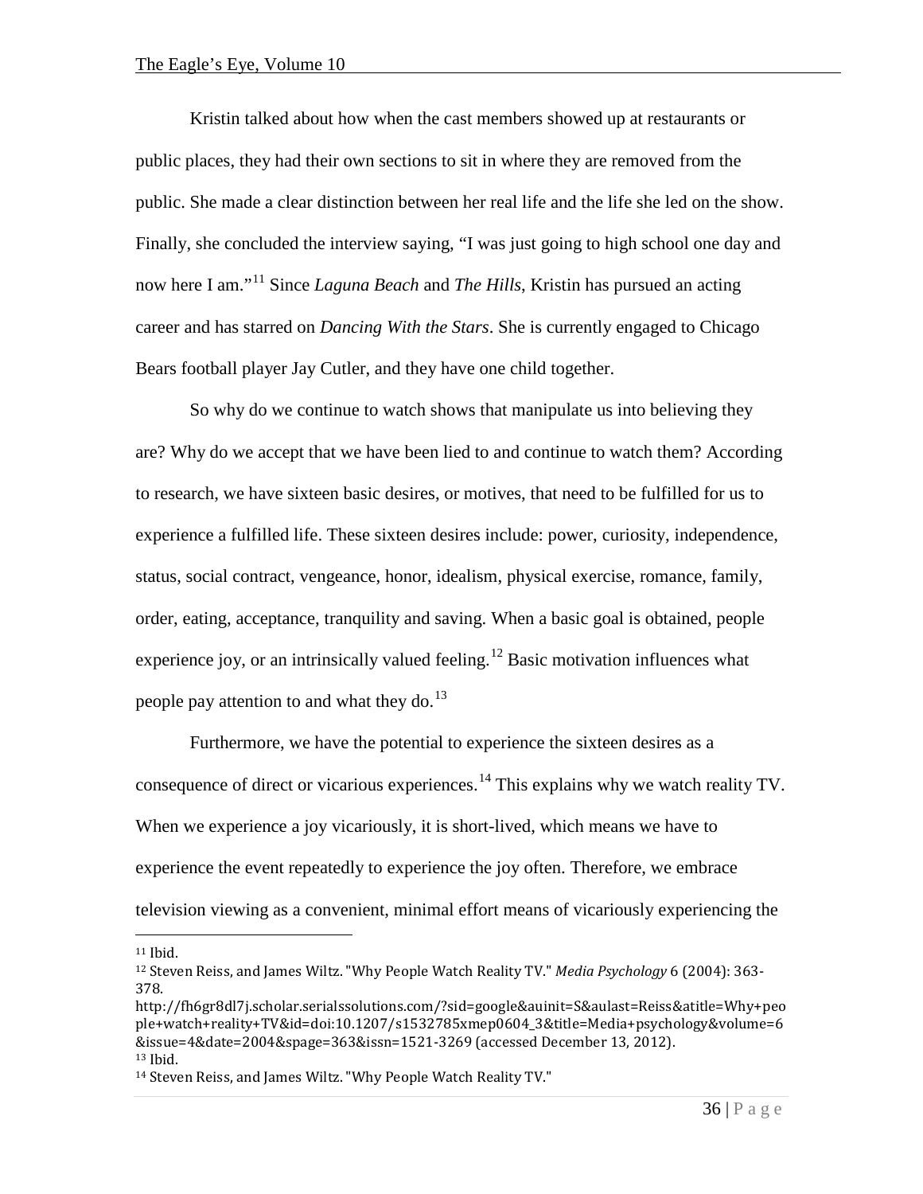Kristin talked about how when the cast members showed up at restaurants or public places, they had their own sections to sit in where they are removed from the public. She made a clear distinction between her real life and the life she led on the show. Finally, she concluded the interview saying, "I was just going to high school one day and now here I am."[11] Since *Laguna Beach* and *The Hills*, Kristin has pursued an acting career and has starred on *Dancing With the Stars*. She is currently engaged to Chicago Bears football player Jay Cutler, and they have one child together.

So why do we continue to watch shows that manipulate us into believing they are? Why do we accept that we have been lied to and continue to watch them? According to research, we have sixteen basic desires, or motives, that need to be fulfilled for us to experience a fulfilled life. These sixteen desires include: power, curiosity, independence, status, social contract, vengeance, honor, idealism, physical exercise, romance, family, order, eating, acceptance, tranquility and saving. When a basic goal is obtained, people experience joy, or an intrinsically valued feeling.[12] Basic motivation influences what people pay attention to and what they do.[13]

Furthermore, we have the potential to experience the sixteen desires as a consequence of direct or vicarious experiences.[14] This explains why we watch reality TV. When we experience a joy vicariously, it is short-lived, which means we have to experience the event repeatedly to experience the joy often. Therefore, we embrace television viewing as a convenient, minimal effort means of vicariously experiencing the

---

[11] Ibid.

[12] Steven Reiss, and James Wiltz. "Why People Watch Reality TV." *Media Psychology* 6 (2004): 363-378. http://fh6gr8dl7j.scholar.serialssolutions.com/?sid=google&auinit=S&aulast=Reiss&atitle=Why+people+watch+reality+TV&id=doi:10.1207/s1532785xmep0604_3&title=Media+psychology&volume=6&issue=4&date=2004&spage=363&issn=1521-3269 (accessed December 13, 2012).

[13] Ibid.

[14] Steven Reiss, and James Wiltz. "Why People Watch Reality TV."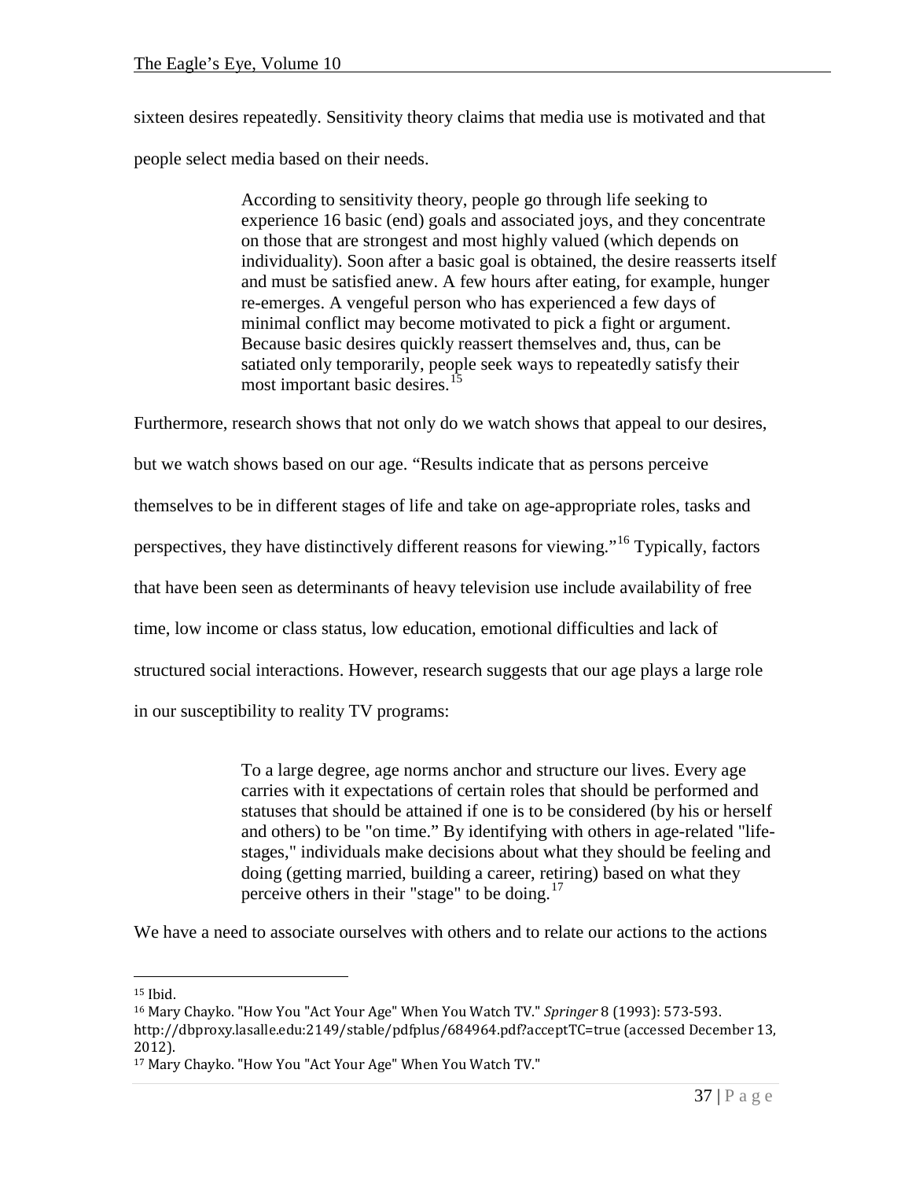sixteen desires repeatedly. Sensitivity theory claims that media use is motivated and that people select media based on their needs.

> According to sensitivity theory, people go through life seeking to experience 16 basic (end) goals and associated joys, and they concentrate on those that are strongest and most highly valued (which depends on individuality). Soon after a basic goal is obtained, the desire reasserts itself and must be satisfied anew. A few hours after eating, for example, hunger re-emerges. A vengeful person who has experienced a few days of minimal conflict may become motivated to pick a fight or argument. Because basic desires quickly reassert themselves and, thus, can be satiated only temporarily, people seek ways to repeatedly satisfy their most important basic desires.[15]

Furthermore, research shows that not only do we watch shows that appeal to our desires, but we watch shows based on our age. "Results indicate that as persons perceive themselves to be in different stages of life and take on age-appropriate roles, tasks and perspectives, they have distinctively different reasons for viewing."[16] Typically, factors that have been seen as determinants of heavy television use include availability of free time, low income or class status, low education, emotional difficulties and lack of structured social interactions. However, research suggests that our age plays a large role in our susceptibility to reality TV programs:

> To a large degree, age norms anchor and structure our lives. Every age carries with it expectations of certain roles that should be performed and statuses that should be attained if one is to be considered (by his or herself and others) to be "on time." By identifying with others in age-related "life-stages," individuals make decisions about what they should be feeling and doing (getting married, building a career, retiring) based on what they perceive others in their "stage" to be doing.[17]

We have a need to associate ourselves with others and to relate our actions to the actions

---

[15] Ibid.

[16] Mary Chayko. "How You "Act Your Age" When You Watch TV." *Springer* 8 (1993): 573-593. http://dbproxy.lasalle.edu:2149/stable/pdfplus/684964.pdf?acceptTC=true (accessed December 13, 2012).

[17] Mary Chayko. "How You "Act Your Age" When You Watch TV."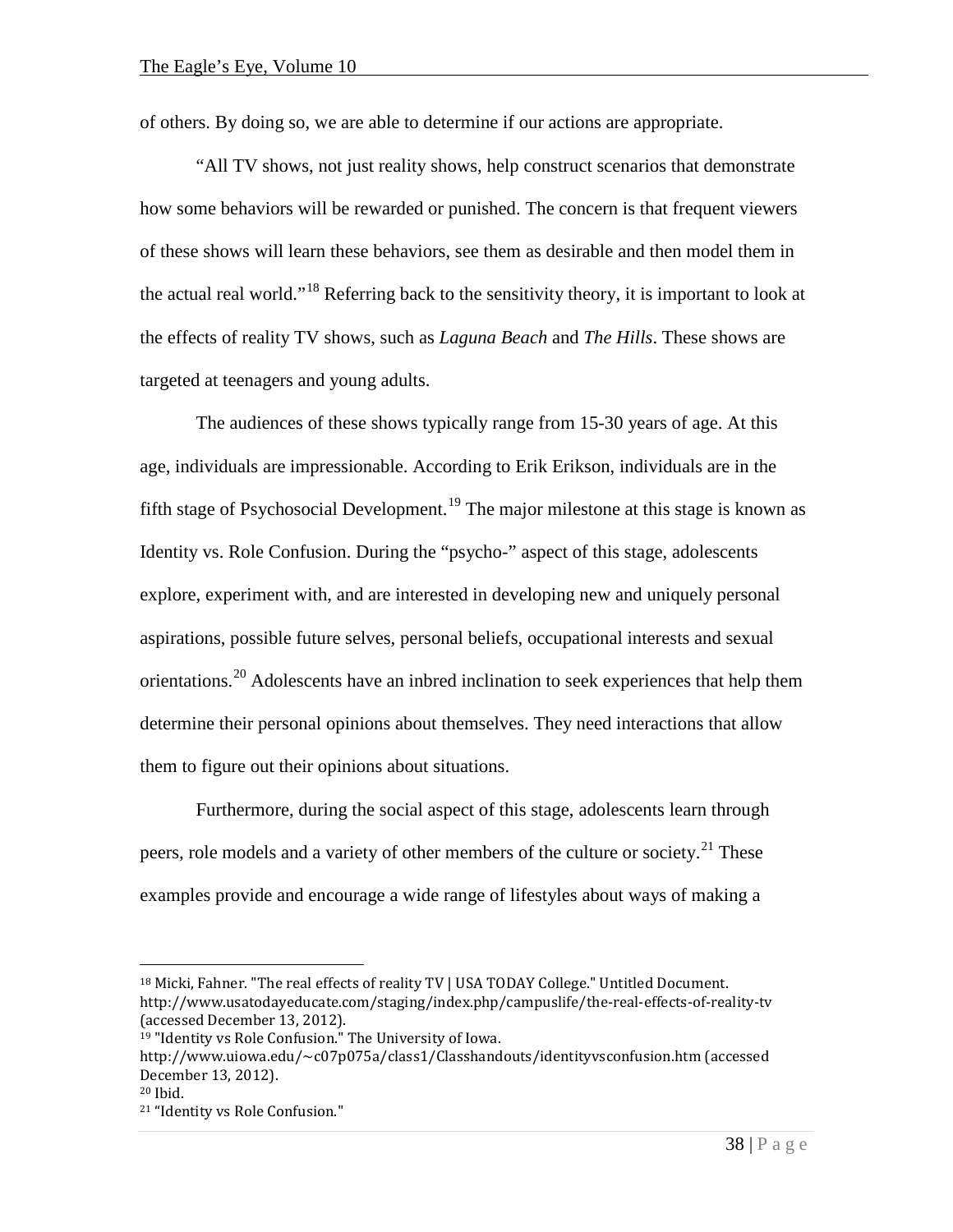of others. By doing so, we are able to determine if our actions are appropriate.

"All TV shows, not just reality shows, help construct scenarios that demonstrate how some behaviors will be rewarded or punished. The concern is that frequent viewers of these shows will learn these behaviors, see them as desirable and then model them in the actual real world."[18] Referring back to the sensitivity theory, it is important to look at the effects of reality TV shows, such as *Laguna Beach* and *The Hills*. These shows are targeted at teenagers and young adults.

The audiences of these shows typically range from 15-30 years of age. At this age, individuals are impressionable. According to Erik Erikson, individuals are in the fifth stage of Psychosocial Development.[19] The major milestone at this stage is known as Identity vs. Role Confusion. During the "psycho-" aspect of this stage, adolescents explore, experiment with, and are interested in developing new and uniquely personal aspirations, possible future selves, personal beliefs, occupational interests and sexual orientations.[20] Adolescents have an inbred inclination to seek experiences that help them determine their personal opinions about themselves. They need interactions that allow them to figure out their opinions about situations.

Furthermore, during the social aspect of this stage, adolescents learn through peers, role models and a variety of other members of the culture or society.[21] These examples provide and encourage a wide range of lifestyles about ways of making a

---

[18] Micki, Fahner. "The real effects of reality TV | USA TODAY College." Untitled Document. http://www.usatodayeducate.com/staging/index.php/campuslife/the-real-effects-of-reality-tv (accessed December 13, 2012).

[19] "Identity vs Role Confusion." The University of Iowa. http://www.uiowa.edu/~c07p075a/class1/Classhandouts/identityvsconfusion.htm (accessed December 13, 2012).

[20] Ibid.

[21] "Identity vs Role Confusion."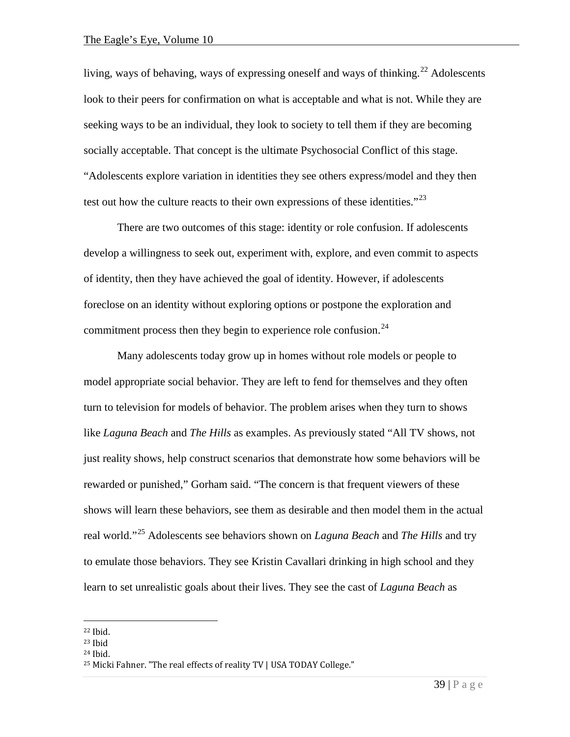living, ways of behaving, ways of expressing oneself and ways of thinking.[22] Adolescents look to their peers for confirmation on what is acceptable and what is not. While they are seeking ways to be an individual, they look to society to tell them if they are becoming socially acceptable. That concept is the ultimate Psychosocial Conflict of this stage. "Adolescents explore variation in identities they see others express/model and they then test out how the culture reacts to their own expressions of these identities."[23]

There are two outcomes of this stage: identity or role confusion. If adolescents develop a willingness to seek out, experiment with, explore, and even commit to aspects of identity, then they have achieved the goal of identity. However, if adolescents foreclose on an identity without exploring options or postpone the exploration and commitment process then they begin to experience role confusion.[24]

Many adolescents today grow up in homes without role models or people to model appropriate social behavior. They are left to fend for themselves and they often turn to television for models of behavior. The problem arises when they turn to shows like *Laguna Beach* and *The Hills* as examples. As previously stated "All TV shows, not just reality shows, help construct scenarios that demonstrate how some behaviors will be rewarded or punished," Gorham said. "The concern is that frequent viewers of these shows will learn these behaviors, see them as desirable and then model them in the actual real world."[25] Adolescents see behaviors shown on *Laguna Beach* and *The Hills* and try to emulate those behaviors. They see Kristin Cavallari drinking in high school and they learn to set unrealistic goals about their lives. They see the cast of *Laguna Beach* as

---

[22] Ibid.
[23] Ibid
[24] Ibid.
[25] Micki Fahner. "The real effects of reality TV | USA TODAY College."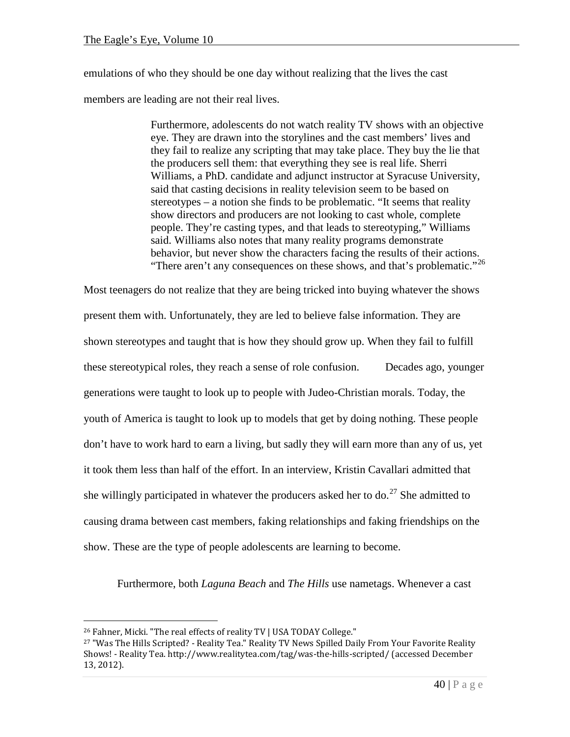emulations of who they should be one day without realizing that the lives the cast members are leading are not their real lives.

> Furthermore, adolescents do not watch reality TV shows with an objective eye. They are drawn into the storylines and the cast members' lives and they fail to realize any scripting that may take place. They buy the lie that the producers sell them: that everything they see is real life. Sherri Williams, a PhD. candidate and adjunct instructor at Syracuse University, said that casting decisions in reality television seem to be based on stereotypes – a notion she finds to be problematic. "It seems that reality show directors and producers are not looking to cast whole, complete people. They're casting types, and that leads to stereotyping," Williams said. Williams also notes that many reality programs demonstrate behavior, but never show the characters facing the results of their actions. "There aren't any consequences on these shows, and that's problematic."[26]

Most teenagers do not realize that they are being tricked into buying whatever the shows present them with. Unfortunately, they are led to believe false information. They are shown stereotypes and taught that is how they should grow up. When they fail to fulfill these stereotypical roles, they reach a sense of role confusion. Decades ago, younger generations were taught to look up to people with Judeo-Christian morals. Today, the youth of America is taught to look up to models that get by doing nothing. These people don't have to work hard to earn a living, but sadly they will earn more than any of us, yet it took them less than half of the effort. In an interview, Kristin Cavallari admitted that she willingly participated in whatever the producers asked her to do.[27] She admitted to causing drama between cast members, faking relationships and faking friendships on the show. These are the type of people adolescents are learning to become.

Furthermore, both *Laguna Beach* and *The Hills* use nametags. Whenever a cast

---

[26] Fahner, Micki. "The real effects of reality TV | USA TODAY College."

[27] "Was The Hills Scripted? - Reality Tea." Reality TV News Spilled Daily From Your Favorite Reality Shows! - Reality Tea. http://www.realitytea.com/tag/was-the-hills-scripted/ (accessed December 13, 2012).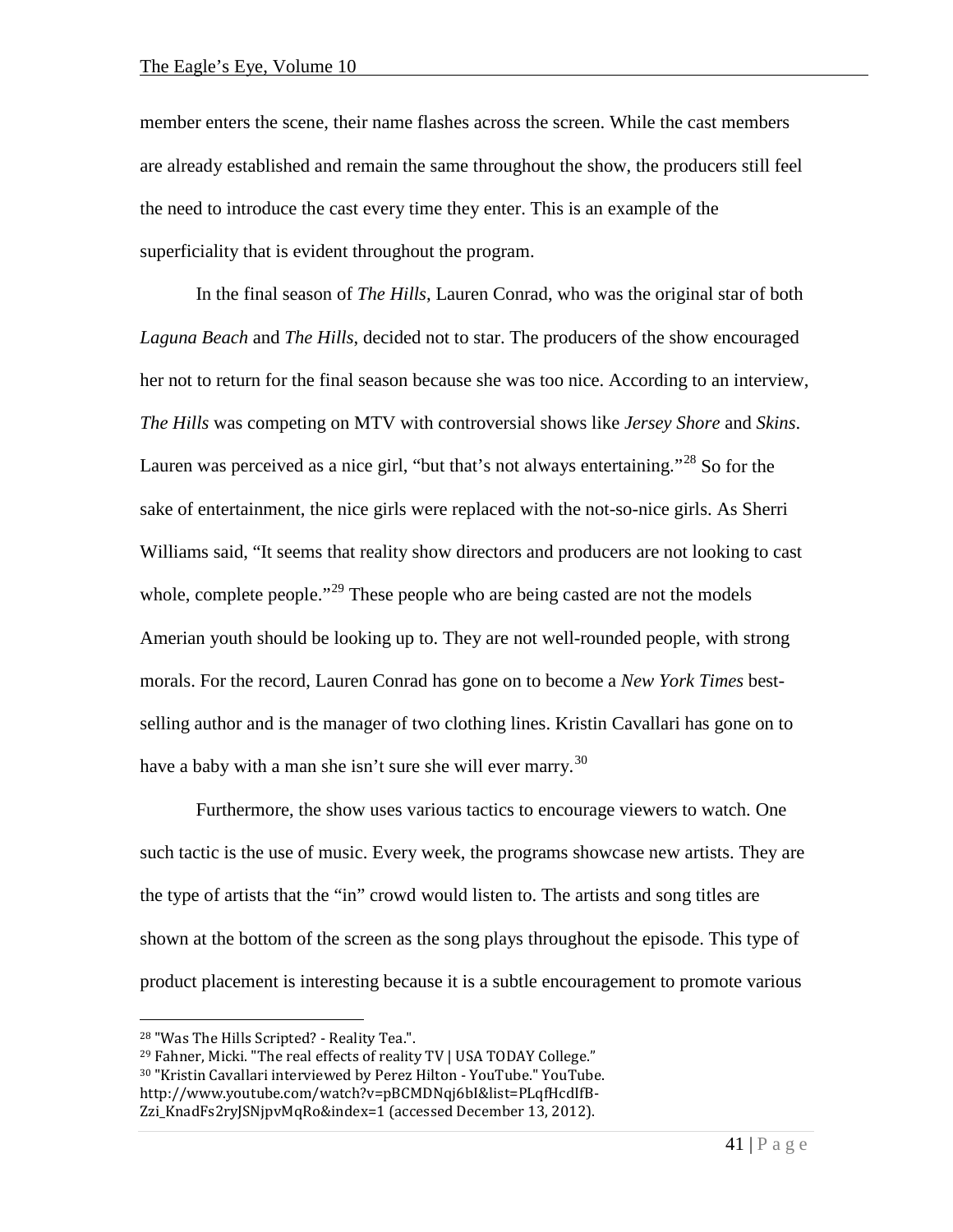member enters the scene, their name flashes across the screen. While the cast members are already established and remain the same throughout the show, the producers still feel the need to introduce the cast every time they enter. This is an example of the superficiality that is evident throughout the program.

In the final season of *The Hills*, Lauren Conrad, who was the original star of both *Laguna Beach* and *The Hills*, decided not to star. The producers of the show encouraged her not to return for the final season because she was too nice. According to an interview, *The Hills* was competing on MTV with controversial shows like *Jersey Shore* and *Skins*. Lauren was perceived as a nice girl, "but that's not always entertaining."[28] So for the sake of entertainment, the nice girls were replaced with the not-so-nice girls. As Sherri Williams said, "It seems that reality show directors and producers are not looking to cast whole, complete people."[29] These people who are being casted are not the models Amerian youth should be looking up to. They are not well-rounded people, with strong morals. For the record, Lauren Conrad has gone on to become a *New York Times* best-selling author and is the manager of two clothing lines. Kristin Cavallari has gone on to have a baby with a man she isn't sure she will ever marry.[30]

Furthermore, the show uses various tactics to encourage viewers to watch. One such tactic is the use of music. Every week, the programs showcase new artists. They are the type of artists that the "in" crowd would listen to. The artists and song titles are shown at the bottom of the screen as the song plays throughout the episode. This type of product placement is interesting because it is a subtle encouragement to promote various

---

[28] "Was The Hills Scripted? - Reality Tea.".

[29] Fahner, Micki. "The real effects of reality TV | USA TODAY College."

[30] "Kristin Cavallari interviewed by Perez Hilton - YouTube." YouTube. http://www.youtube.com/watch?v=pBCMDNqj6bI&list=PLqfHcdIfB-Zzi_KnadFs2ryJSNjpvMqRo&index=1 (accessed December 13, 2012).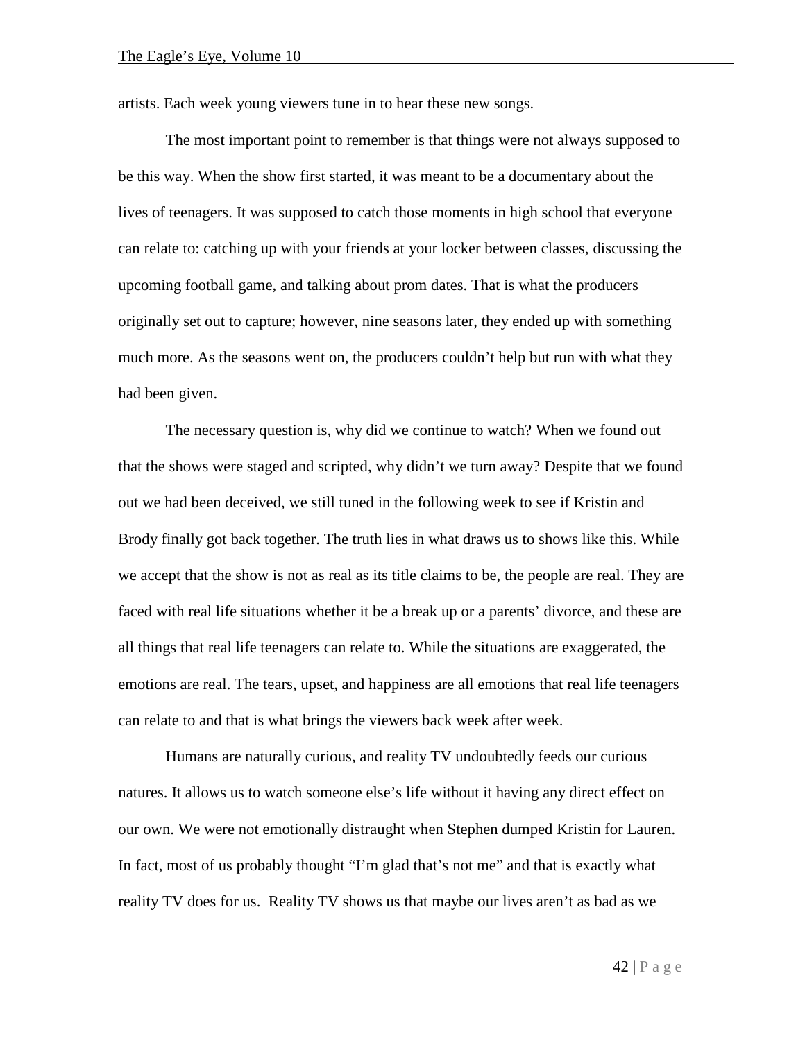artists. Each week young viewers tune in to hear these new songs.

The most important point to remember is that things were not always supposed to be this way. When the show first started, it was meant to be a documentary about the lives of teenagers. It was supposed to catch those moments in high school that everyone can relate to: catching up with your friends at your locker between classes, discussing the upcoming football game, and talking about prom dates. That is what the producers originally set out to capture; however, nine seasons later, they ended up with something much more. As the seasons went on, the producers couldn't help but run with what they had been given.

The necessary question is, why did we continue to watch? When we found out that the shows were staged and scripted, why didn't we turn away? Despite that we found out we had been deceived, we still tuned in the following week to see if Kristin and Brody finally got back together. The truth lies in what draws us to shows like this. While we accept that the show is not as real as its title claims to be, the people are real. They are faced with real life situations whether it be a break up or a parents' divorce, and these are all things that real life teenagers can relate to. While the situations are exaggerated, the emotions are real. The tears, upset, and happiness are all emotions that real life teenagers can relate to and that is what brings the viewers back week after week.

Humans are naturally curious, and reality TV undoubtedly feeds our curious natures. It allows us to watch someone else's life without it having any direct effect on our own. We were not emotionally distraught when Stephen dumped Kristin for Lauren. In fact, most of us probably thought "I'm glad that's not me" and that is exactly what reality TV does for us. Reality TV shows us that maybe our lives aren't as bad as we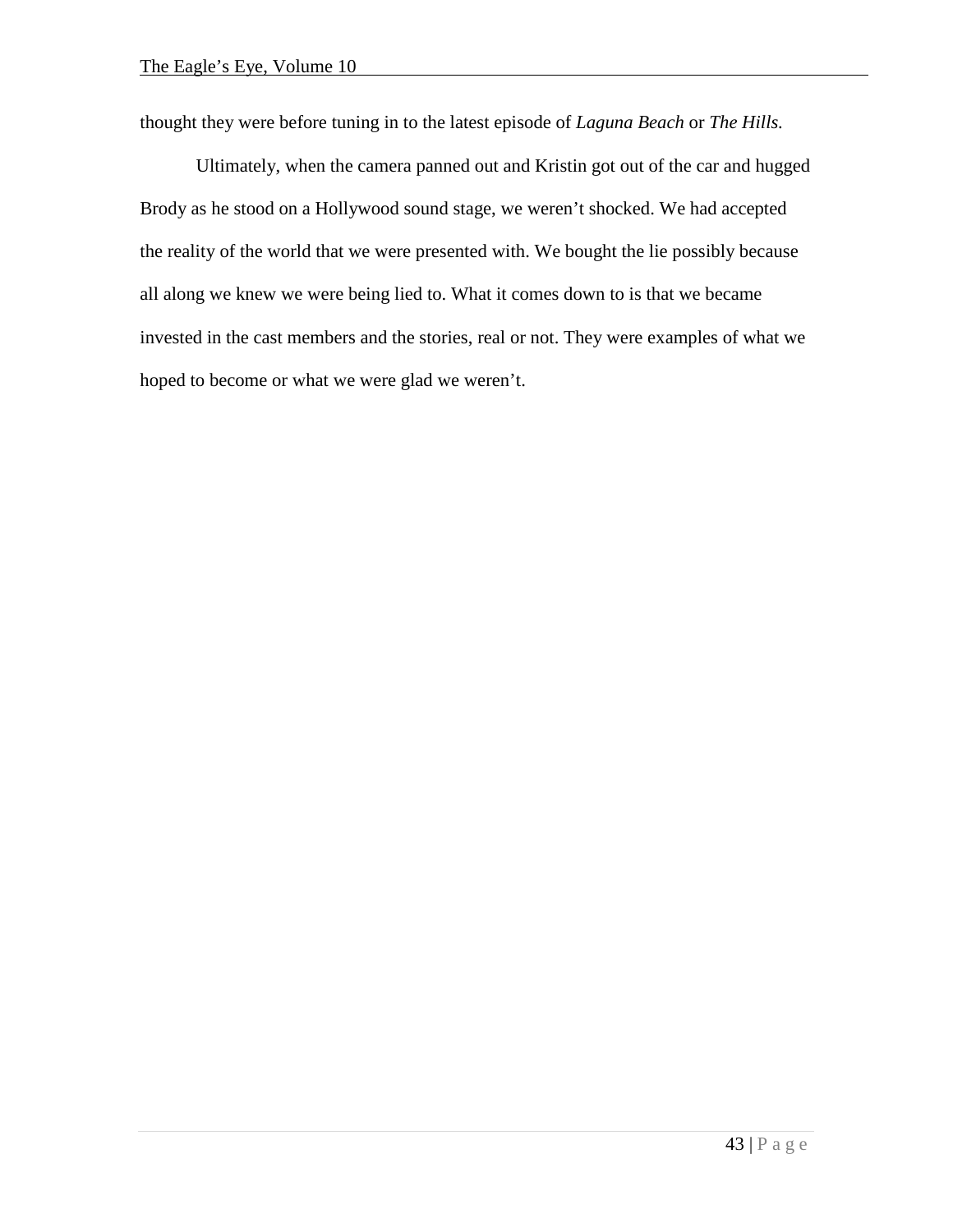thought they were before tuning in to the latest episode of *Laguna Beach* or *The Hills.*

Ultimately, when the camera panned out and Kristin got out of the car and hugged Brody as he stood on a Hollywood sound stage, we weren't shocked. We had accepted the reality of the world that we were presented with. We bought the lie possibly because all along we knew we were being lied to. What it comes down to is that we became invested in the cast members and the stories, real or not. They were examples of what we hoped to become or what we were glad we weren't.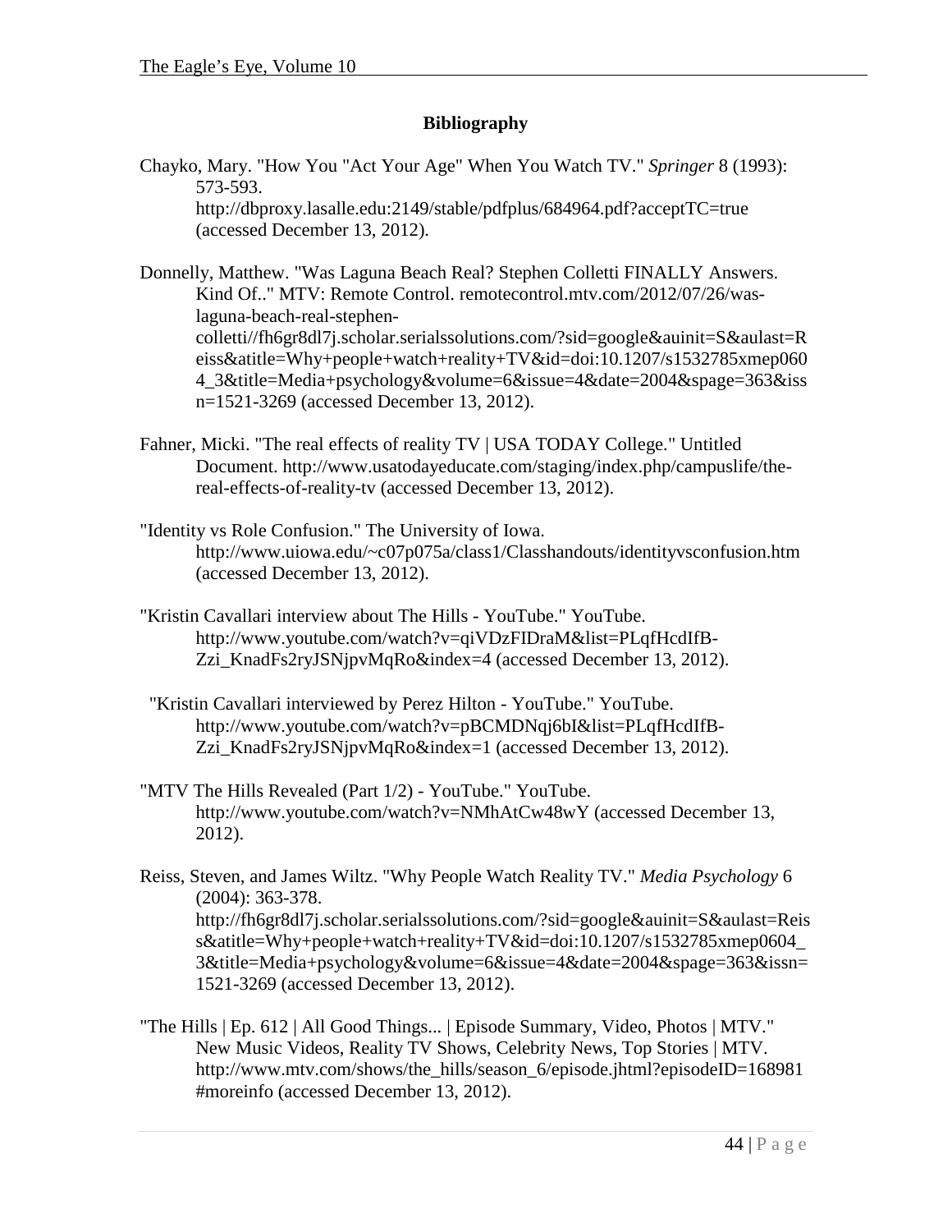## Bibliography

Chayko, Mary. "How You "Act Your Age" When You Watch TV." *Springer* 8 (1993): 573-593. http://dbproxy.lasalle.edu:2149/stable/pdfplus/684964.pdf?acceptTC=true (accessed December 13, 2012).

Donnelly, Matthew. "Was Laguna Beach Real? Stephen Colletti FINALLY Answers. Kind Of.." MTV: Remote Control. remotecontrol.mtv.com/2012/07/26/was-laguna-beach-real-stephen-colletti//fh6gr8dl7j.scholar.serialssolutions.com/?sid=google&auinit=S&aulast=Reiss&atitle=Why+people+watch+reality+TV&id=doi:10.1207/s1532785xmep0604_3&title=Media+psychology&volume=6&issue=4&date=2004&spage=363&issn=1521-3269 (accessed December 13, 2012).

Fahner, Micki. "The real effects of reality TV | USA TODAY College." Untitled Document. http://www.usatodayeducate.com/staging/index.php/campuslife/the-real-effects-of-reality-tv (accessed December 13, 2012).

"Identity vs Role Confusion." The University of Iowa. http://www.uiowa.edu/~c07p075a/class1/Classhandouts/identityvsconfusion.htm (accessed December 13, 2012).

"Kristin Cavallari interview about The Hills - YouTube." YouTube. http://www.youtube.com/watch?v=qiVDzFIDraM&list=PLqfHcdIfB-Zzi_KnadFs2ryJSNjpvMqRo&index=4 (accessed December 13, 2012).

"Kristin Cavallari interviewed by Perez Hilton - YouTube." YouTube. http://www.youtube.com/watch?v=pBCMDNqj6bI&list=PLqfHcdIfB-Zzi_KnadFs2ryJSNjpvMqRo&index=1 (accessed December 13, 2012).

"MTV The Hills Revealed (Part 1/2) - YouTube." YouTube. http://www.youtube.com/watch?v=NMhAtCw48wY (accessed December 13, 2012).

Reiss, Steven, and James Wiltz. "Why People Watch Reality TV." *Media Psychology* 6 (2004): 363-378. http://fh6gr8dl7j.scholar.serialssolutions.com/?sid=google&auinit=S&aulast=Reiss&atitle=Why+people+watch+reality+TV&id=doi:10.1207/s1532785xmep0604_3&title=Media+psychology&volume=6&issue=4&date=2004&spage=363&issn=1521-3269 (accessed December 13, 2012).

"The Hills | Ep. 612 | All Good Things... | Episode Summary, Video, Photos | MTV." New Music Videos, Reality TV Shows, Celebrity News, Top Stories | MTV. http://www.mtv.com/shows/the_hills/season_6/episode.jhtml?episodeID=168981#moreinfo (accessed December 13, 2012).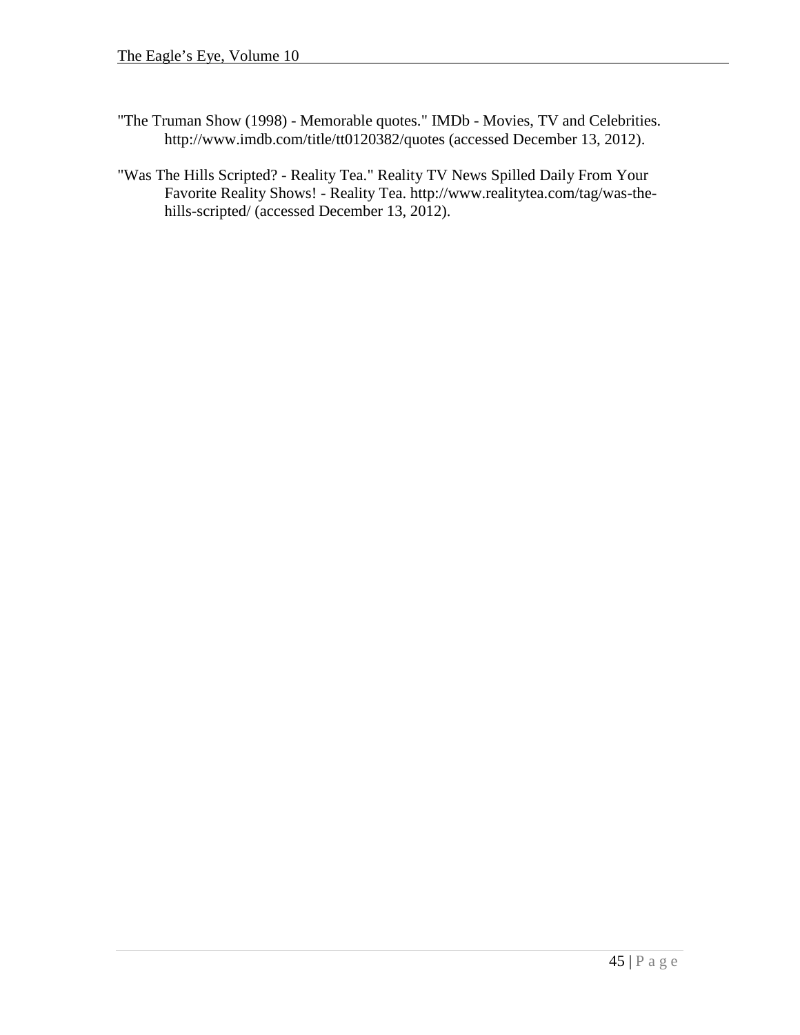"The Truman Show (1998) - Memorable quotes." IMDb - Movies, TV and Celebrities. http://www.imdb.com/title/tt0120382/quotes (accessed December 13, 2012).

"Was The Hills Scripted? - Reality Tea." Reality TV News Spilled Daily From Your Favorite Reality Shows! - Reality Tea. http://www.realitytea.com/tag/was-the-hills-scripted/ (accessed December 13, 2012).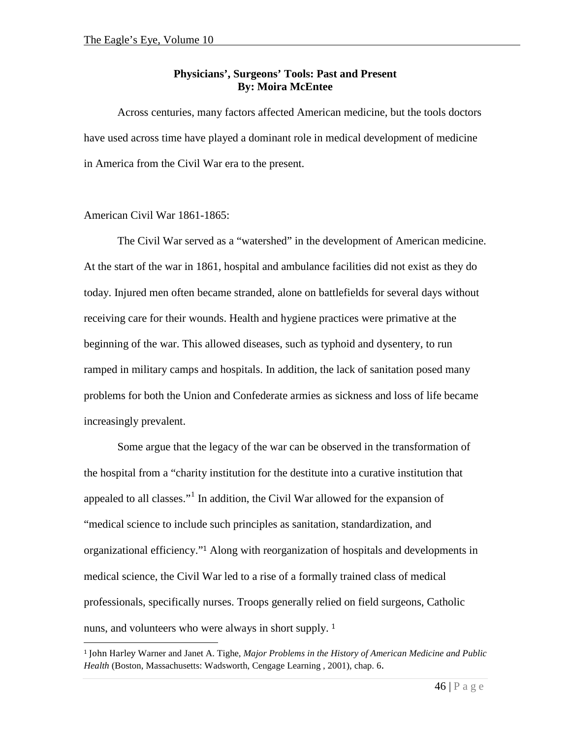## Physicians', Surgeons' Tools: Past and Present

**By: Moira McEntee**

Across centuries, many factors affected American medicine, but the tools doctors have used across time have played a dominant role in medical development of medicine in America from the Civil War era to the present.

### American Civil War 1861-1865:

The Civil War served as a "watershed" in the development of American medicine. At the start of the war in 1861, hospital and ambulance facilities did not exist as they do today. Injured men often became stranded, alone on battlefields for several days without receiving care for their wounds. Health and hygiene practices were primative at the beginning of the war. This allowed diseases, such as typhoid and dysentery, to run ramped in military camps and hospitals. In addition, the lack of sanitation posed many problems for both the Union and Confederate armies as sickness and loss of life became increasingly prevalent.

Some argue that the legacy of the war can be observed in the transformation of the hospital from a "charity institution for the destitute into a curative institution that appealed to all classes."[1] In addition, the Civil War allowed for the expansion of "medical science to include such principles as sanitation, standardization, and organizational efficiency."[1] Along with reorganization of hospitals and developments in medical science, the Civil War led to a rise of a formally trained class of medical professionals, specifically nurses. Troops generally relied on field surgeons, Catholic nuns, and volunteers who were always in short supply. [1]

---

[1] John Harley Warner and Janet A. Tighe, *Major Problems in the History of American Medicine and Public Health* (Boston, Massachusetts: Wadsworth, Cengage Learning , 2001), chap. 6.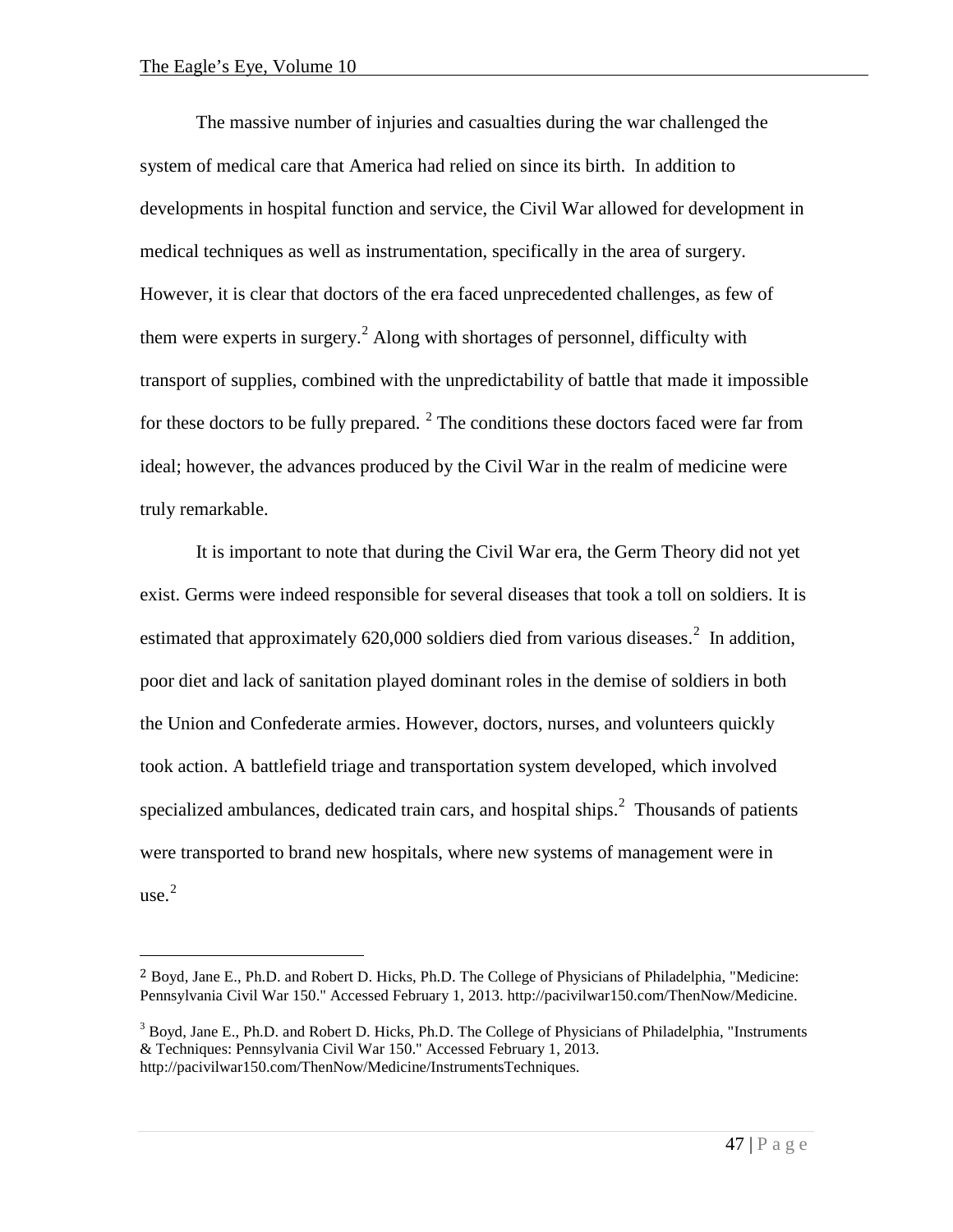The massive number of injuries and casualties during the war challenged the system of medical care that America had relied on since its birth. In addition to developments in hospital function and service, the Civil War allowed for development in medical techniques as well as instrumentation, specifically in the area of surgery. However, it is clear that doctors of the era faced unprecedented challenges, as few of them were experts in surgery.[2] Along with shortages of personnel, difficulty with transport of supplies, combined with the unpredictability of battle that made it impossible for these doctors to be fully prepared. [2] The conditions these doctors faced were far from ideal; however, the advances produced by the Civil War in the realm of medicine were truly remarkable.

It is important to note that during the Civil War era, the Germ Theory did not yet exist. Germs were indeed responsible for several diseases that took a toll on soldiers. It is estimated that approximately 620,000 soldiers died from various diseases.[2] In addition, poor diet and lack of sanitation played dominant roles in the demise of soldiers in both the Union and Confederate armies. However, doctors, nurses, and volunteers quickly took action. A battlefield triage and transportation system developed, which involved specialized ambulances, dedicated train cars, and hospital ships.[2] Thousands of patients were transported to brand new hospitals, where new systems of management were in use.[2]

---

[2] Boyd, Jane E., Ph.D. and Robert D. Hicks, Ph.D. The College of Physicians of Philadelphia, "Medicine: Pennsylvania Civil War 150." Accessed February 1, 2013. http://pacivilwar150.com/ThenNow/Medicine.

[3] Boyd, Jane E., Ph.D. and Robert D. Hicks, Ph.D. The College of Physicians of Philadelphia, "Instruments & Techniques: Pennsylvania Civil War 150." Accessed February 1, 2013. http://pacivilwar150.com/ThenNow/Medicine/InstrumentsTechniques.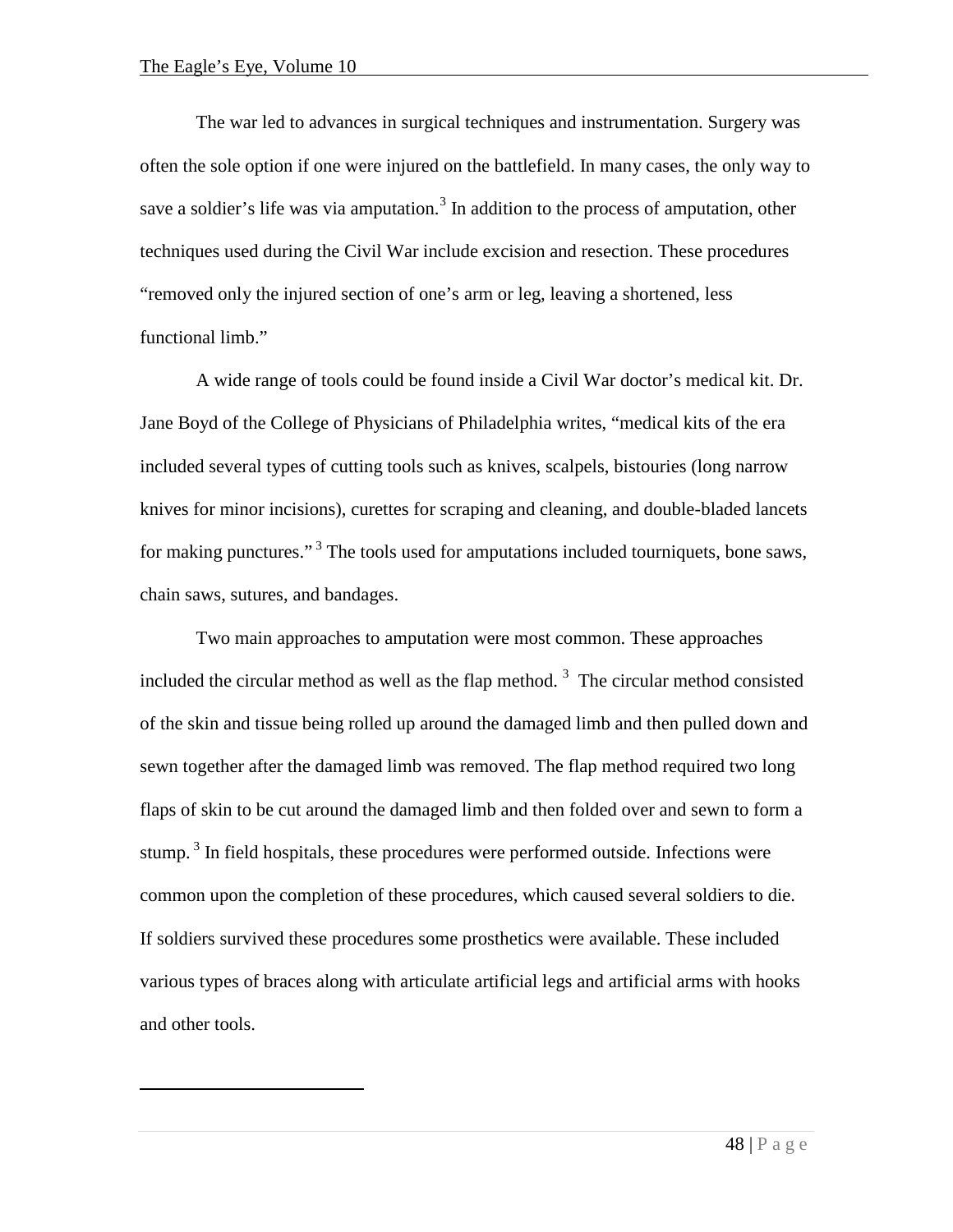The war led to advances in surgical techniques and instrumentation. Surgery was often the sole option if one were injured on the battlefield. In many cases, the only way to save a soldier's life was via amputation.[3] In addition to the process of amputation, other techniques used during the Civil War include excision and resection. These procedures "removed only the injured section of one's arm or leg, leaving a shortened, less functional limb."

A wide range of tools could be found inside a Civil War doctor's medical kit. Dr. Jane Boyd of the College of Physicians of Philadelphia writes, "medical kits of the era included several types of cutting tools such as knives, scalpels, bistouries (long narrow knives for minor incisions), curettes for scraping and cleaning, and double-bladed lancets for making punctures."[3] The tools used for amputations included tourniquets, bone saws, chain saws, sutures, and bandages.

Two main approaches to amputation were most common. These approaches included the circular method as well as the flap method.[3] The circular method consisted of the skin and tissue being rolled up around the damaged limb and then pulled down and sewn together after the damaged limb was removed. The flap method required two long flaps of skin to be cut around the damaged limb and then folded over and sewn to form a stump.[3] In field hospitals, these procedures were performed outside. Infections were common upon the completion of these procedures, which caused several soldiers to die. If soldiers survived these procedures some prosthetics were available. These included various types of braces along with articulate artificial legs and artificial arms with hooks and other tools.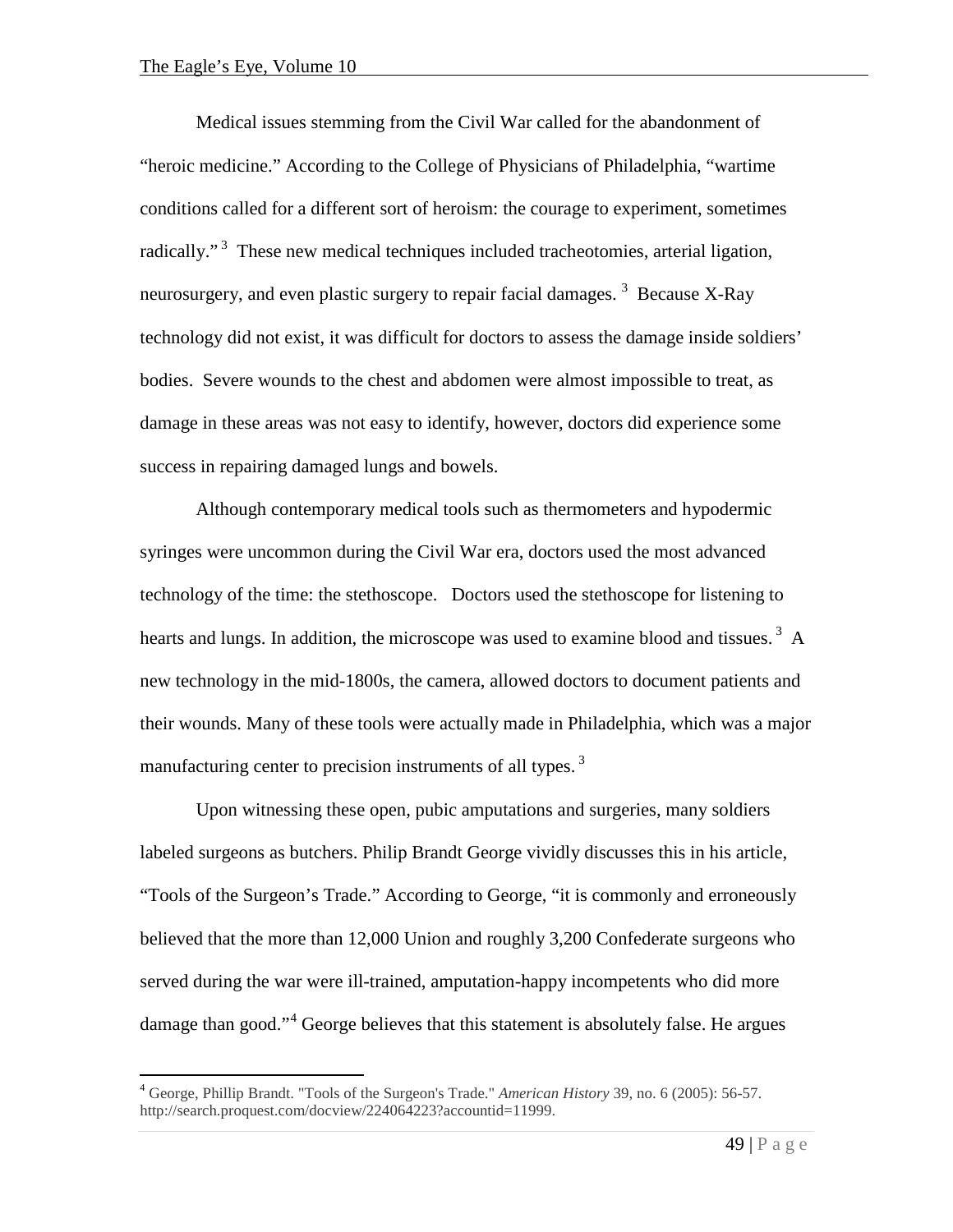Medical issues stemming from the Civil War called for the abandonment of "heroic medicine." According to the College of Physicians of Philadelphia, "wartime conditions called for a different sort of heroism: the courage to experiment, sometimes radically." [3] These new medical techniques included tracheotomies, arterial ligation, neurosurgery, and even plastic surgery to repair facial damages. [3] Because X-Ray technology did not exist, it was difficult for doctors to assess the damage inside soldiers' bodies. Severe wounds to the chest and abdomen were almost impossible to treat, as damage in these areas was not easy to identify, however, doctors did experience some success in repairing damaged lungs and bowels.

Although contemporary medical tools such as thermometers and hypodermic syringes were uncommon during the Civil War era, doctors used the most advanced technology of the time: the stethoscope. Doctors used the stethoscope for listening to hearts and lungs. In addition, the microscope was used to examine blood and tissues. [3] A new technology in the mid-1800s, the camera, allowed doctors to document patients and their wounds. Many of these tools were actually made in Philadelphia, which was a major manufacturing center to precision instruments of all types. [3]

Upon witnessing these open, pubic amputations and surgeries, many soldiers labeled surgeons as butchers. Philip Brandt George vividly discusses this in his article, "Tools of the Surgeon's Trade." According to George, "it is commonly and erroneously believed that the more than 12,000 Union and roughly 3,200 Confederate surgeons who served during the war were ill-trained, amputation-happy incompetents who did more damage than good."[4] George believes that this statement is absolutely false. He argues

---

[4] George, Phillip Brandt. "Tools of the Surgeon's Trade." *American History* 39, no. 6 (2005): 56-57. http://search.proquest.com/docview/224064223?accountid=11999.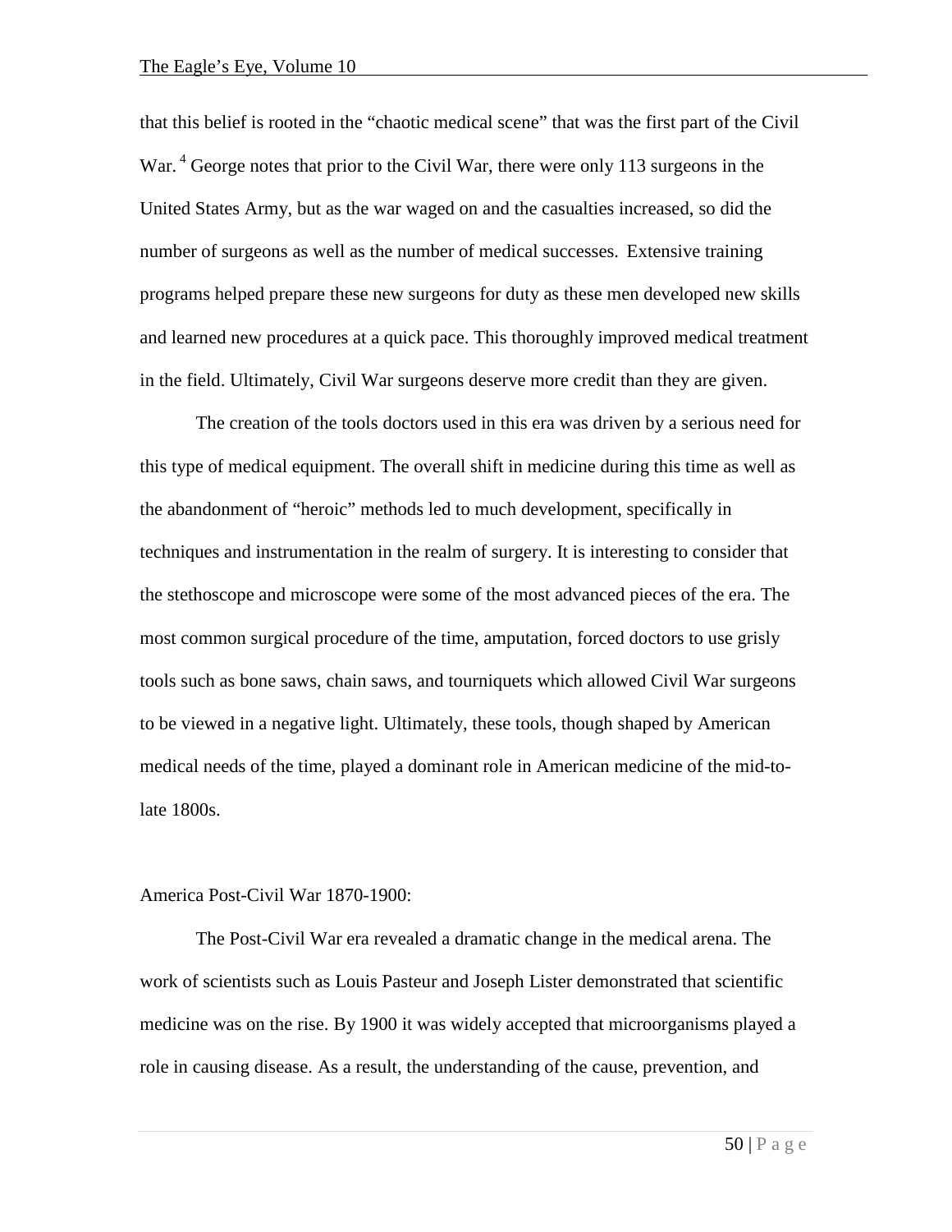that this belief is rooted in the "chaotic medical scene" that was the first part of the Civil War.[4] George notes that prior to the Civil War, there were only 113 surgeons in the United States Army, but as the war waged on and the casualties increased, so did the number of surgeons as well as the number of medical successes. Extensive training programs helped prepare these new surgeons for duty as these men developed new skills and learned new procedures at a quick pace. This thoroughly improved medical treatment in the field. Ultimately, Civil War surgeons deserve more credit than they are given.

The creation of the tools doctors used in this era was driven by a serious need for this type of medical equipment. The overall shift in medicine during this time as well as the abandonment of "heroic" methods led to much development, specifically in techniques and instrumentation in the realm of surgery. It is interesting to consider that the stethoscope and microscope were some of the most advanced pieces of the era. The most common surgical procedure of the time, amputation, forced doctors to use grisly tools such as bone saws, chain saws, and tourniquets which allowed Civil War surgeons to be viewed in a negative light. Ultimately, these tools, though shaped by American medical needs of the time, played a dominant role in American medicine of the mid-to-late 1800s.

America Post-Civil War 1870-1900:

The Post-Civil War era revealed a dramatic change in the medical arena. The work of scientists such as Louis Pasteur and Joseph Lister demonstrated that scientific medicine was on the rise. By 1900 it was widely accepted that microorganisms played a role in causing disease. As a result, the understanding of the cause, prevention, and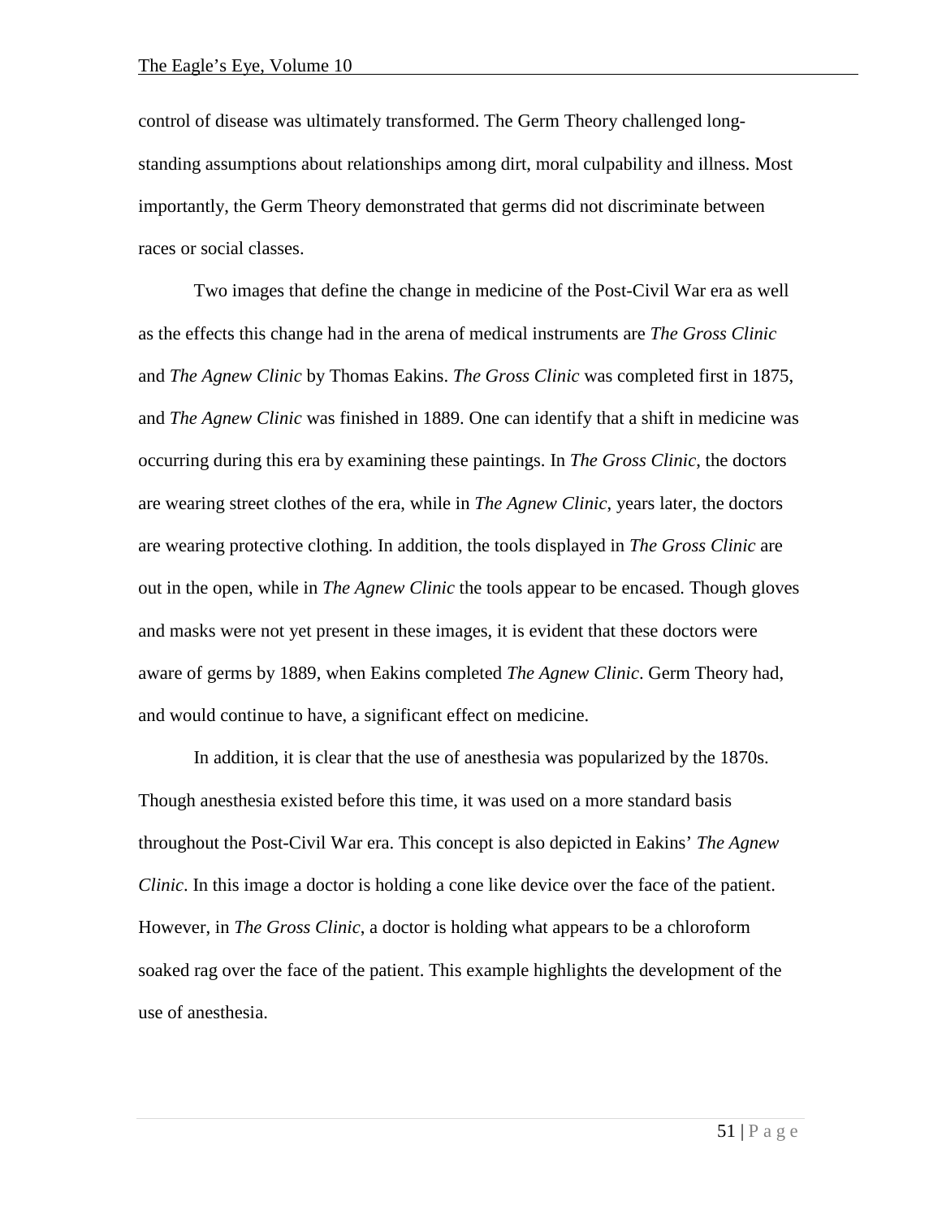control of disease was ultimately transformed. The Germ Theory challenged long-standing assumptions about relationships among dirt, moral culpability and illness. Most importantly, the Germ Theory demonstrated that germs did not discriminate between races or social classes.

Two images that define the change in medicine of the Post-Civil War era as well as the effects this change had in the arena of medical instruments are *The Gross Clinic* and *The Agnew Clinic* by Thomas Eakins. *The Gross Clinic* was completed first in 1875, and *The Agnew Clinic* was finished in 1889. One can identify that a shift in medicine was occurring during this era by examining these paintings. In *The Gross Clinic*, the doctors are wearing street clothes of the era, while in *The Agnew Clinic*, years later, the doctors are wearing protective clothing. In addition, the tools displayed in *The Gross Clinic* are out in the open, while in *The Agnew Clinic* the tools appear to be encased. Though gloves and masks were not yet present in these images, it is evident that these doctors were aware of germs by 1889, when Eakins completed *The Agnew Clinic*. Germ Theory had, and would continue to have, a significant effect on medicine.

In addition, it is clear that the use of anesthesia was popularized by the 1870s. Though anesthesia existed before this time, it was used on a more standard basis throughout the Post-Civil War era. This concept is also depicted in Eakins' *The Agnew Clinic*. In this image a doctor is holding a cone like device over the face of the patient. However, in *The Gross Clinic*, a doctor is holding what appears to be a chloroform soaked rag over the face of the patient. This example highlights the development of the use of anesthesia.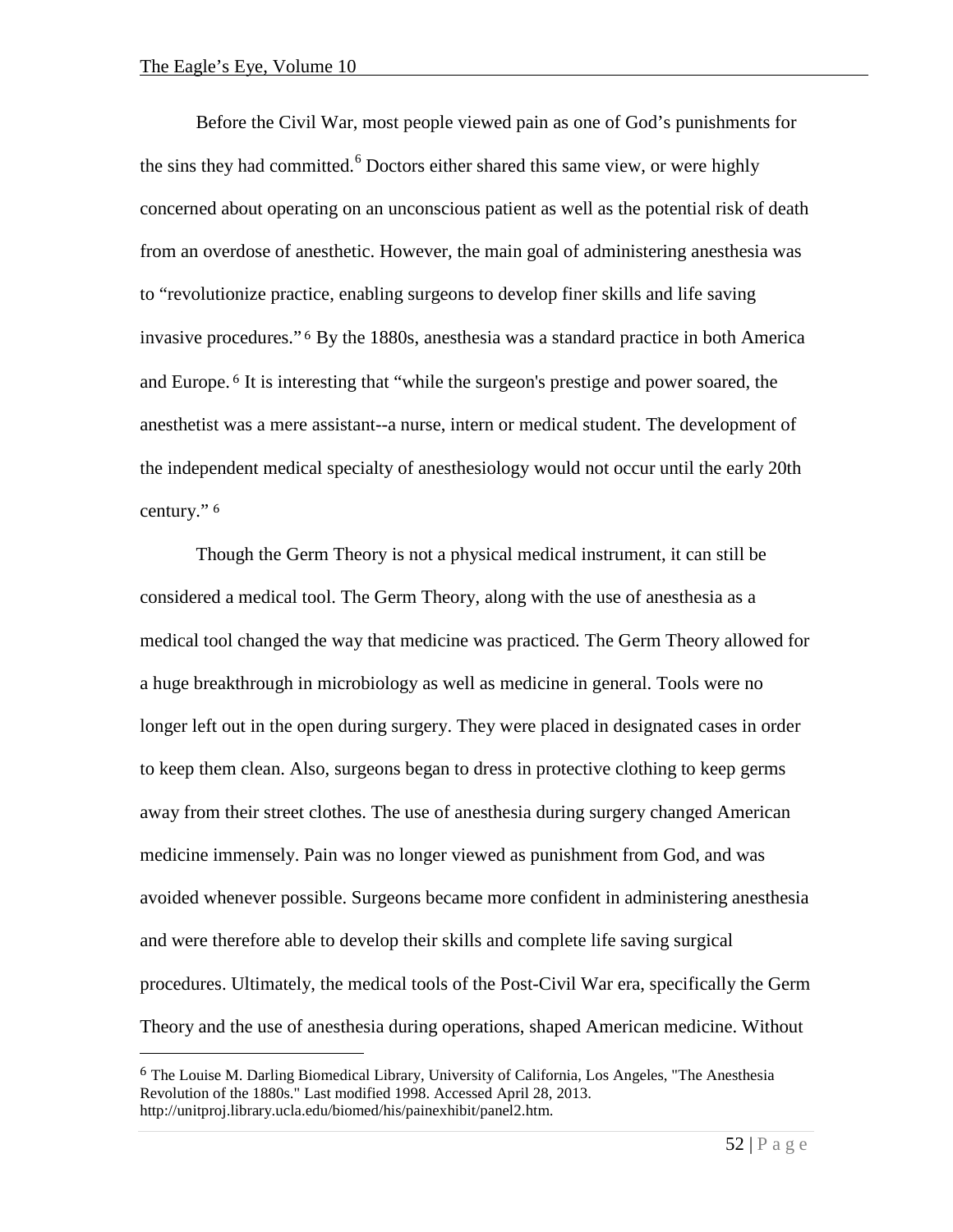Before the Civil War, most people viewed pain as one of God's punishments for the sins they had committed.[6] Doctors either shared this same view, or were highly concerned about operating on an unconscious patient as well as the potential risk of death from an overdose of anesthetic. However, the main goal of administering anesthesia was to "revolutionize practice, enabling surgeons to develop finer skills and life saving invasive procedures."[6] By the 1880s, anesthesia was a standard practice in both America and Europe.[6] It is interesting that "while the surgeon's prestige and power soared, the anesthetist was a mere assistant--a nurse, intern or medical student. The development of the independent medical specialty of anesthesiology would not occur until the early 20th century."[6]

Though the Germ Theory is not a physical medical instrument, it can still be considered a medical tool. The Germ Theory, along with the use of anesthesia as a medical tool changed the way that medicine was practiced. The Germ Theory allowed for a huge breakthrough in microbiology as well as medicine in general. Tools were no longer left out in the open during surgery. They were placed in designated cases in order to keep them clean. Also, surgeons began to dress in protective clothing to keep germs away from their street clothes. The use of anesthesia during surgery changed American medicine immensely. Pain was no longer viewed as punishment from God, and was avoided whenever possible. Surgeons became more confident in administering anesthesia and were therefore able to develop their skills and complete life saving surgical procedures. Ultimately, the medical tools of the Post-Civil War era, specifically the Germ Theory and the use of anesthesia during operations, shaped American medicine. Without

---

[6] The Louise M. Darling Biomedical Library, University of California, Los Angeles, "The Anesthesia Revolution of the 1880s." Last modified 1998. Accessed April 28, 2013. http://unitproj.library.ucla.edu/biomed/his/painexhibit/panel2.htm.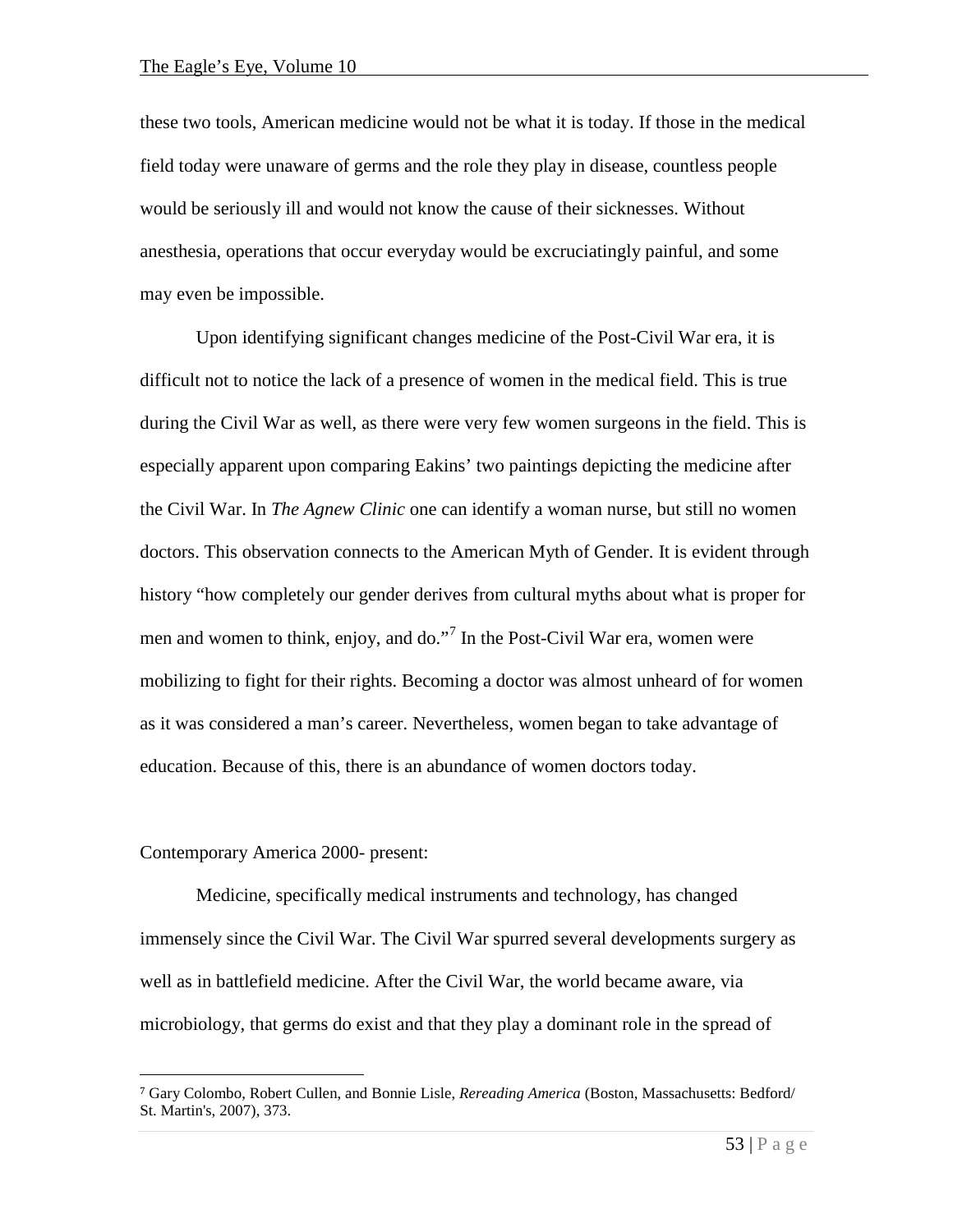these two tools, American medicine would not be what it is today. If those in the medical field today were unaware of germs and the role they play in disease, countless people would be seriously ill and would not know the cause of their sicknesses. Without anesthesia, operations that occur everyday would be excruciatingly painful, and some may even be impossible.

Upon identifying significant changes medicine of the Post-Civil War era, it is difficult not to notice the lack of a presence of women in the medical field. This is true during the Civil War as well, as there were very few women surgeons in the field. This is especially apparent upon comparing Eakins' two paintings depicting the medicine after the Civil War. In *The Agnew Clinic* one can identify a woman nurse, but still no women doctors. This observation connects to the American Myth of Gender. It is evident through history "how completely our gender derives from cultural myths about what is proper for men and women to think, enjoy, and do."[7] In the Post-Civil War era, women were mobilizing to fight for their rights. Becoming a doctor was almost unheard of for women as it was considered a man's career. Nevertheless, women began to take advantage of education. Because of this, there is an abundance of women doctors today.

Contemporary America 2000- present:

Medicine, specifically medical instruments and technology, has changed immensely since the Civil War. The Civil War spurred several developments surgery as well as in battlefield medicine. After the Civil War, the world became aware, via microbiology, that germs do exist and that they play a dominant role in the spread of

---

[7] Gary Colombo, Robert Cullen, and Bonnie Lisle, *Rereading America* (Boston, Massachusetts: Bedford/ St. Martin's, 2007), 373.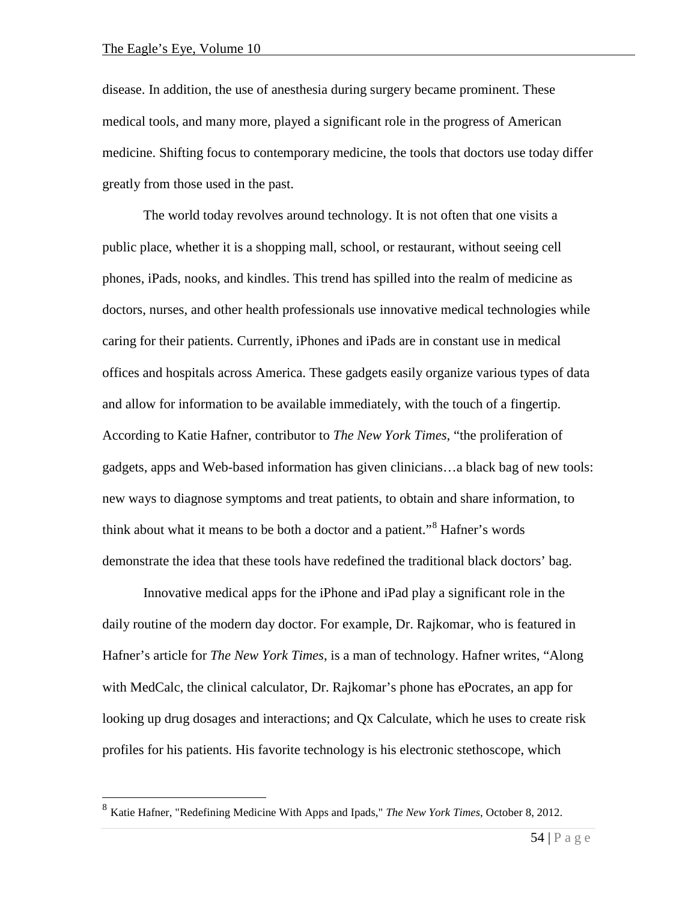disease. In addition, the use of anesthesia during surgery became prominent. These medical tools, and many more, played a significant role in the progress of American medicine. Shifting focus to contemporary medicine, the tools that doctors use today differ greatly from those used in the past.

The world today revolves around technology. It is not often that one visits a public place, whether it is a shopping mall, school, or restaurant, without seeing cell phones, iPads, nooks, and kindles. This trend has spilled into the realm of medicine as doctors, nurses, and other health professionals use innovative medical technologies while caring for their patients. Currently, iPhones and iPads are in constant use in medical offices and hospitals across America. These gadgets easily organize various types of data and allow for information to be available immediately, with the touch of a fingertip. According to Katie Hafner, contributor to *The New York Times*, "the proliferation of gadgets, apps and Web-based information has given clinicians…a black bag of new tools: new ways to diagnose symptoms and treat patients, to obtain and share information, to think about what it means to be both a doctor and a patient."[8] Hafner's words demonstrate the idea that these tools have redefined the traditional black doctors' bag.

Innovative medical apps for the iPhone and iPad play a significant role in the daily routine of the modern day doctor. For example, Dr. Rajkomar, who is featured in Hafner's article for *The New York Times*, is a man of technology. Hafner writes, "Along with MedCalc, the clinical calculator, Dr. Rajkomar's phone has ePocrates, an app for looking up drug dosages and interactions; and Qx Calculate, which he uses to create risk profiles for his patients. His favorite technology is his electronic stethoscope, which

[8] Katie Hafner, "Redefining Medicine With Apps and Ipads," *The New York Times*, October 8, 2012.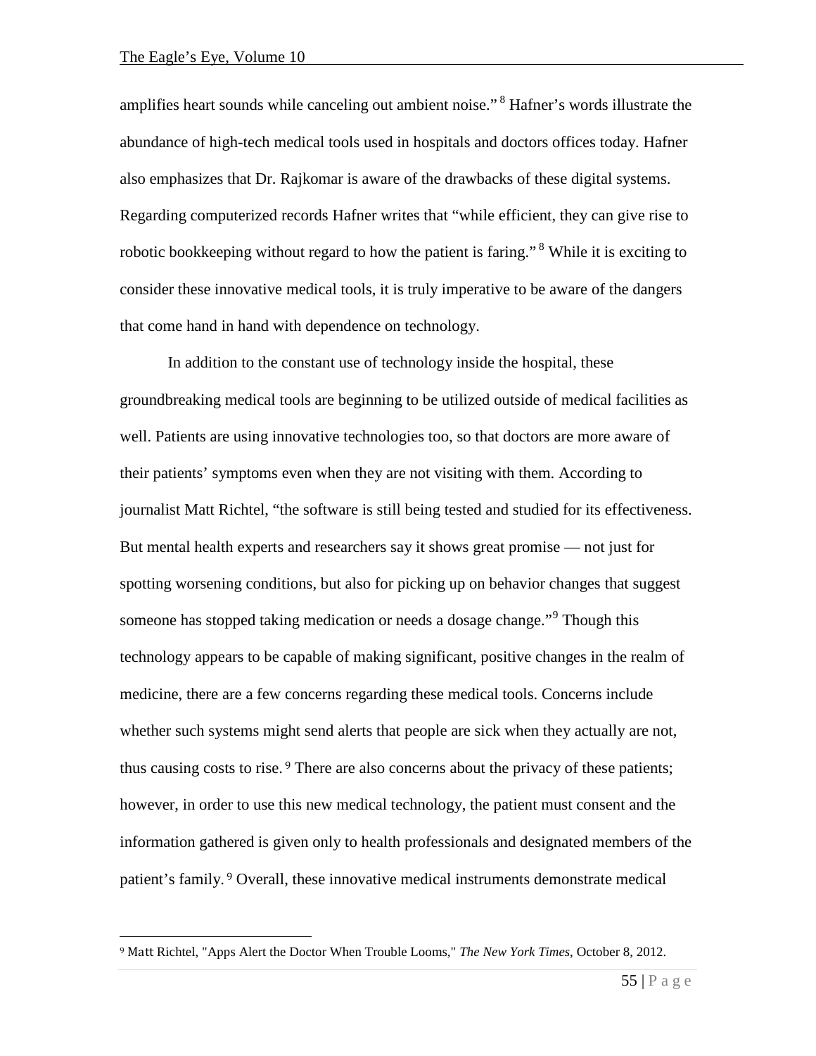amplifies heart sounds while canceling out ambient noise." [8] Hafner's words illustrate the abundance of high-tech medical tools used in hospitals and doctors offices today. Hafner also emphasizes that Dr. Rajkomar is aware of the drawbacks of these digital systems. Regarding computerized records Hafner writes that "while efficient, they can give rise to robotic bookkeeping without regard to how the patient is faring." [8] While it is exciting to consider these innovative medical tools, it is truly imperative to be aware of the dangers that come hand in hand with dependence on technology.

In addition to the constant use of technology inside the hospital, these groundbreaking medical tools are beginning to be utilized outside of medical facilities as well. Patients are using innovative technologies too, so that doctors are more aware of their patients' symptoms even when they are not visiting with them. According to journalist Matt Richtel, "the software is still being tested and studied for its effectiveness. But mental health experts and researchers say it shows great promise — not just for spotting worsening conditions, but also for picking up on behavior changes that suggest someone has stopped taking medication or needs a dosage change."[9] Though this technology appears to be capable of making significant, positive changes in the realm of medicine, there are a few concerns regarding these medical tools. Concerns include whether such systems might send alerts that people are sick when they actually are not, thus causing costs to rise. [9] There are also concerns about the privacy of these patients; however, in order to use this new medical technology, the patient must consent and the information gathered is given only to health professionals and designated members of the patient's family. [9] Overall, these innovative medical instruments demonstrate medical

---

[9] Matt Richtel, "Apps Alert the Doctor When Trouble Looms," *The New York Times*, October 8, 2012.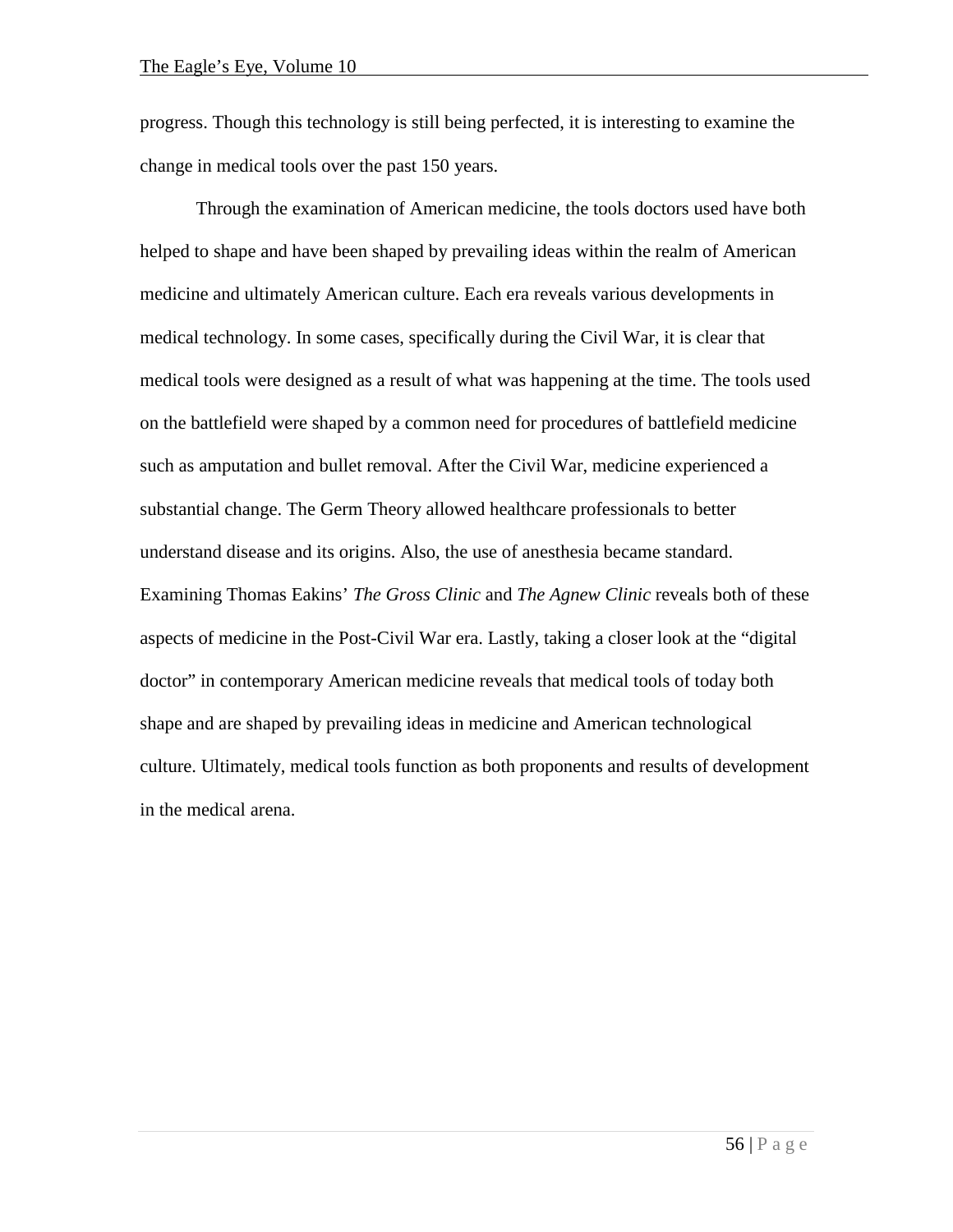progress. Though this technology is still being perfected, it is interesting to examine the change in medical tools over the past 150 years.

Through the examination of American medicine, the tools doctors used have both helped to shape and have been shaped by prevailing ideas within the realm of American medicine and ultimately American culture. Each era reveals various developments in medical technology. In some cases, specifically during the Civil War, it is clear that medical tools were designed as a result of what was happening at the time. The tools used on the battlefield were shaped by a common need for procedures of battlefield medicine such as amputation and bullet removal. After the Civil War, medicine experienced a substantial change. The Germ Theory allowed healthcare professionals to better understand disease and its origins. Also, the use of anesthesia became standard. Examining Thomas Eakins' *The Gross Clinic* and *The Agnew Clinic* reveals both of these aspects of medicine in the Post-Civil War era. Lastly, taking a closer look at the "digital doctor" in contemporary American medicine reveals that medical tools of today both shape and are shaped by prevailing ideas in medicine and American technological culture. Ultimately, medical tools function as both proponents and results of development in the medical arena.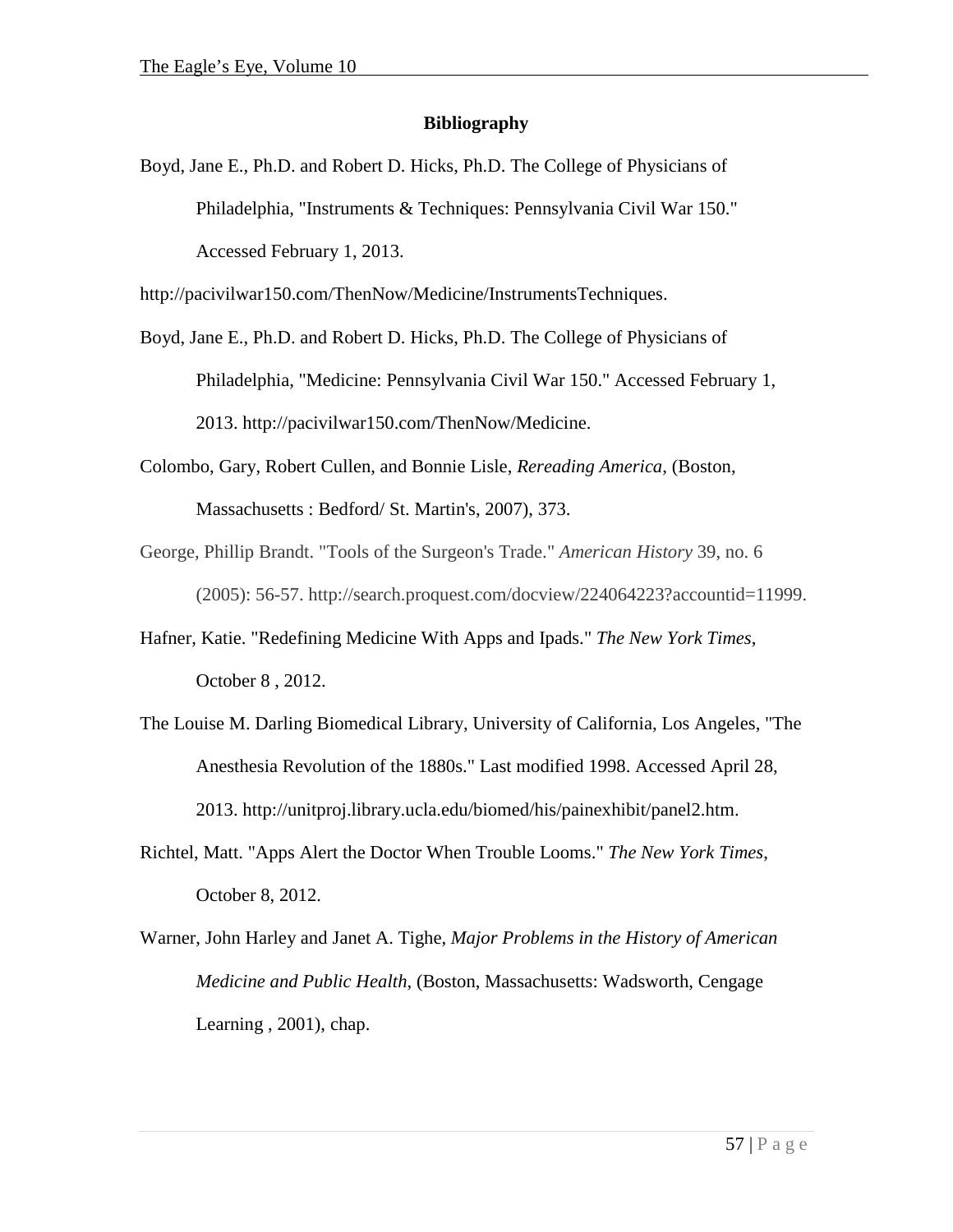**Bibliography**

Boyd, Jane E., Ph.D. and Robert D. Hicks, Ph.D. The College of Physicians of Philadelphia, "Instruments & Techniques: Pennsylvania Civil War 150." Accessed February 1, 2013.

http://pacivilwar150.com/ThenNow/Medicine/InstrumentsTechniques.

Boyd, Jane E., Ph.D. and Robert D. Hicks, Ph.D. The College of Physicians of Philadelphia, "Medicine: Pennsylvania Civil War 150." Accessed February 1, 2013. http://pacivilwar150.com/ThenNow/Medicine.

Colombo, Gary, Robert Cullen, and Bonnie Lisle, *Rereading America*, (Boston, Massachusetts : Bedford/ St. Martin's, 2007), 373.

George, Phillip Brandt. "Tools of the Surgeon's Trade." *American History* 39, no. 6 (2005): 56-57. http://search.proquest.com/docview/224064223?accountid=11999.

Hafner, Katie. "Redefining Medicine With Apps and Ipads." *The New York Times*, October 8 , 2012.

The Louise M. Darling Biomedical Library, University of California, Los Angeles, "The Anesthesia Revolution of the 1880s." Last modified 1998. Accessed April 28, 2013. http://unitproj.library.ucla.edu/biomed/his/painexhibit/panel2.htm.

Richtel, Matt. "Apps Alert the Doctor When Trouble Looms." *The New York Times*, October 8, 2012.

Warner, John Harley and Janet A. Tighe, *Major Problems in the History of American Medicine and Public Health*, (Boston, Massachusetts: Wadsworth, Cengage Learning , 2001), chap.